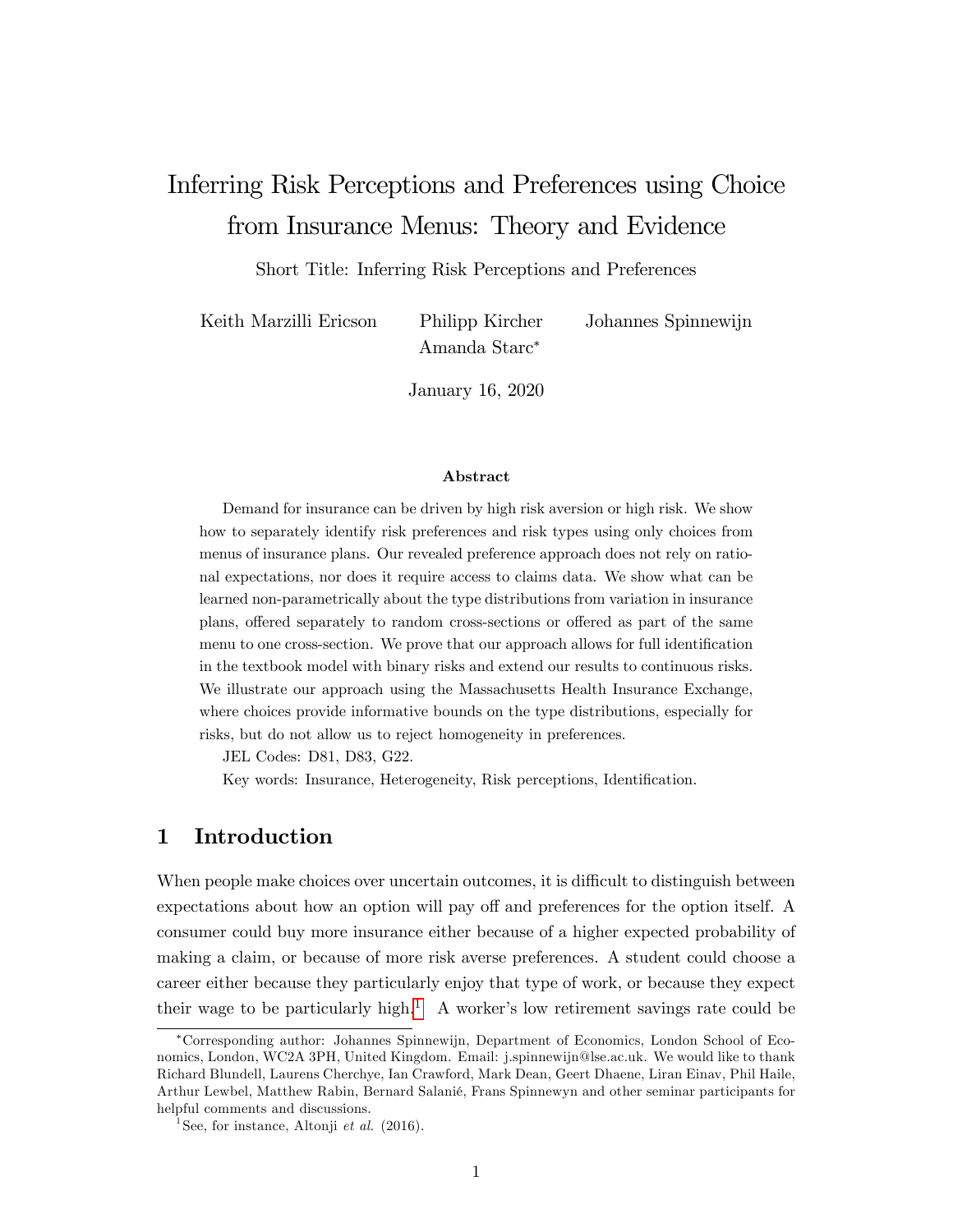# Inferring Risk Perceptions and Preferences using Choice from Insurance Menus: Theory and Evidence

Short Title: Inferring Risk Perceptions and Preferences

Keith Marzilli Ericson Philipp Kircher Johannes Spinnewijn
Amanda Starc*

January 16, 2020

### Abstract

Demand for insurance can be driven by high risk aversion or high risk. We show how to separately identify risk preferences and risk types using only choices from menus of insurance plans. Our revealed preference approach does not rely on rational expectations, nor does it require access to claims data. We show what can be learned non-parametrically about the type distributions from variation in insurance plans, offered separately to random cross-sections or offered as part of the same menu to one cross-section. We prove that our approach allows for full identification in the textbook model with binary risks and extend our results to continuous risks. We illustrate our approach using the Massachusetts Health Insurance Exchange, where choices provide informative bounds on the type distributions, especially for risks, but do not allow us to reject homogeneity in preferences.

JEL Codes: D81, D83, G22.

Key words: Insurance, Heterogeneity, Risk perceptions, Identification.

## 1 Introduction

When people make choices over uncertain outcomes, it is difficult to distinguish between expectations about how an option will pay off and preferences for the option itself. A consumer could buy more insurance either because of a higher expected probability of making a claim, or because of more risk averse preferences. A student could choose a career either because they particularly enjoy that type of work, or because they expect their wage to be particularly high.[1] A worker's low retirement savings rate could be

---

*Corresponding author: Johannes Spinnewijn, Department of Economics, London School of Economics, London, WC2A 3PH, United Kingdom. Email: j.spinnewijn@lse.ac.uk. We would like to thank Richard Blundell, Laurens Cherchye, Ian Crawford, Mark Dean, Geert Dhaene, Liran Einav, Phil Haile, Arthur Lewbel, Matthew Rabin, Bernard Salanié, Frans Spinnewyn and other seminar participants for helpful comments and discussions.

[1] See, for instance, Altonji *et al.* (2016).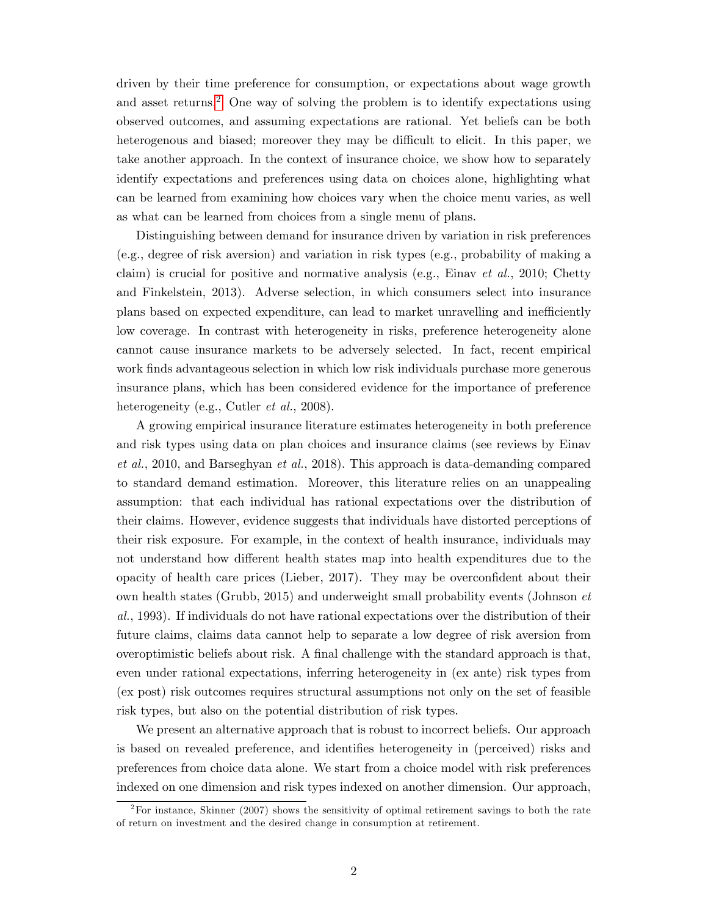driven by their time preference for consumption, or expectations about wage growth and asset returns.[2] One way of solving the problem is to identify expectations using observed outcomes, and assuming expectations are rational. Yet beliefs can be both heterogenous and biased; moreover they may be difficult to elicit. In this paper, we take another approach. In the context of insurance choice, we show how to separately identify expectations and preferences using data on choices alone, highlighting what can be learned from examining how choices vary when the choice menu varies, as well as what can be learned from choices from a single menu of plans.

Distinguishing between demand for insurance driven by variation in risk preferences (e.g., degree of risk aversion) and variation in risk types (e.g., probability of making a claim) is crucial for positive and normative analysis (e.g., Einav *et al.*, 2010; Chetty and Finkelstein, 2013). Adverse selection, in which consumers select into insurance plans based on expected expenditure, can lead to market unravelling and inefficiently low coverage. In contrast with heterogeneity in risks, preference heterogeneity alone cannot cause insurance markets to be adversely selected. In fact, recent empirical work finds advantageous selection in which low risk individuals purchase more generous insurance plans, which has been considered evidence for the importance of preference heterogeneity (e.g., Cutler *et al.*, 2008).

A growing empirical insurance literature estimates heterogeneity in both preference and risk types using data on plan choices and insurance claims (see reviews by Einav *et al.*, 2010, and Barseghyan *et al.*, 2018). This approach is data-demanding compared to standard demand estimation. Moreover, this literature relies on an unappealing assumption: that each individual has rational expectations over the distribution of their claims. However, evidence suggests that individuals have distorted perceptions of their risk exposure. For example, in the context of health insurance, individuals may not understand how different health states map into health expenditures due to the opacity of health care prices (Lieber, 2017). They may be overconfident about their own health states (Grubb, 2015) and underweight small probability events (Johnson *et al.*, 1993). If individuals do not have rational expectations over the distribution of their future claims, claims data cannot help to separate a low degree of risk aversion from overoptimistic beliefs about risk. A final challenge with the standard approach is that, even under rational expectations, inferring heterogeneity in (ex ante) risk types from (ex post) risk outcomes requires structural assumptions not only on the set of feasible risk types, but also on the potential distribution of risk types.

We present an alternative approach that is robust to incorrect beliefs. Our approach is based on revealed preference, and identifies heterogeneity in (perceived) risks and preferences from choice data alone. We start from a choice model with risk preferences indexed on one dimension and risk types indexed on another dimension. Our approach,

[2] For instance, Skinner (2007) shows the sensitivity of optimal retirement savings to both the rate of return on investment and the desired change in consumption at retirement.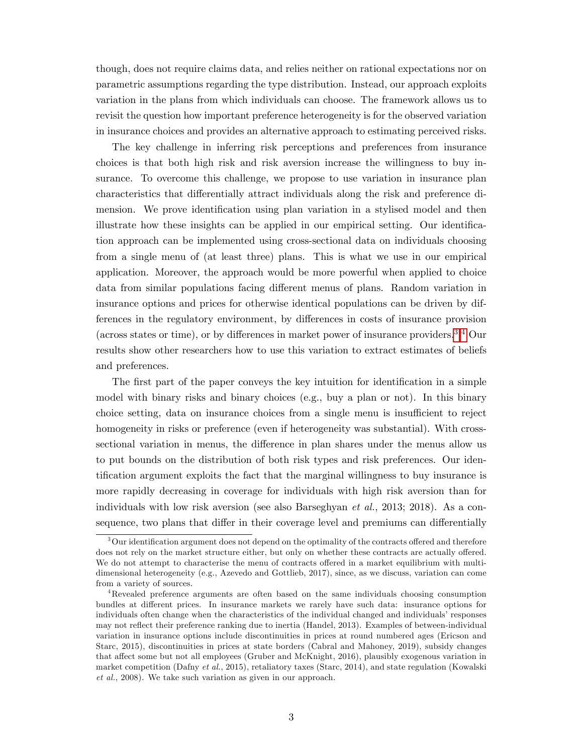though, does not require claims data, and relies neither on rational expectations nor on parametric assumptions regarding the type distribution. Instead, our approach exploits variation in the plans from which individuals can choose. The framework allows us to revisit the question how important preference heterogeneity is for the observed variation in insurance choices and provides an alternative approach to estimating perceived risks.

The key challenge in inferring risk perceptions and preferences from insurance choices is that both high risk and risk aversion increase the willingness to buy insurance. To overcome this challenge, we propose to use variation in insurance plan characteristics that differentially attract individuals along the risk and preference dimension. We prove identification using plan variation in a stylised model and then illustrate how these insights can be applied in our empirical setting. Our identification approach can be implemented using cross-sectional data on individuals choosing from a single menu of (at least three) plans. This is what we use in our empirical application. Moreover, the approach would be more powerful when applied to choice data from similar populations facing different menus of plans. Random variation in insurance options and prices for otherwise identical populations can be driven by differences in the regulatory environment, by differences in costs of insurance provision (across states or time), or by differences in market power of insurance providers.[3][4] Our results show other researchers how to use this variation to extract estimates of beliefs and preferences.

The first part of the paper conveys the key intuition for identification in a simple model with binary risks and binary choices (e.g., buy a plan or not). In this binary choice setting, data on insurance choices from a single menu is insufficient to reject homogeneity in risks or preference (even if heterogeneity was substantial). With cross-sectional variation in menus, the difference in plan shares under the menus allow us to put bounds on the distribution of both risk types and risk preferences. Our identification argument exploits the fact that the marginal willingness to buy insurance is more rapidly decreasing in coverage for individuals with high risk aversion than for individuals with low risk aversion (see also Barseghyan *et al.*, 2013; 2018). As a consequence, two plans that differ in their coverage level and premiums can differentially

[3] Our identification argument does not depend on the optimality of the contracts offered and therefore does not rely on the market structure either, but only on whether these contracts are actually offered. We do not attempt to characterise the menu of contracts offered in a market equilibrium with multi-dimensional heterogeneity (e.g., Azevedo and Gottlieb, 2017), since, as we discuss, variation can come from a variety of sources.

[4] Revealed preference arguments are often based on the same individuals choosing consumption bundles at different prices. In insurance markets we rarely have such data: insurance options for individuals often change when the characteristics of the individual changed and individuals' responses may not reflect their preference ranking due to inertia (Handel, 2013). Examples of between-individual variation in insurance options include discontinuities in prices at round numbered ages (Ericson and Starc, 2015), discontinuities in prices at state borders (Cabral and Mahoney, 2019), subsidy changes that affect some but not all employees (Gruber and McKnight, 2016), plausibly exogenous variation in market competition (Dafny *et al.*, 2015), retaliatory taxes (Starc, 2014), and state regulation (Kowalski *et al.*, 2008). We take such variation as given in our approach.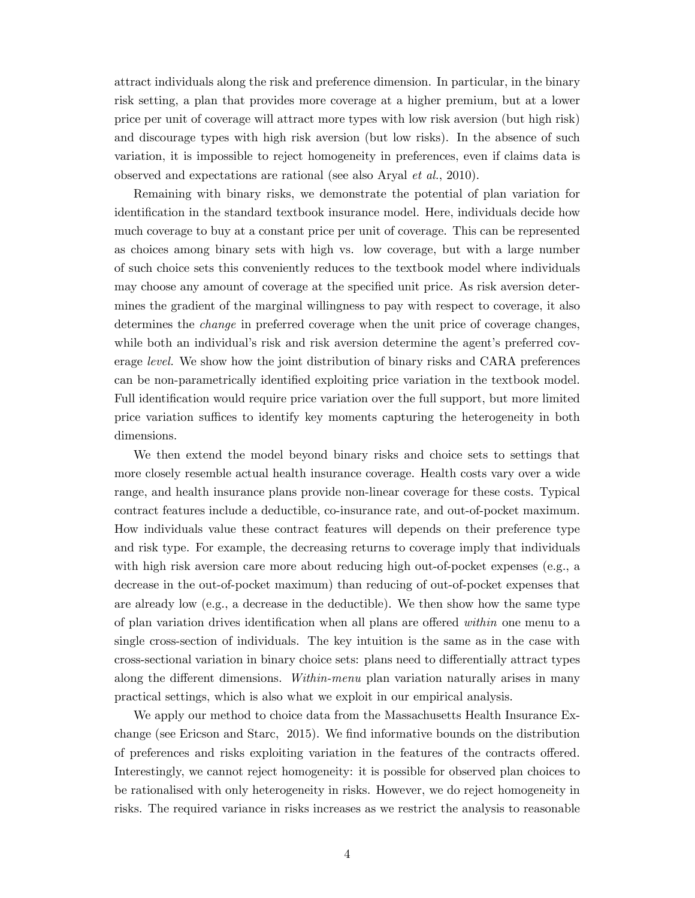attract individuals along the risk and preference dimension. In particular, in the binary risk setting, a plan that provides more coverage at a higher premium, but at a lower price per unit of coverage will attract more types with low risk aversion (but high risk) and discourage types with high risk aversion (but low risks). In the absence of such variation, it is impossible to reject homogeneity in preferences, even if claims data is observed and expectations are rational (see also Aryal *et al.*, 2010).

Remaining with binary risks, we demonstrate the potential of plan variation for identification in the standard textbook insurance model. Here, individuals decide how much coverage to buy at a constant price per unit of coverage. This can be represented as choices among binary sets with high vs. low coverage, but with a large number of such choice sets this conveniently reduces to the textbook model where individuals may choose any amount of coverage at the specified unit price. As risk aversion determines the gradient of the marginal willingness to pay with respect to coverage, it also determines the *change* in preferred coverage when the unit price of coverage changes, while both an individual's risk and risk aversion determine the agent's preferred coverage *level*. We show how the joint distribution of binary risks and CARA preferences can be non-parametrically identified exploiting price variation in the textbook model. Full identification would require price variation over the full support, but more limited price variation suffices to identify key moments capturing the heterogeneity in both dimensions.

We then extend the model beyond binary risks and choice sets to settings that more closely resemble actual health insurance coverage. Health costs vary over a wide range, and health insurance plans provide non-linear coverage for these costs. Typical contract features include a deductible, co-insurance rate, and out-of-pocket maximum. How individuals value these contract features will depends on their preference type and risk type. For example, the decreasing returns to coverage imply that individuals with high risk aversion care more about reducing high out-of-pocket expenses (e.g., a decrease in the out-of-pocket maximum) than reducing of out-of-pocket expenses that are already low (e.g., a decrease in the deductible). We then show how the same type of plan variation drives identification when all plans are offered *within* one menu to a single cross-section of individuals. The key intuition is the same as in the case with cross-sectional variation in binary choice sets: plans need to differentially attract types along the different dimensions. *Within-menu* plan variation naturally arises in many practical settings, which is also what we exploit in our empirical analysis.

We apply our method to choice data from the Massachusetts Health Insurance Exchange (see Ericson and Starc, 2015). We find informative bounds on the distribution of preferences and risks exploiting variation in the features of the contracts offered. Interestingly, we cannot reject homogeneity: it is possible for observed plan choices to be rationalised with only heterogeneity in risks. However, we do reject homogeneity in risks. The required variance in risks increases as we restrict the analysis to reasonable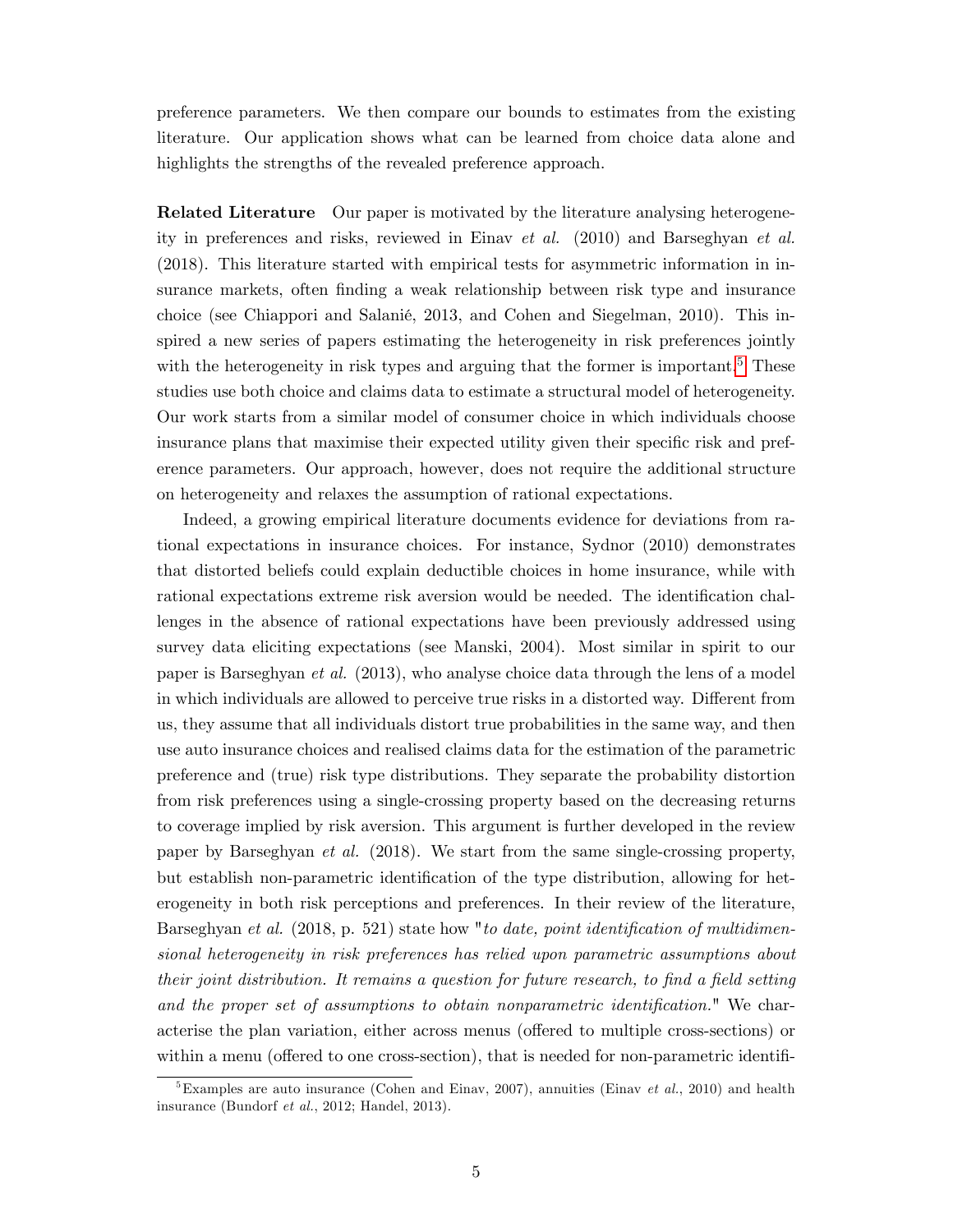preference parameters. We then compare our bounds to estimates from the existing literature. Our application shows what can be learned from choice data alone and highlights the strengths of the revealed preference approach.

**Related Literature** Our paper is motivated by the literature analysing heterogeneity in preferences and risks, reviewed in Einav *et al.* (2010) and Barseghyan *et al.* (2018). This literature started with empirical tests for asymmetric information in insurance markets, often finding a weak relationship between risk type and insurance choice (see Chiappori and Salanié, 2013, and Cohen and Siegelman, 2010). This inspired a new series of papers estimating the heterogeneity in risk preferences jointly with the heterogeneity in risk types and arguing that the former is important.[5] These studies use both choice and claims data to estimate a structural model of heterogeneity. Our work starts from a similar model of consumer choice in which individuals choose insurance plans that maximise their expected utility given their specific risk and preference parameters. Our approach, however, does not require the additional structure on heterogeneity and relaxes the assumption of rational expectations.

Indeed, a growing empirical literature documents evidence for deviations from rational expectations in insurance choices. For instance, Sydnor (2010) demonstrates that distorted beliefs could explain deductible choices in home insurance, while with rational expectations extreme risk aversion would be needed. The identification challenges in the absence of rational expectations have been previously addressed using survey data eliciting expectations (see Manski, 2004). Most similar in spirit to our paper is Barseghyan *et al.* (2013), who analyse choice data through the lens of a model in which individuals are allowed to perceive true risks in a distorted way. Different from us, they assume that all individuals distort true probabilities in the same way, and then use auto insurance choices and realised claims data for the estimation of the parametric preference and (true) risk type distributions. They separate the probability distortion from risk preferences using a single-crossing property based on the decreasing returns to coverage implied by risk aversion. This argument is further developed in the review paper by Barseghyan *et al.* (2018). We start from the same single-crossing property, but establish non-parametric identification of the type distribution, allowing for heterogeneity in both risk perceptions and preferences. In their review of the literature, Barseghyan *et al.* (2018, p. 521) state how "*to date, point identification of multidimensional heterogeneity in risk preferences has relied upon parametric assumptions about their joint distribution. It remains a question for future research, to find a field setting and the proper set of assumptions to obtain nonparametric identification.*" We characterise the plan variation, either across menus (offered to multiple cross-sections) or within a menu (offered to one cross-section), that is needed for non-parametric identifi-

[5] Examples are auto insurance (Cohen and Einav, 2007), annuities (Einav *et al.*, 2010) and health insurance (Bundorf *et al.*, 2012; Handel, 2013).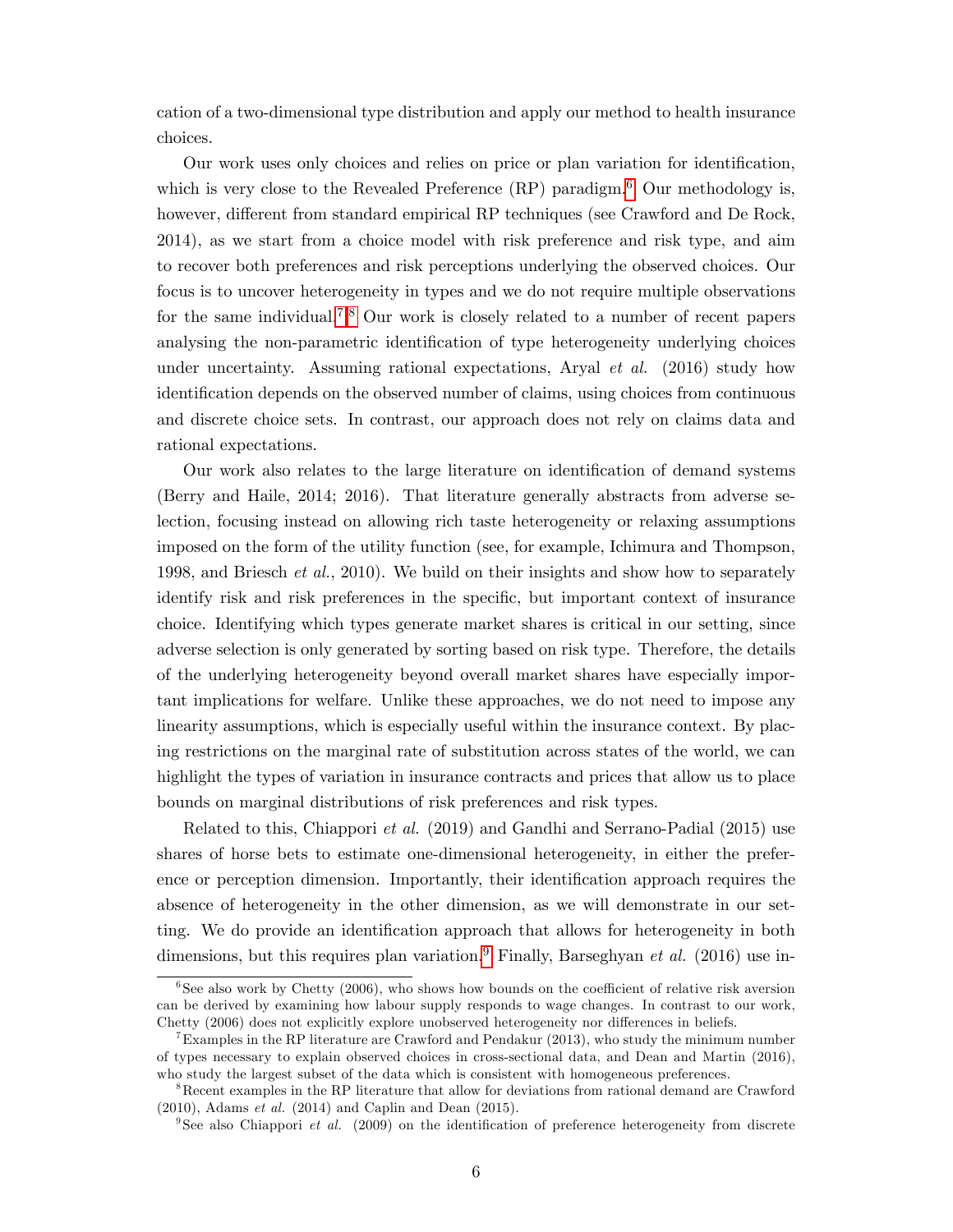cation of a two-dimensional type distribution and apply our method to health insurance choices.

Our work uses only choices and relies on price or plan variation for identification, which is very close to the Revealed Preference (RP) paradigm.[6] Our methodology is, however, different from standard empirical RP techniques (see Crawford and De Rock, 2014), as we start from a choice model with risk preference and risk type, and aim to recover both preferences and risk perceptions underlying the observed choices. Our focus is to uncover heterogeneity in types and we do not require multiple observations for the same individual.[7],[8] Our work is closely related to a number of recent papers analysing the non-parametric identification of type heterogeneity underlying choices under uncertainty. Assuming rational expectations, Aryal *et al.* (2016) study how identification depends on the observed number of claims, using choices from continuous and discrete choice sets. In contrast, our approach does not rely on claims data and rational expectations.

Our work also relates to the large literature on identification of demand systems (Berry and Haile, 2014; 2016). That literature generally abstracts from adverse selection, focusing instead on allowing rich taste heterogeneity or relaxing assumptions imposed on the form of the utility function (see, for example, Ichimura and Thompson, 1998, and Briesch *et al.*, 2010). We build on their insights and show how to separately identify risk and risk preferences in the specific, but important context of insurance choice. Identifying which types generate market shares is critical in our setting, since adverse selection is only generated by sorting based on risk type. Therefore, the details of the underlying heterogeneity beyond overall market shares have especially important implications for welfare. Unlike these approaches, we do not need to impose any linearity assumptions, which is especially useful within the insurance context. By placing restrictions on the marginal rate of substitution across states of the world, we can highlight the types of variation in insurance contracts and prices that allow us to place bounds on marginal distributions of risk preferences and risk types.

Related to this, Chiappori *et al.* (2019) and Gandhi and Serrano-Padial (2015) use shares of horse bets to estimate one-dimensional heterogeneity, in either the preference or perception dimension. Importantly, their identification approach requires the absence of heterogeneity in the other dimension, as we will demonstrate in our setting. We do provide an identification approach that allows for heterogeneity in both dimensions, but this requires plan variation.[9] Finally, Barseghyan *et al.* (2016) use in-

[6] See also work by Chetty (2006), who shows how bounds on the coefficient of relative risk aversion can be derived by examining how labour supply responds to wage changes. In contrast to our work, Chetty (2006) does not explicitly explore unobserved heterogeneity nor differences in beliefs.

[7] Examples in the RP literature are Crawford and Pendakur (2013), who study the minimum number of types necessary to explain observed choices in cross-sectional data, and Dean and Martin (2016), who study the largest subset of the data which is consistent with homogeneous preferences.

[8] Recent examples in the RP literature that allow for deviations from rational demand are Crawford (2010), Adams *et al.* (2014) and Caplin and Dean (2015).

[9] See also Chiappori *et al.* (2009) on the identification of preference heterogeneity from discrete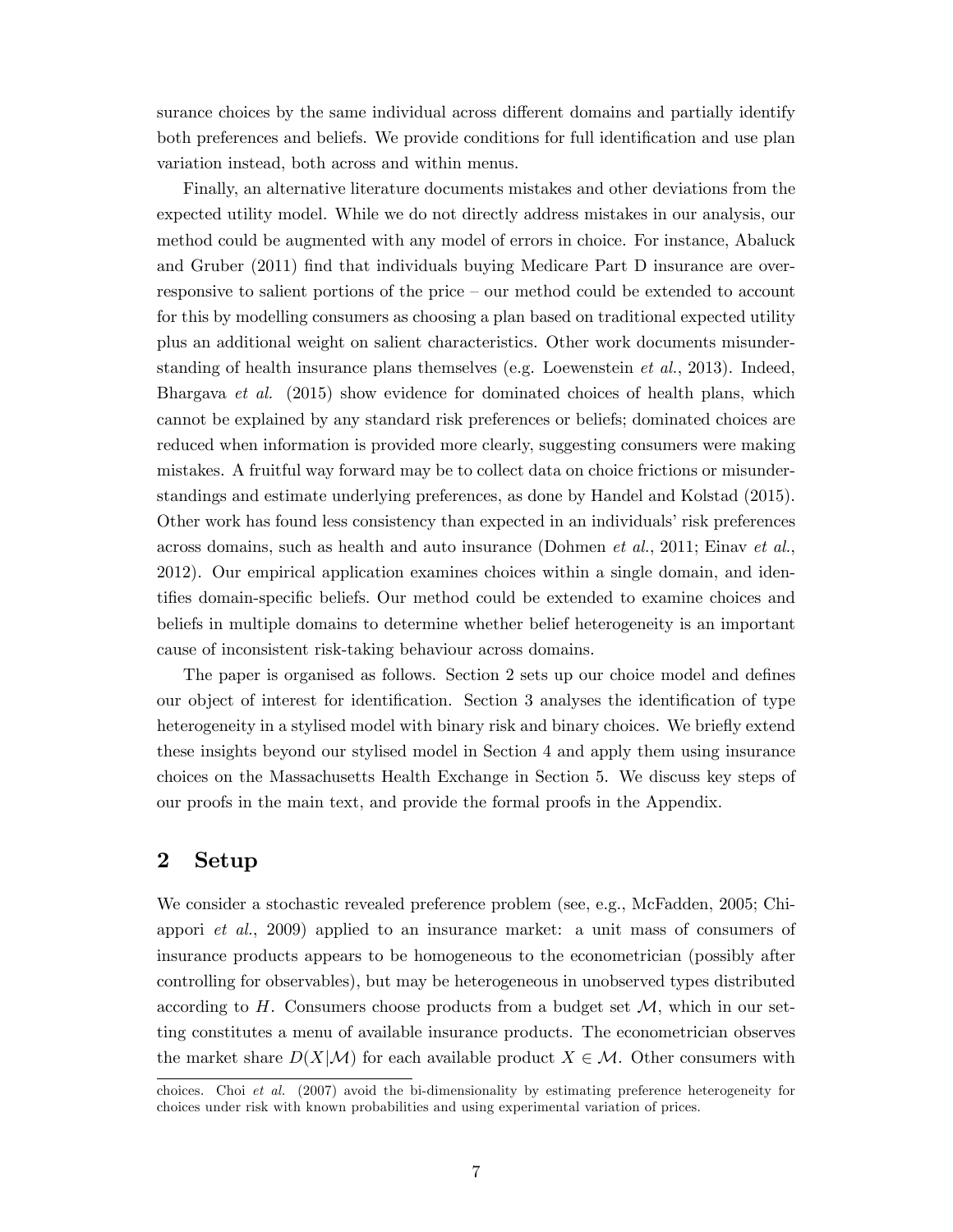surance choices by the same individual across different domains and partially identify both preferences and beliefs. We provide conditions for full identification and use plan variation instead, both across and within menus.

Finally, an alternative literature documents mistakes and other deviations from the expected utility model. While we do not directly address mistakes in our analysis, our method could be augmented with any model of errors in choice. For instance, Abaluck and Gruber (2011) find that individuals buying Medicare Part D insurance are over-responsive to salient portions of the price – our method could be extended to account for this by modelling consumers as choosing a plan based on traditional expected utility plus an additional weight on salient characteristics. Other work documents misunderstanding of health insurance plans themselves (e.g. Loewenstein *et al.*, 2013). Indeed, Bhargava *et al.* (2015) show evidence for dominated choices of health plans, which cannot be explained by any standard risk preferences or beliefs; dominated choices are reduced when information is provided more clearly, suggesting consumers were making mistakes. A fruitful way forward may be to collect data on choice frictions or misunderstandings and estimate underlying preferences, as done by Handel and Kolstad (2015). Other work has found less consistency than expected in an individuals' risk preferences across domains, such as health and auto insurance (Dohmen *et al.*, 2011; Einav *et al.*, 2012). Our empirical application examines choices within a single domain, and identifies domain-specific beliefs. Our method could be extended to examine choices and beliefs in multiple domains to determine whether belief heterogeneity is an important cause of inconsistent risk-taking behaviour across domains.

The paper is organised as follows. Section 2 sets up our choice model and defines our object of interest for identification. Section 3 analyses the identification of type heterogeneity in a stylised model with binary risk and binary choices. We briefly extend these insights beyond our stylised model in Section 4 and apply them using insurance choices on the Massachusetts Health Exchange in Section 5. We discuss key steps of our proofs in the main text, and provide the formal proofs in the Appendix.

## 2 Setup

We consider a stochastic revealed preference problem (see, e.g., McFadden, 2005; Chiappori *et al.*, 2009) applied to an insurance market: a unit mass of consumers of insurance products appears to be homogeneous to the econometrician (possibly after controlling for observables), but may be heterogeneous in unobserved types distributed according to $H$. Consumers choose products from a budget set $\mathcal{M}$, which in our setting constitutes a menu of available insurance products. The econometrician observes the market share $D(X|\mathcal{M})$ for each available product $X \in \mathcal{M}$. Other consumers with

choices. Choi *et al.* (2007) avoid the bi-dimensionality by estimating preference heterogeneity for choices under risk with known probabilities and using experimental variation of prices.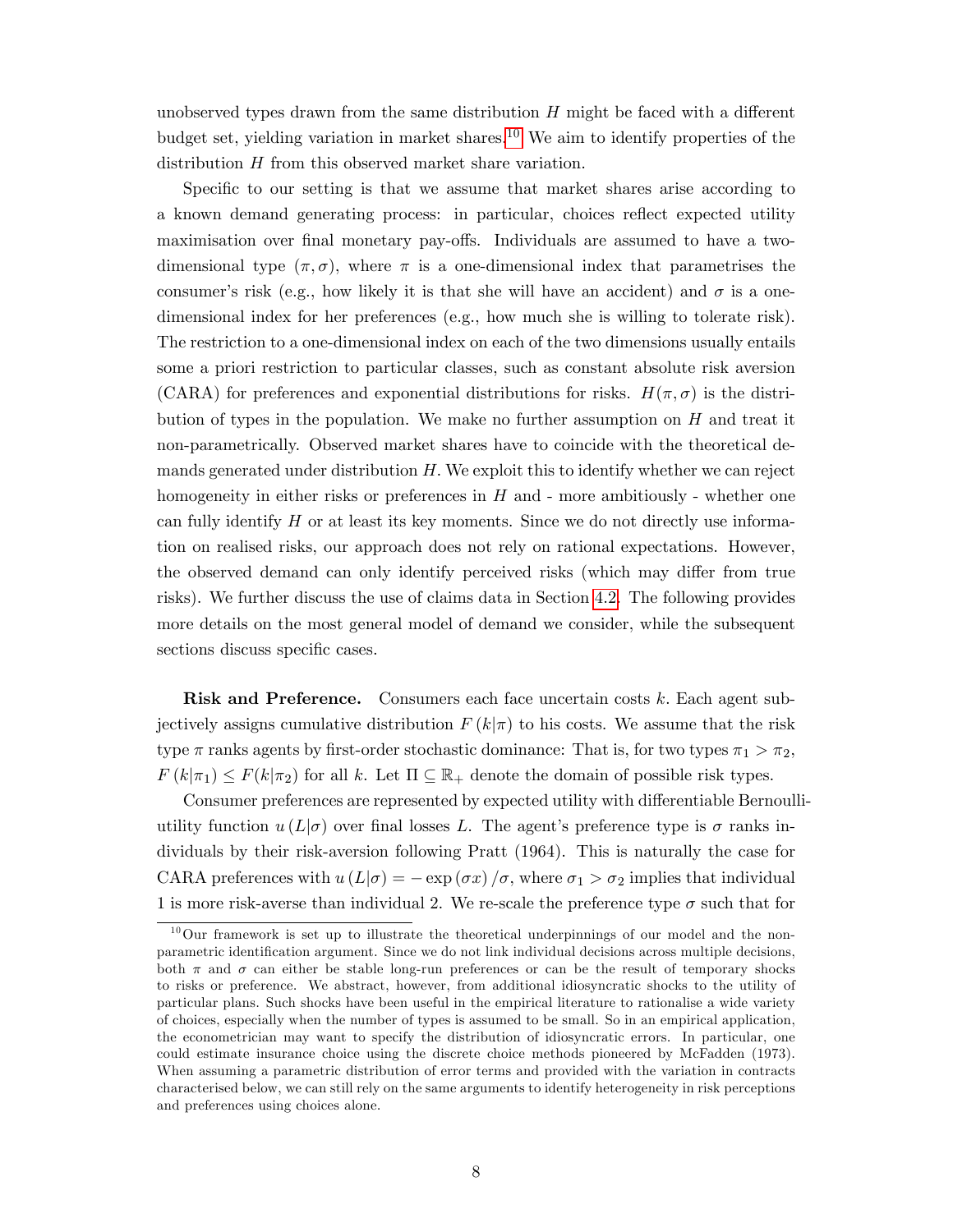unobserved types drawn from the same distribution $H$ might be faced with a different budget set, yielding variation in market shares.[10] We aim to identify properties of the distribution $H$ from this observed market share variation.

Specific to our setting is that we assume that market shares arise according to a known demand generating process: in particular, choices reflect expected utility maximisation over final monetary pay-offs. Individuals are assumed to have a two-dimensional type $(\pi, \sigma)$, where $\pi$ is a one-dimensional index that parametrises the consumer's risk (e.g., how likely it is that she will have an accident) and $\sigma$ is a one-dimensional index for her preferences (e.g., how much she is willing to tolerate risk). The restriction to a one-dimensional index on each of the two dimensions usually entails some a priori restriction to particular classes, such as constant absolute risk aversion (CARA) for preferences and exponential distributions for risks. $H(\pi, \sigma)$ is the distribution of types in the population. We make no further assumption on $H$ and treat it non-parametrically. Observed market shares have to coincide with the theoretical demands generated under distribution $H$. We exploit this to identify whether we can reject homogeneity in either risks or preferences in $H$ and - more ambitiously - whether one can fully identify $H$ or at least its key moments. Since we do not directly use information on realised risks, our approach does not rely on rational expectations. However, the observed demand can only identify perceived risks (which may differ from true risks). We further discuss the use of claims data in Section 4.2. The following provides more details on the most general model of demand we consider, while the subsequent sections discuss specific cases.

**Risk and Preference.** Consumers each face uncertain costs $k$. Each agent subjectively assigns cumulative distribution $F(k|\pi)$ to his costs. We assume that the risk type $\pi$ ranks agents by first-order stochastic dominance: That is, for two types $\pi_1 > \pi_2$, $F(k|\pi_1) \leq F(k|\pi_2)$ for all $k$. Let $\Pi \subseteq \mathbb{R}_+$ denote the domain of possible risk types.

Consumer preferences are represented by expected utility with differentiable Bernoulli-utility function $u(L|\sigma)$ over final losses $L$. The agent's preference type is $\sigma$ ranks individuals by their risk-aversion following Pratt (1964). This is naturally the case for CARA preferences with $u(L|\sigma) = -\exp(\sigma x)/\sigma$, where $\sigma_1 > \sigma_2$ implies that individual 1 is more risk-averse than individual 2. We re-scale the preference type $\sigma$ such that for

[10] Our framework is set up to illustrate the theoretical underpinnings of our model and the non-parametric identification argument. Since we do not link individual decisions across multiple decisions, both $\pi$ and $\sigma$ can either be stable long-run preferences or can be the result of temporary shocks to risks or preference. We abstract, however, from additional idiosyncratic shocks to the utility of particular plans. Such shocks have been useful in the empirical literature to rationalise a wide variety of choices, especially when the number of types is assumed to be small. So in an empirical application, the econometrician may want to specify the distribution of idiosyncratic errors. In particular, one could estimate insurance choice using the discrete choice methods pioneered by McFadden (1973). When assuming a parametric distribution of error terms and provided with the variation in contracts characterised below, we can still rely on the same arguments to identify heterogeneity in risk perceptions and preferences using choices alone.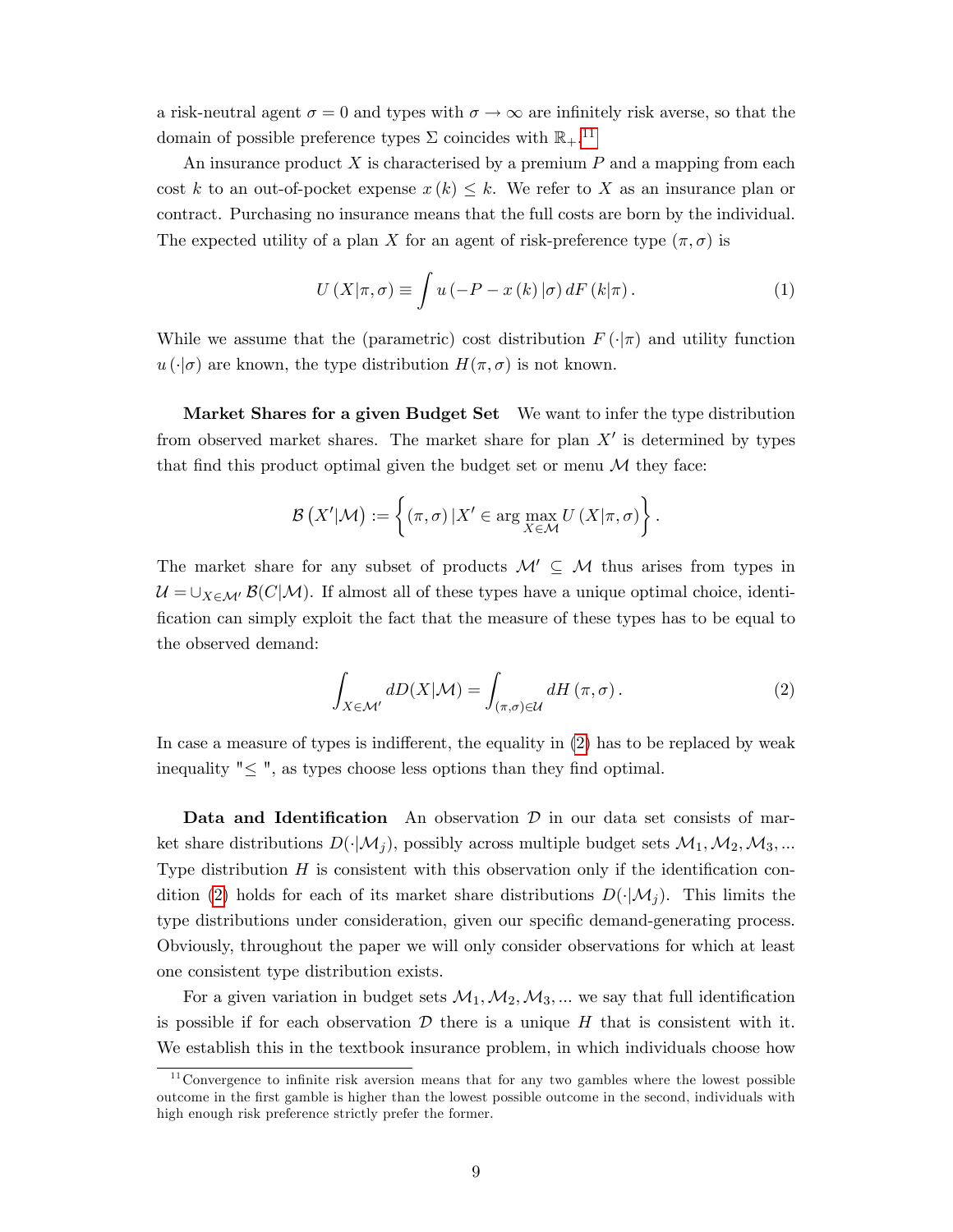a risk-neutral agent $\sigma = 0$ and types with $\sigma \to \infty$ are infinitely risk averse, so that the domain of possible preference types $\Sigma$ coincides with $\mathbb{R}_+$.[11]

An insurance product $X$ is characterised by a premium $P$ and a mapping from each cost $k$ to an out-of-pocket expense $x(k) \leq k$. We refer to $X$ as an insurance plan or contract. Purchasing no insurance means that the full costs are born by the individual. The expected utility of a plan $X$ for an agent of risk-preference type $(\pi, \sigma)$ is

$$U(X|\pi,\sigma) \equiv \int u(-P - x(k)|\sigma) \, dF(k|\pi). \tag{1}$$

While we assume that the (parametric) cost distribution $F(\cdot|\pi)$ and utility function $u(\cdot|\sigma)$ are known, the type distribution $H(\pi, \sigma)$ is not known.

**Market Shares for a given Budget Set** We want to infer the type distribution from observed market shares. The market share for plan $X'$ is determined by types that find this product optimal given the budget set or menu $\mathcal{M}$ they face:

$$\mathcal{B}(X'|\mathcal{M}) := \left\{ (\pi,\sigma) \,|\, X' \in \arg\max_{X \in \mathcal{M}} U(X|\pi,\sigma) \right\}.$$

The market share for any subset of products $\mathcal{M}' \subseteq \mathcal{M}$ thus arises from types in $\mathcal{U} = \cup_{X \in \mathcal{M}'} \mathcal{B}(C|\mathcal{M})$. If almost all of these types have a unique optimal choice, identification can simply exploit the fact that the measure of these types has to be equal to the observed demand:

$$\int_{X \in \mathcal{M}'} dD(X|\mathcal{M}) = \int_{(\pi,\sigma)\in\mathcal{U}} dH(\pi,\sigma). \tag{2}$$

In case a measure of types is indifferent, the equality in (2) has to be replaced by weak inequality "$\leq$", as types choose less options than they find optimal.

**Data and Identification** An observation $\mathcal{D}$ in our data set consists of market share distributions $D(\cdot|\mathcal{M}_j)$, possibly across multiple budget sets $\mathcal{M}_1, \mathcal{M}_2, \mathcal{M}_3, \ldots$ Type distribution $H$ is consistent with this observation only if the identification condition (2) holds for each of its market share distributions $D(\cdot|\mathcal{M}_j)$. This limits the type distributions under consideration, given our specific demand-generating process. Obviously, throughout the paper we will only consider observations for which at least one consistent type distribution exists.

For a given variation in budget sets $\mathcal{M}_1, \mathcal{M}_2, \mathcal{M}_3, \ldots$ we say that full identification is possible if for each observation $\mathcal{D}$ there is a unique $H$ that is consistent with it. We establish this in the textbook insurance problem, in which individuals choose how

[11] Convergence to infinite risk aversion means that for any two gambles where the lowest possible outcome in the first gamble is higher than the lowest possible outcome in the second, individuals with high enough risk preference strictly prefer the former.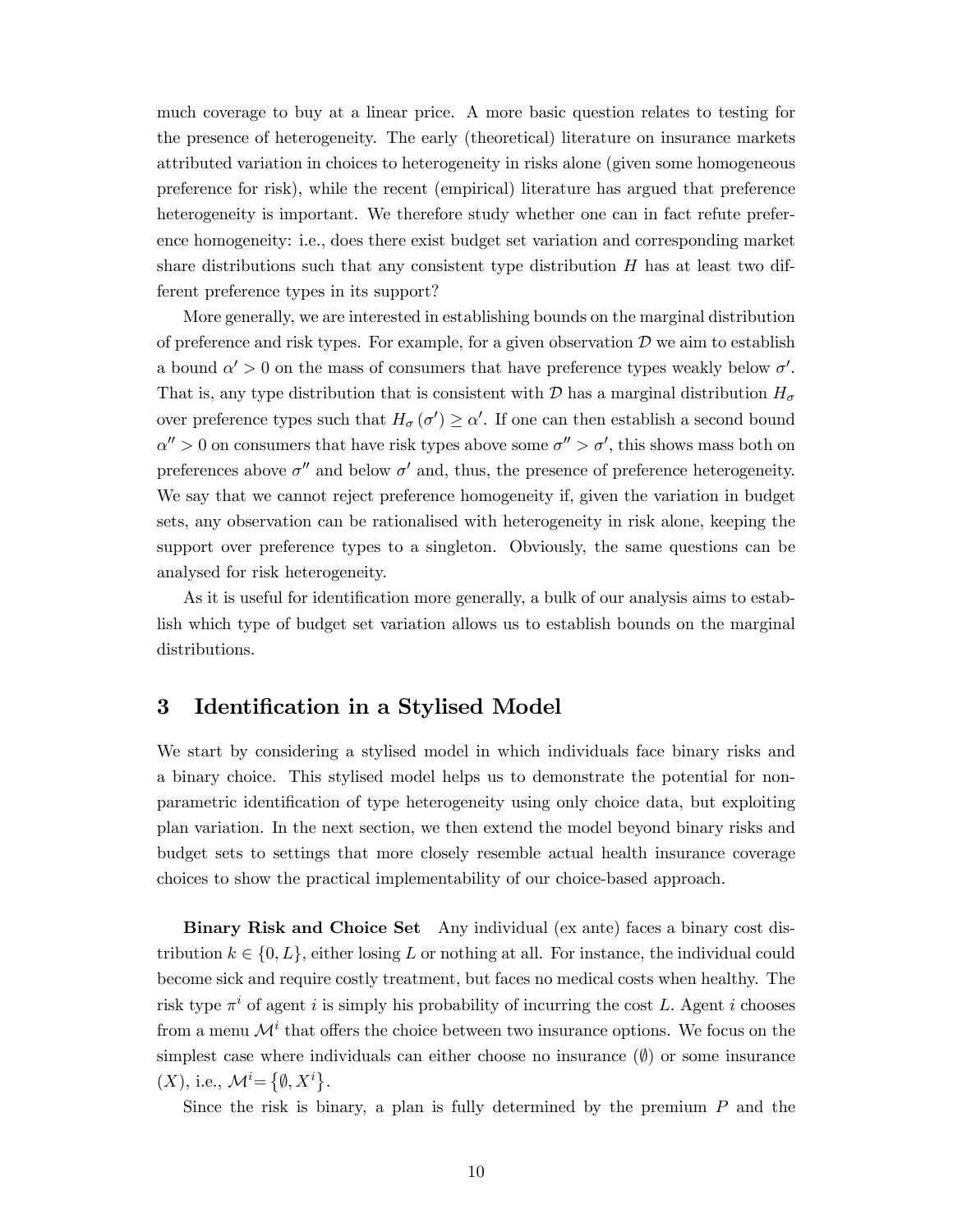much coverage to buy at a linear price. A more basic question relates to testing for the presence of heterogeneity. The early (theoretical) literature on insurance markets attributed variation in choices to heterogeneity in risks alone (given some homogeneous preference for risk), while the recent (empirical) literature has argued that preference heterogeneity is important. We therefore study whether one can in fact refute preference homogeneity: i.e., does there exist budget set variation and corresponding market share distributions such that any consistent type distribution $H$ has at least two different preference types in its support?

More generally, we are interested in establishing bounds on the marginal distribution of preference and risk types. For example, for a given observation $\mathcal{D}$ we aim to establish a bound $\alpha' > 0$ on the mass of consumers that have preference types weakly below $\sigma'$. That is, any type distribution that is consistent with $\mathcal{D}$ has a marginal distribution $H_\sigma$ over preference types such that $H_\sigma(\sigma') \geq \alpha'$. If one can then establish a second bound $\alpha'' > 0$ on consumers that have risk types above some $\sigma'' > \sigma'$, this shows mass both on preferences above $\sigma''$ and below $\sigma'$ and, thus, the presence of preference heterogeneity. We say that we cannot reject preference homogeneity if, given the variation in budget sets, any observation can be rationalised with heterogeneity in risk alone, keeping the support over preference types to a singleton. Obviously, the same questions can be analysed for risk heterogeneity.

As it is useful for identification more generally, a bulk of our analysis aims to establish which type of budget set variation allows us to establish bounds on the marginal distributions.

# 3 Identification in a Stylised Model

We start by considering a stylised model in which individuals face binary risks and a binary choice. This stylised model helps us to demonstrate the potential for non-parametric identification of type heterogeneity using only choice data, but exploiting plan variation. In the next section, we then extend the model beyond binary risks and budget sets to settings that more closely resemble actual health insurance coverage choices to show the practical implementability of our choice-based approach.

**Binary Risk and Choice Set** Any individual (ex ante) faces a binary cost distribution $k \in \{0, L\}$, either losing $L$ or nothing at all. For instance, the individual could become sick and require costly treatment, but faces no medical costs when healthy. The risk type $\pi^i$ of agent $i$ is simply his probability of incurring the cost $L$. Agent $i$ chooses from a menu $\mathcal{M}^i$ that offers the choice between two insurance options. We focus on the simplest case where individuals can either choose no insurance ($\emptyset$) or some insurance ($X$), i.e., $\mathcal{M}^i = \{\emptyset, X^i\}$.

Since the risk is binary, a plan is fully determined by the premium $P$ and the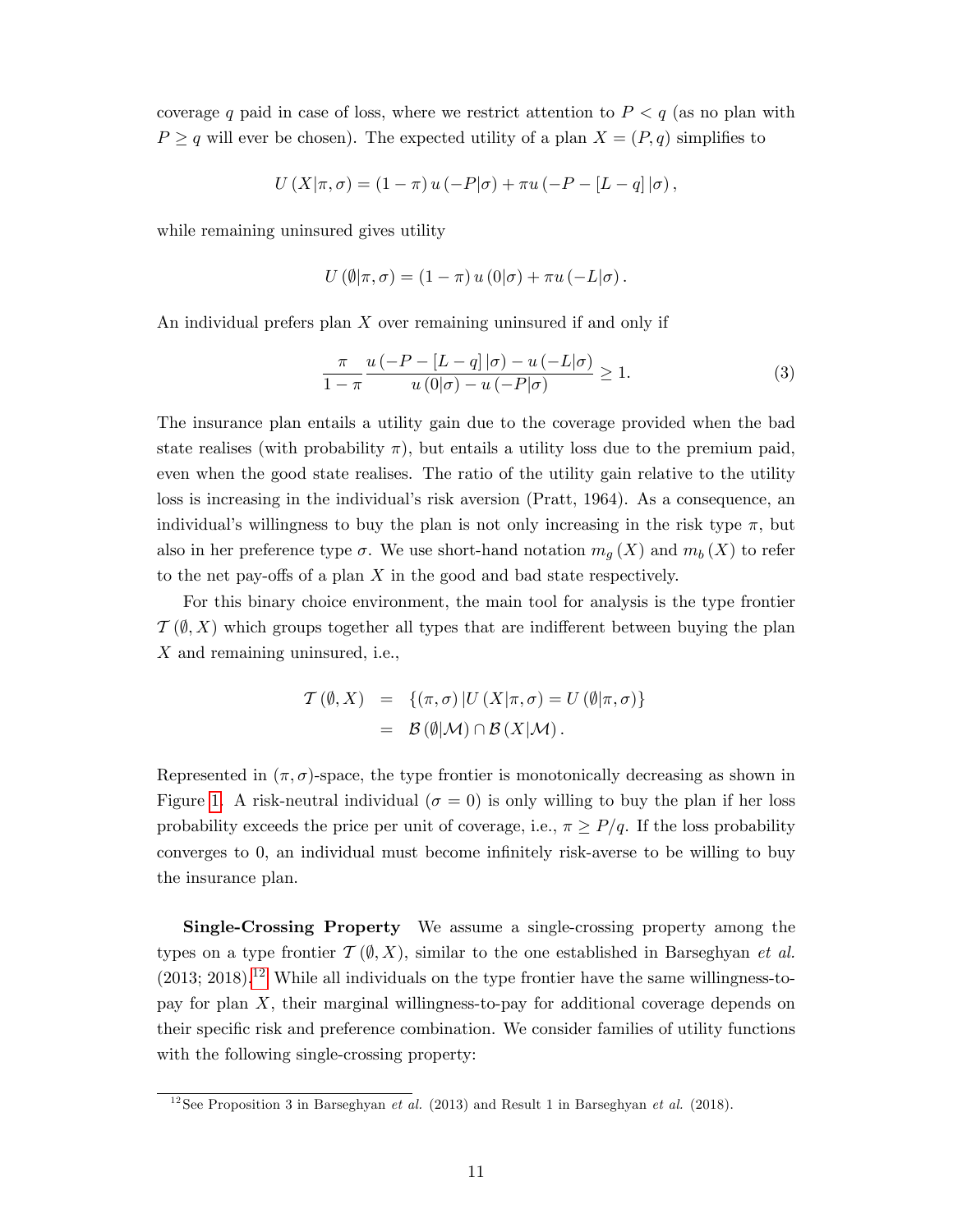coverage $q$ paid in case of loss, where we restrict attention to $P < q$ (as no plan with $P \geq q$ will ever be chosen). The expected utility of a plan $X = (P, q)$ simplifies to

$$U(X|\pi, \sigma) = (1 - \pi) u(-P|\sigma) + \pi u(-P - [L - q]|\sigma),$$

while remaining uninsured gives utility

$$U(\emptyset|\pi, \sigma) = (1 - \pi) u(0|\sigma) + \pi u(-L|\sigma).$$

An individual prefers plan $X$ over remaining uninsured if and only if

$$\frac{\pi}{1 - \pi} \frac{u(-P - [L - q]|\sigma) - u(-L|\sigma)}{u(0|\sigma) - u(-P|\sigma)} \geq 1. \tag{3}$$

The insurance plan entails a utility gain due to the coverage provided when the bad state realises (with probability $\pi$), but entails a utility loss due to the premium paid, even when the good state realises. The ratio of the utility gain relative to the utility loss is increasing in the individual's risk aversion (Pratt, 1964). As a consequence, an individual's willingness to buy the plan is not only increasing in the risk type $\pi$, but also in her preference type $\sigma$. We use short-hand notation $m_g(X)$ and $m_b(X)$ to refer to the net pay-offs of a plan $X$ in the good and bad state respectively.

For this binary choice environment, the main tool for analysis is the type frontier $\mathcal{T}(\emptyset, X)$ which groups together all types that are indifferent between buying the plan $X$ and remaining uninsured, i.e.,

$$\begin{aligned} \mathcal{T}(\emptyset, X) &= \{(\pi, \sigma) | U(X|\pi, \sigma) = U(\emptyset|\pi, \sigma)\} \\ &= \mathcal{B}(\emptyset|\mathcal{M}) \cap \mathcal{B}(X|\mathcal{M}). \end{aligned}$$

Represented in $(\pi, \sigma)$-space, the type frontier is monotonically decreasing as shown in Figure 1. A risk-neutral individual ($\sigma = 0$) is only willing to buy the plan if her loss probability exceeds the price per unit of coverage, i.e., $\pi \geq P/q$. If the loss probability converges to 0, an individual must become infinitely risk-averse to be willing to buy the insurance plan.

**Single-Crossing Property** We assume a single-crossing property among the types on a type frontier $\mathcal{T}(\emptyset, X)$, similar to the one established in Barseghyan *et al.* (2013; 2018).[12] While all individuals on the type frontier have the same willingness-to-pay for plan $X$, their marginal willingness-to-pay for additional coverage depends on their specific risk and preference combination. We consider families of utility functions with the following single-crossing property:

[12] See Proposition 3 in Barseghyan *et al.* (2013) and Result 1 in Barseghyan *et al.* (2018).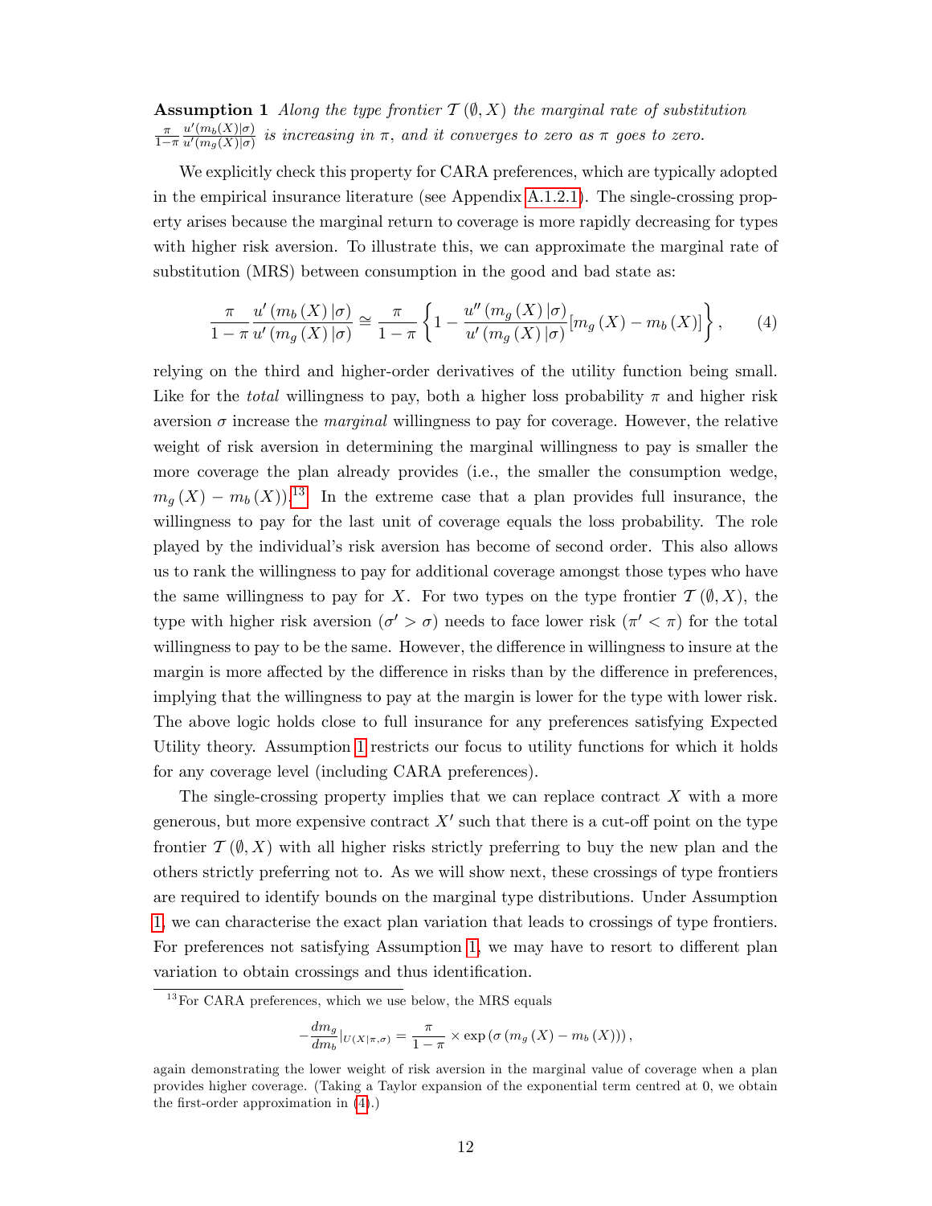**Assumption 1** *Along the type frontier $\mathcal{T}(\emptyset, X)$ the marginal rate of substitution $\frac{\pi}{1-\pi}\frac{u'(m_b(X)|\sigma)}{u'(m_g(X)|\sigma)}$ is increasing in $\pi$, and it converges to zero as $\pi$ goes to zero.*

We explicitly check this property for CARA preferences, which are typically adopted in the empirical insurance literature (see Appendix A.1.2.1). The single-crossing property arises because the marginal return to coverage is more rapidly decreasing for types with higher risk aversion. To illustrate this, we can approximate the marginal rate of substitution (MRS) between consumption in the good and bad state as:

$$\frac{\pi}{1-\pi}\frac{u'(m_b(X)|\sigma)}{u'(m_g(X)|\sigma)} \cong \frac{\pi}{1-\pi}\left\{1 - \frac{u''(m_g(X)|\sigma)}{u'(m_g(X)|\sigma)}[m_g(X) - m_b(X)]\right\}, \tag{4}$$

relying on the third and higher-order derivatives of the utility function being small. Like for the *total* willingness to pay, both a higher loss probability $\pi$ and higher risk aversion $\sigma$ increase the *marginal* willingness to pay for coverage. However, the relative weight of risk aversion in determining the marginal willingness to pay is smaller the more coverage the plan already provides (i.e., the smaller the consumption wedge, $m_g(X) - m_b(X)$).[13] In the extreme case that a plan provides full insurance, the willingness to pay for the last unit of coverage equals the loss probability. The role played by the individual's risk aversion has become of second order. This also allows us to rank the willingness to pay for additional coverage amongst those types who have the same willingness to pay for $X$. For two types on the type frontier $\mathcal{T}(\emptyset, X)$, the type with higher risk aversion ($\sigma' > \sigma$) needs to face lower risk ($\pi' < \pi$) for the total willingness to pay to be the same. However, the difference in willingness to insure at the margin is more affected by the difference in risks than by the difference in preferences, implying that the willingness to pay at the margin is lower for the type with lower risk. The above logic holds close to full insurance for any preferences satisfying Expected Utility theory. Assumption 1 restricts our focus to utility functions for which it holds for any coverage level (including CARA preferences).

The single-crossing property implies that we can replace contract $X$ with a more generous, but more expensive contract $X'$ such that there is a cut-off point on the type frontier $\mathcal{T}(\emptyset, X)$ with all higher risks strictly preferring to buy the new plan and the others strictly preferring not to. As we will show next, these crossings of type frontiers are required to identify bounds on the marginal type distributions. Under Assumption 1, we can characterise the exact plan variation that leads to crossings of type frontiers. For preferences not satisfying Assumption 1, we may have to resort to different plan variation to obtain crossings and thus identification.

[13] For CARA preferences, which we use below, the MRS equals

$$-\frac{dm_g}{dm_b}|_{U(X|\pi,\sigma)} = \frac{\pi}{1-\pi} \times \exp\left(\sigma\left(m_g(X) - m_b(X)\right)\right),$$

again demonstrating the lower weight of risk aversion in the marginal value of coverage when a plan provides higher coverage. (Taking a Taylor expansion of the exponential term centred at 0, we obtain the first-order approximation in (4).)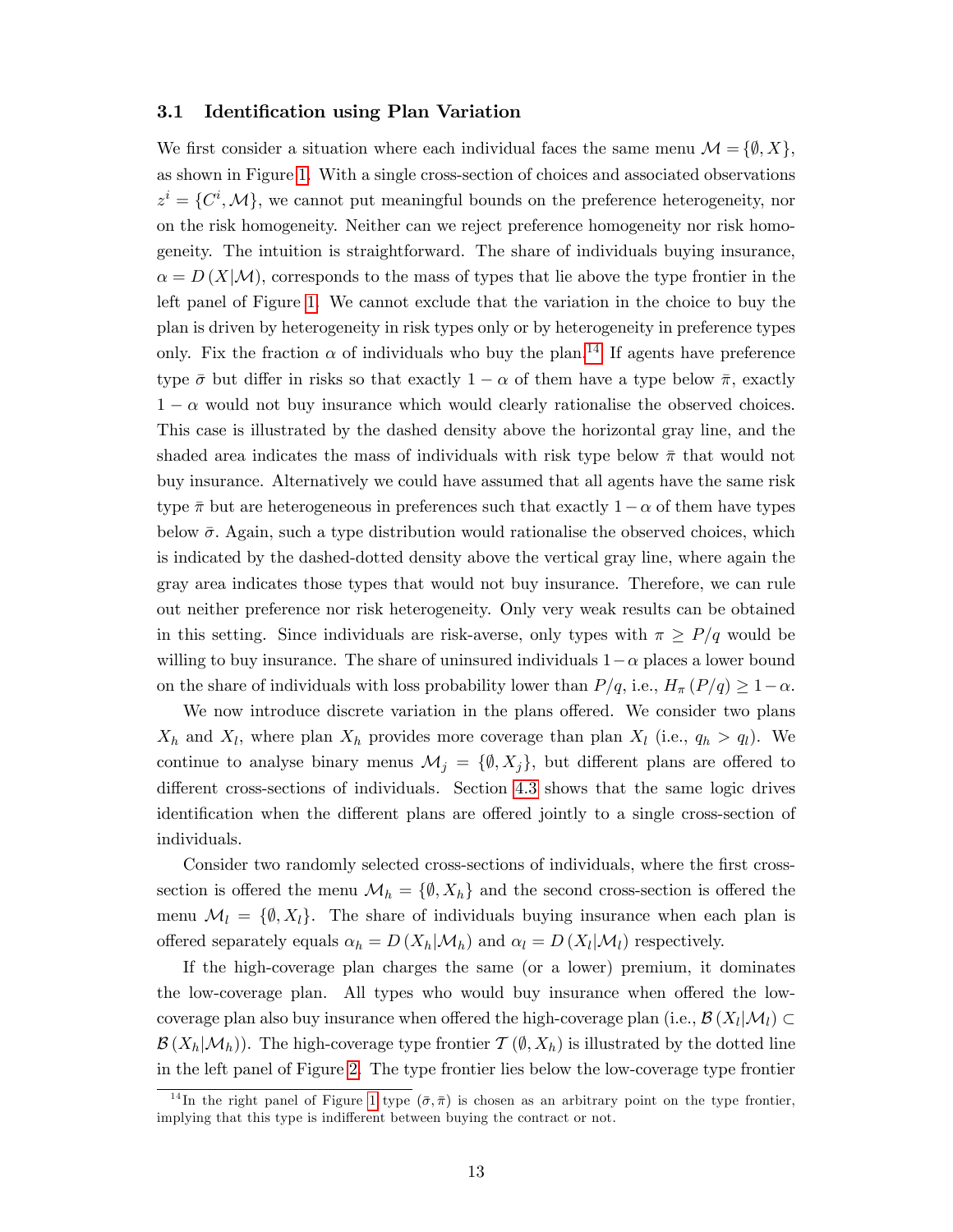### 3.1 Identification using Plan Variation

We first consider a situation where each individual faces the same menu $\mathcal{M} = \{\emptyset, X\}$, as shown in Figure 1. With a single cross-section of choices and associated observations $z^i = \{C^i, \mathcal{M}\}$, we cannot put meaningful bounds on the preference heterogeneity, nor on the risk homogeneity. Neither can we reject preference homogeneity nor risk homogeneity. The intuition is straightforward. The share of individuals buying insurance, $\alpha = D(X|\mathcal{M})$, corresponds to the mass of types that lie above the type frontier in the left panel of Figure 1. We cannot exclude that the variation in the choice to buy the plan is driven by heterogeneity in risk types only or by heterogeneity in preference types only. Fix the fraction $\alpha$ of individuals who buy the plan.[14] If agents have preference type $\bar{\sigma}$ but differ in risks so that exactly $1-\alpha$ of them have a type below $\bar{\pi}$, exactly $1-\alpha$ would not buy insurance which would clearly rationalise the observed choices. This case is illustrated by the dashed density above the horizontal gray line, and the shaded area indicates the mass of individuals with risk type below $\bar{\pi}$ that would not buy insurance. Alternatively we could have assumed that all agents have the same risk type $\bar{\pi}$ but are heterogeneous in preferences such that exactly $1-\alpha$ of them have types below $\bar{\sigma}$. Again, such a type distribution would rationalise the observed choices, which is indicated by the dashed-dotted density above the vertical gray line, where again the gray area indicates those types that would not buy insurance. Therefore, we can rule out neither preference nor risk heterogeneity. Only very weak results can be obtained in this setting. Since individuals are risk-averse, only types with $\pi \geq P/q$ would be willing to buy insurance. The share of uninsured individuals $1-\alpha$ places a lower bound on the share of individuals with loss probability lower than $P/q$, i.e., $H_\pi(P/q) \geq 1-\alpha$.

We now introduce discrete variation in the plans offered. We consider two plans $X_h$ and $X_l$, where plan $X_h$ provides more coverage than plan $X_l$ (i.e., $q_h > q_l$). We continue to analyse binary menus $\mathcal{M}_j = \{\emptyset, X_j\}$, but different plans are offered to different cross-sections of individuals. Section 4.3 shows that the same logic drives identification when the different plans are offered jointly to a single cross-section of individuals.

Consider two randomly selected cross-sections of individuals, where the first cross-section is offered the menu $\mathcal{M}_h = \{\emptyset, X_h\}$ and the second cross-section is offered the menu $\mathcal{M}_l = \{\emptyset, X_l\}$. The share of individuals buying insurance when each plan is offered separately equals $\alpha_h = D(X_h|\mathcal{M}_h)$ and $\alpha_l = D(X_l|\mathcal{M}_l)$ respectively.

If the high-coverage plan charges the same (or a lower) premium, it dominates the low-coverage plan. All types who would buy insurance when offered the low-coverage plan also buy insurance when offered the high-coverage plan (i.e., $\mathcal{B}(X_l|\mathcal{M}_l) \subset \mathcal{B}(X_h|\mathcal{M}_h)$). The high-coverage type frontier $\mathcal{T}(\emptyset, X_h)$ is illustrated by the dotted line in the left panel of Figure 2. The type frontier lies below the low-coverage type frontier

[14] In the right panel of Figure 1 type $(\bar{\sigma}, \bar{\pi})$ is chosen as an arbitrary point on the type frontier, implying that this type is indifferent between buying the contract or not.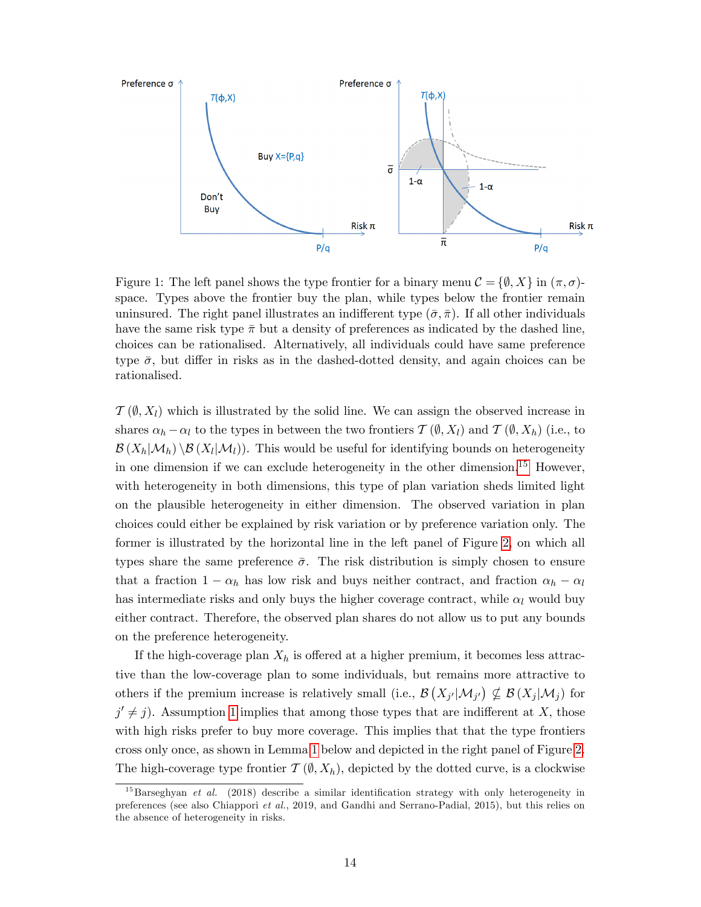Figure 1: The left panel shows the type frontier for a binary menu $\mathcal{C} = \{\emptyset, X\}$ in $(\pi, \sigma)$-space. Types above the frontier buy the plan, while types below the frontier remain uninsured. The right panel illustrates an indifferent type $(\bar{\sigma}, \bar{\pi})$. If all other individuals have the same risk type $\bar{\pi}$ but a density of preferences as indicated by the dashed line, choices can be rationalised. Alternatively, all individuals could have same preference type $\bar{\sigma}$, but differ in risks as in the dashed-dotted density, and again choices can be rationalised.

$\mathcal{T}(\emptyset, X_l)$ which is illustrated by the solid line. We can assign the observed increase in shares $\alpha_h - \alpha_l$ to the types in between the two frontiers $\mathcal{T}(\emptyset, X_l)$ and $\mathcal{T}(\emptyset, X_h)$ (i.e., to $\mathcal{B}(X_h|\mathcal{M}_h) \setminus \mathcal{B}(X_l|\mathcal{M}_l)$). This would be useful for identifying bounds on heterogeneity in one dimension if we can exclude heterogeneity in the other dimension.[15] However, with heterogeneity in both dimensions, this type of plan variation sheds limited light on the plausible heterogeneity in either dimension. The observed variation in plan choices could either be explained by risk variation or by preference variation only. The former is illustrated by the horizontal line in the left panel of Figure 2, on which all types share the same preference $\bar{\sigma}$. The risk distribution is simply chosen to ensure that a fraction $1 - \alpha_h$ has low risk and buys neither contract, and fraction $\alpha_h - \alpha_l$ has intermediate risks and only buys the higher coverage contract, while $\alpha_l$ would buy either contract. Therefore, the observed plan shares do not allow us to put any bounds on the preference heterogeneity.

If the high-coverage plan $X_h$ is offered at a higher premium, it becomes less attractive than the low-coverage plan to some individuals, but remains more attractive to others if the premium increase is relatively small (i.e., $\mathcal{B}(X_{j'}|\mathcal{M}_{j'}) \not\subseteq \mathcal{B}(X_j|\mathcal{M}_j)$ for $j' \neq j$). Assumption 1 implies that among those types that are indifferent at $X$, those with high risks prefer to buy more coverage. This implies that that the type frontiers cross only once, as shown in Lemma 1 below and depicted in the right panel of Figure 2. The high-coverage type frontier $\mathcal{T}(\emptyset, X_h)$, depicted by the dotted curve, is a clockwise

[15] Barseghyan *et al.* (2018) describe a similar identification strategy with only heterogeneity in preferences (see also Chiappori *et al.*, 2019, and Gandhi and Serrano-Padial, 2015), but this relies on the absence of heterogeneity in risks.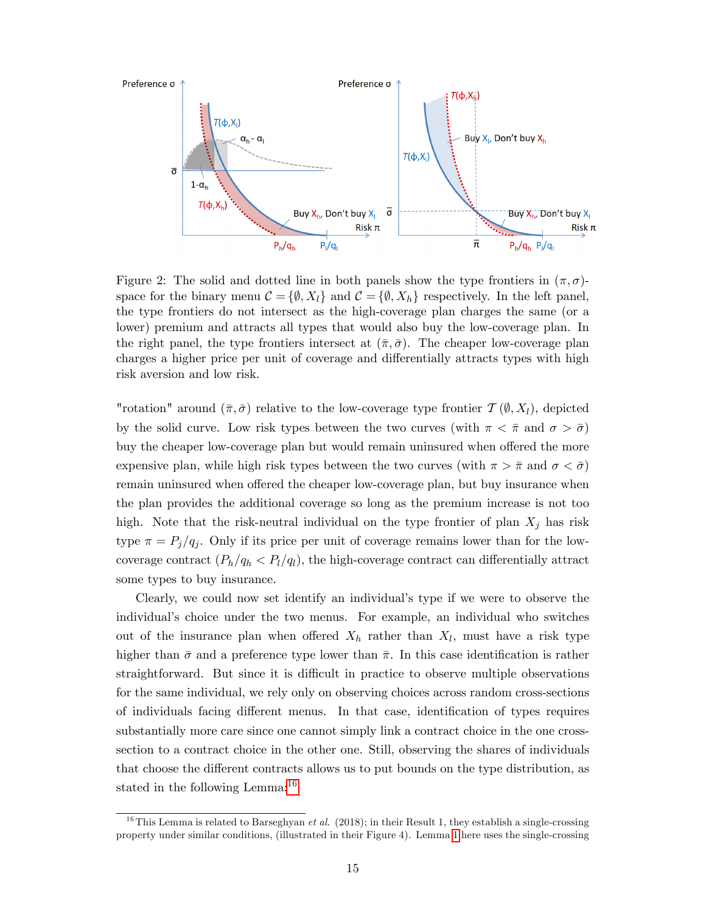Figure 2: The solid and dotted line in both panels show the type frontiers in $(\pi, \sigma)$-space for the binary menu $\mathcal{C} = \{\emptyset, X_l\}$ and $\mathcal{C} = \{\emptyset, X_h\}$ respectively. In the left panel, the type frontiers do not intersect as the high-coverage plan charges the same (or a lower) premium and attracts all types that would also buy the low-coverage plan. In the right panel, the type frontiers intersect at $(\bar{\pi}, \bar{\sigma})$. The cheaper low-coverage plan charges a higher price per unit of coverage and differentially attracts types with high risk aversion and low risk.

"rotation" around $(\bar{\pi}, \bar{\sigma})$ relative to the low-coverage type frontier $\mathcal{T}(\emptyset, X_l)$, depicted by the solid curve. Low risk types between the two curves (with $\pi < \bar{\pi}$ and $\sigma > \bar{\sigma}$) buy the cheaper low-coverage plan but would remain uninsured when offered the more expensive plan, while high risk types between the two curves (with $\pi > \bar{\pi}$ and $\sigma < \bar{\sigma}$) remain uninsured when offered the cheaper low-coverage plan, but buy insurance when the plan provides the additional coverage so long as the premium increase is not too high. Note that the risk-neutral individual on the type frontier of plan $X_j$ has risk type $\pi = P_j/q_j$. Only if its price per unit of coverage remains lower than for the low-coverage contract ($P_h/q_h < P_l/q_l$), the high-coverage contract can differentially attract some types to buy insurance.

Clearly, we could now set identify an individual's type if we were to observe the individual's choice under the two menus. For example, an individual who switches out of the insurance plan when offered $X_h$ rather than $X_l$, must have a risk type higher than $\bar{\sigma}$ and a preference type lower than $\bar{\pi}$. In this case identification is rather straightforward. But since it is difficult in practice to observe multiple observations for the same individual, we rely only on observing choices across random cross-sections of individuals facing different menus. In that case, identification of types requires substantially more care since one cannot simply link a contract choice in the one cross-section to a contract choice in the other one. Still, observing the shares of individuals that choose the different contracts allows us to put bounds on the type distribution, as stated in the following Lemma:[16]

[16] This Lemma is related to Barseghyan *et al.* (2018); in their Result 1, they establish a single-crossing property under similar conditions, (illustrated in their Figure 4). Lemma 1 here uses the single-crossing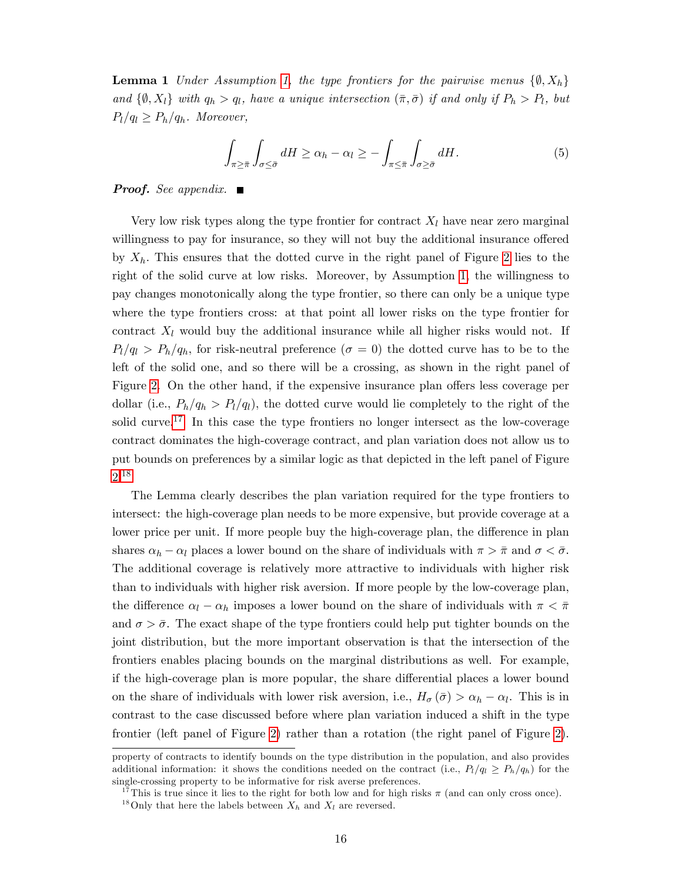**Lemma 1** *Under Assumption 1, the type frontiers for the pairwise menus $\{\emptyset, X_h\}$ and $\{\emptyset, X_l\}$ with $q_h > q_l$, have a unique intersection $(\bar{\pi}, \bar{\sigma})$ if and only if $P_h > P_l$, but $P_l/q_l \geq P_h/q_h$. Moreover,*

$$\int_{\pi \geq \bar{\pi}} \int_{\sigma \leq \bar{\sigma}} dH \geq \alpha_h - \alpha_l \geq - \int_{\pi \leq \bar{\pi}} \int_{\sigma \geq \bar{\sigma}} dH. \tag{5}$$

***Proof.*** *See appendix.* ■

Very low risk types along the type frontier for contract $X_l$ have near zero marginal willingness to pay for insurance, so they will not buy the additional insurance offered by $X_h$. This ensures that the dotted curve in the right panel of Figure 2 lies to the right of the solid curve at low risks. Moreover, by Assumption 1, the willingness to pay changes monotonically along the type frontier, so there can only be a unique type where the type frontiers cross: at that point all lower risks on the type frontier for contract $X_l$ would buy the additional insurance while all higher risks would not. If $P_l/q_l > P_h/q_h$, for risk-neutral preference ($\sigma = 0$) the dotted curve has to be to the left of the solid one, and so there will be a crossing, as shown in the right panel of Figure 2. On the other hand, if the expensive insurance plan offers less coverage per dollar (i.e., $P_h/q_h > P_l/q_l$), the dotted curve would lie completely to the right of the solid curve.[17] In this case the type frontiers no longer intersect as the low-coverage contract dominates the high-coverage contract, and plan variation does not allow us to put bounds on preferences by a similar logic as that depicted in the left panel of Figure 2.[18]

The Lemma clearly describes the plan variation required for the type frontiers to intersect: the high-coverage plan needs to be more expensive, but provide coverage at a lower price per unit. If more people buy the high-coverage plan, the difference in plan shares $\alpha_h - \alpha_l$ places a lower bound on the share of individuals with $\pi > \bar{\pi}$ and $\sigma < \bar{\sigma}$. The additional coverage is relatively more attractive to individuals with higher risk than to individuals with higher risk aversion. If more people by the low-coverage plan, the difference $\alpha_l - \alpha_h$ imposes a lower bound on the share of individuals with $\pi < \bar{\pi}$ and $\sigma > \bar{\sigma}$. The exact shape of the type frontiers could help put tighter bounds on the joint distribution, but the more important observation is that the intersection of the frontiers enables placing bounds on the marginal distributions as well. For example, if the high-coverage plan is more popular, the share differential places a lower bound on the share of individuals with lower risk aversion, i.e., $H_\sigma(\bar{\sigma}) > \alpha_h - \alpha_l$. This is in contrast to the case discussed before where plan variation induced a shift in the type frontier (left panel of Figure 2) rather than a rotation (the right panel of Figure 2).

---

property of contracts to identify bounds on the type distribution in the population, and also provides additional information: it shows the conditions needed on the contract (i.e., $P_l/q_l \geq P_h/q_h$) for the single-crossing property to be informative for risk averse preferences.

[17] This is true since it lies to the right for both low and for high risks $\pi$ (and can only cross once).

[18] Only that here the labels between $X_h$ and $X_l$ are reversed.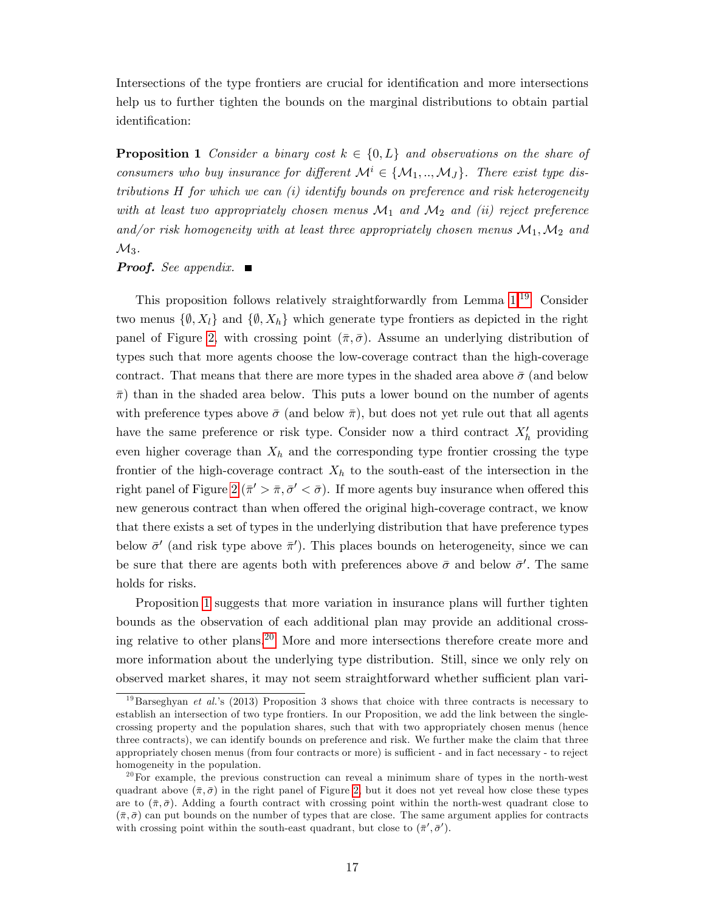Intersections of the type frontiers are crucial for identification and more intersections help us to further tighten the bounds on the marginal distributions to obtain partial identification:

**Proposition 1** *Consider a binary cost $k \in \{0, L\}$ and observations on the share of consumers who buy insurance for different $\mathcal{M}^i \in \{\mathcal{M}_1, .., \mathcal{M}_J\}$. There exist type distributions $H$ for which we can (i) identify bounds on preference and risk heterogeneity with at least two appropriately chosen menus $\mathcal{M}_1$ and $\mathcal{M}_2$ and (ii) reject preference and/or risk homogeneity with at least three appropriately chosen menus $\mathcal{M}_1, \mathcal{M}_2$ and $\mathcal{M}_3$.*

***Proof.*** *See appendix.* ■

This proposition follows relatively straightforwardly from Lemma 1.[19] Consider two menus $\{\emptyset, X_l\}$ and $\{\emptyset, X_h\}$ which generate type frontiers as depicted in the right panel of Figure 2, with crossing point $(\bar{\pi}, \bar{\sigma})$. Assume an underlying distribution of types such that more agents choose the low-coverage contract than the high-coverage contract. That means that there are more types in the shaded area above $\bar{\sigma}$ (and below $\bar{\pi}$) than in the shaded area below. This puts a lower bound on the number of agents with preference types above $\bar{\sigma}$ (and below $\bar{\pi}$), but does not yet rule out that all agents have the same preference or risk type. Consider now a third contract $X'_h$ providing even higher coverage than $X_h$ and the corresponding type frontier crossing the type frontier of the high-coverage contract $X_h$ to the south-east of the intersection in the right panel of Figure 2 ($\bar{\pi}' > \bar{\pi}, \bar{\sigma}' < \bar{\sigma}$). If more agents buy insurance when offered this new generous contract than when offered the original high-coverage contract, we know that there exists a set of types in the underlying distribution that have preference types below $\bar{\sigma}'$ (and risk type above $\bar{\pi}'$). This places bounds on heterogeneity, since we can be sure that there are agents both with preferences above $\bar{\sigma}$ and below $\bar{\sigma}'$. The same holds for risks.

Proposition 1 suggests that more variation in insurance plans will further tighten bounds as the observation of each additional plan may provide an additional crossing relative to other plans.[20] More and more intersections therefore create more and more information about the underlying type distribution. Still, since we only rely on observed market shares, it may not seem straightforward whether sufficient plan vari-

[19] Barseghyan *et al.*'s (2013) Proposition 3 shows that choice with three contracts is necessary to establish an intersection of two type frontiers. In our Proposition, we add the link between the single-crossing property and the population shares, such that with two appropriately chosen menus (hence three contracts), we can identify bounds on preference and risk. We further make the claim that three appropriately chosen menus (from four contracts or more) is sufficient - and in fact necessary - to reject homogeneity in the population.

[20] For example, the previous construction can reveal a minimum share of types in the north-west quadrant above $(\bar{\pi}, \bar{\sigma})$ in the right panel of Figure 2, but it does not yet reveal how close these types are to $(\bar{\pi}, \bar{\sigma})$. Adding a fourth contract with crossing point within the north-west quadrant close to $(\bar{\pi}, \bar{\sigma})$ can put bounds on the number of types that are close. The same argument applies for contracts with crossing point within the south-east quadrant, but close to $(\bar{\pi}', \bar{\sigma}')$.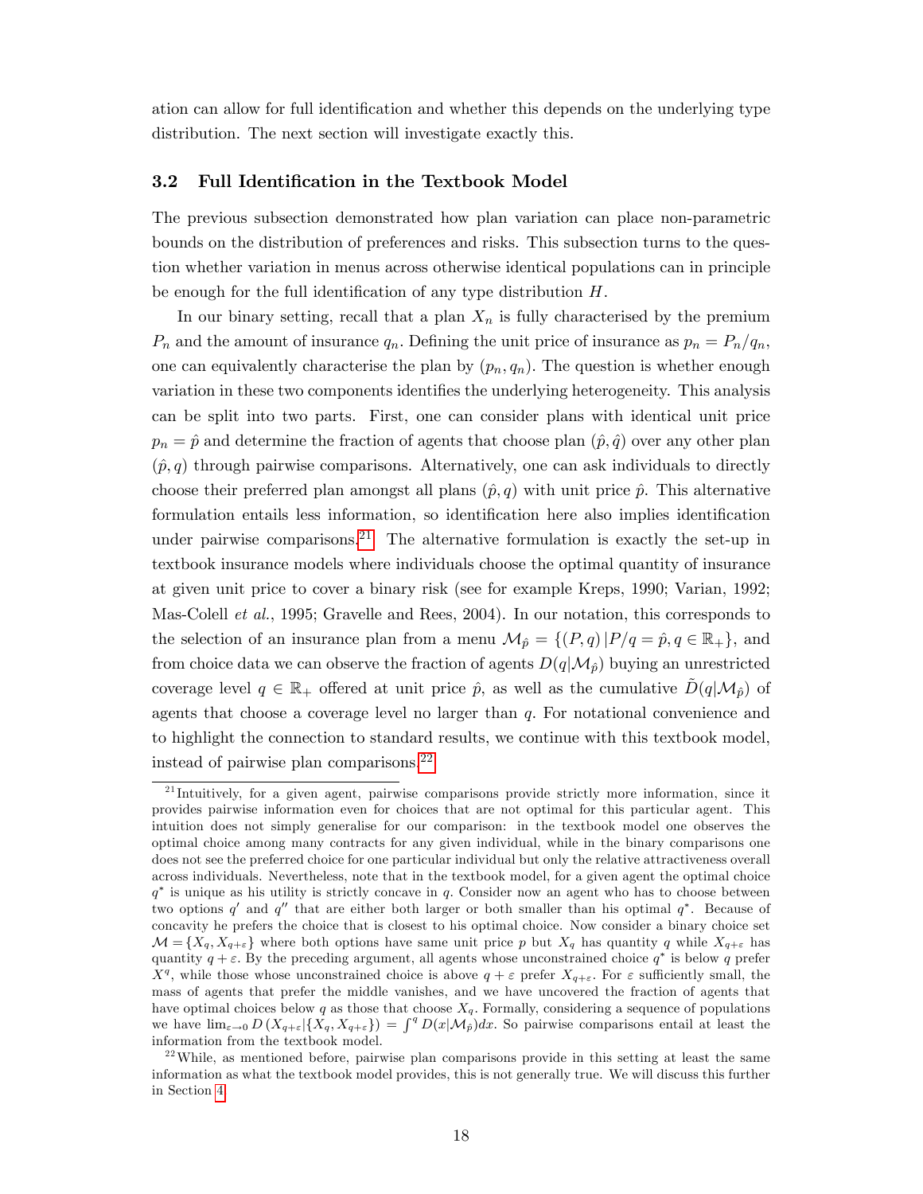ation can allow for full identification and whether this depends on the underlying type distribution. The next section will investigate exactly this.

### 3.2 Full Identification in the Textbook Model

The previous subsection demonstrated how plan variation can place non-parametric bounds on the distribution of preferences and risks. This subsection turns to the question whether variation in menus across otherwise identical populations can in principle be enough for the full identification of any type distribution $H$.

In our binary setting, recall that a plan $X_n$ is fully characterised by the premium $P_n$ and the amount of insurance $q_n$. Defining the unit price of insurance as $p_n = P_n/q_n$, one can equivalently characterise the plan by $(p_n, q_n)$. The question is whether enough variation in these two components identifies the underlying heterogeneity. This analysis can be split into two parts. First, one can consider plans with identical unit price $p_n = \hat{p}$ and determine the fraction of agents that choose plan $(\hat{p}, \hat{q})$ over any other plan $(\hat{p}, q)$ through pairwise comparisons. Alternatively, one can ask individuals to directly choose their preferred plan amongst all plans $(\hat{p}, q)$ with unit price $\hat{p}$. This alternative formulation entails less information, so identification here also implies identification under pairwise comparisons.[21] The alternative formulation is exactly the set-up in textbook insurance models where individuals choose the optimal quantity of insurance at given unit price to cover a binary risk (see for example Kreps, 1990; Varian, 1992; Mas-Colell *et al.*, 1995; Gravelle and Rees, 2004). In our notation, this corresponds to the selection of an insurance plan from a menu $\mathcal{M}_{\hat{p}} = \{(P, q) \,|\, P/q = \hat{p}, q \in \mathbb{R}_+\}$, and from choice data we can observe the fraction of agents $D(q|\mathcal{M}_{\hat{p}})$ buying an unrestricted coverage level $q \in \mathbb{R}_+$ offered at unit price $\hat{p}$, as well as the cumulative $\tilde{D}(q|\mathcal{M}_{\hat{p}})$ of agents that choose a coverage level no larger than $q$. For notational convenience and to highlight the connection to standard results, we continue with this textbook model, instead of pairwise plan comparisons.[22]

[21] Intuitively, for a given agent, pairwise comparisons provide strictly more information, since it provides pairwise information even for choices that are not optimal for this particular agent. This intuition does not simply generalise for our comparison: in the textbook model one observes the optimal choice among many contracts for any given individual, while in the binary comparisons one does not see the preferred choice for one particular individual but only the relative attractiveness overall across individuals. Nevertheless, note that in the textbook model, for a given agent the optimal choice $q^*$ is unique as his utility is strictly concave in $q$. Consider now an agent who has to choose between two options $q'$ and $q''$ that are either both larger or both smaller than his optimal $q^*$. Because of concavity he prefers the choice that is closest to his optimal choice. Now consider a binary choice set $\mathcal{M} = \{X_q, X_{q+\varepsilon}\}$ where both options have same unit price $p$ but $X_q$ has quantity $q$ while $X_{q+\varepsilon}$ has quantity $q + \varepsilon$. By the preceding argument, all agents whose unconstrained choice $q^*$ is below $q$ prefer $X^q$, while those whose unconstrained choice is above $q + \varepsilon$ prefer $X_{q+\varepsilon}$. For $\varepsilon$ sufficiently small, the mass of agents that prefer the middle vanishes, and we have uncovered the fraction of agents that have optimal choices below $q$ as those that choose $X_q$. Formally, considering a sequence of populations we have $\lim_{\varepsilon \to 0} D\left(X_{q+\varepsilon}|\{X_q, X_{q+\varepsilon}\}\right) = \int^q D(x|\mathcal{M}_{\hat{p}})dx$. So pairwise comparisons entail at least the information from the textbook model.

[22] While, as mentioned before, pairwise plan comparisons provide in this setting at least the same information as what the textbook model provides, this is not generally true. We will discuss this further in Section 4.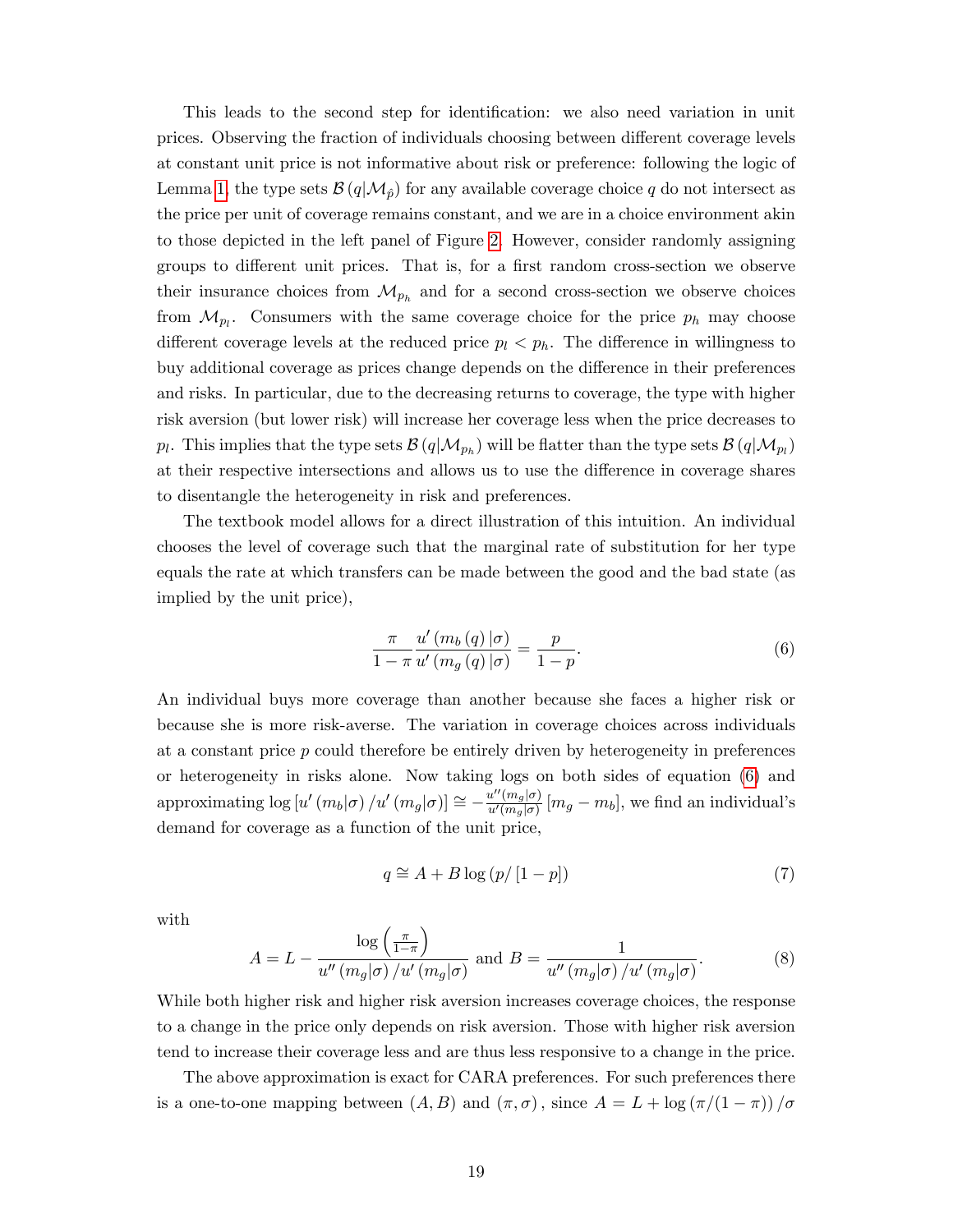This leads to the second step for identification: we also need variation in unit prices. Observing the fraction of individuals choosing between different coverage levels at constant unit price is not informative about risk or preference: following the logic of Lemma 1, the type sets $\mathcal{B}(q|\mathcal{M}_{\hat{p}})$ for any available coverage choice $q$ do not intersect as the price per unit of coverage remains constant, and we are in a choice environment akin to those depicted in the left panel of Figure 2. However, consider randomly assigning groups to different unit prices. That is, for a first random cross-section we observe their insurance choices from $\mathcal{M}_{p_h}$ and for a second cross-section we observe choices from $\mathcal{M}_{p_l}$. Consumers with the same coverage choice for the price $p_h$ may choose different coverage levels at the reduced price $p_l < p_h$. The difference in willingness to buy additional coverage as prices change depends on the difference in their preferences and risks. In particular, due to the decreasing returns to coverage, the type with higher risk aversion (but lower risk) will increase her coverage less when the price decreases to $p_l$. This implies that the type sets $\mathcal{B}(q|\mathcal{M}_{p_h})$ will be flatter than the type sets $\mathcal{B}(q|\mathcal{M}_{p_l})$ at their respective intersections and allows us to use the difference in coverage shares to disentangle the heterogeneity in risk and preferences.

The textbook model allows for a direct illustration of this intuition. An individual chooses the level of coverage such that the marginal rate of substitution for her type equals the rate at which transfers can be made between the good and the bad state (as implied by the unit price),

$$\frac{\pi}{1-\pi}\frac{u'(m_b(q)|\sigma)}{u'(m_g(q)|\sigma)} = \frac{p}{1-p}. \tag{6}$$

An individual buys more coverage than another because she faces a higher risk or because she is more risk-averse. The variation in coverage choices across individuals at a constant price $p$ could therefore be entirely driven by heterogeneity in preferences or heterogeneity in risks alone. Now taking logs on both sides of equation (6) and approximating $\log[u'(m_b|\sigma)/u'(m_g|\sigma)] \cong -\frac{u''(m_g|\sigma)}{u'(m_g|\sigma)}[m_g - m_b]$, we find an individual's demand for coverage as a function of the unit price,

$$q \cong A + B\log(p/[1-p]) \tag{7}$$

with

$$A = L - \frac{\log\left(\frac{\pi}{1-\pi}\right)}{u''(m_g|\sigma)/u'(m_g|\sigma)} \text{ and } B = \frac{1}{u''(m_g|\sigma)/u'(m_g|\sigma)}. \tag{8}$$

While both higher risk and higher risk aversion increases coverage choices, the response to a change in the price only depends on risk aversion. Those with higher risk aversion tend to increase their coverage less and are thus less responsive to a change in the price.

The above approximation is exact for CARA preferences. For such preferences there is a one-to-one mapping between $(A, B)$ and $(\pi, \sigma)$, since $A = L + \log(\pi/(1-\pi))/\sigma$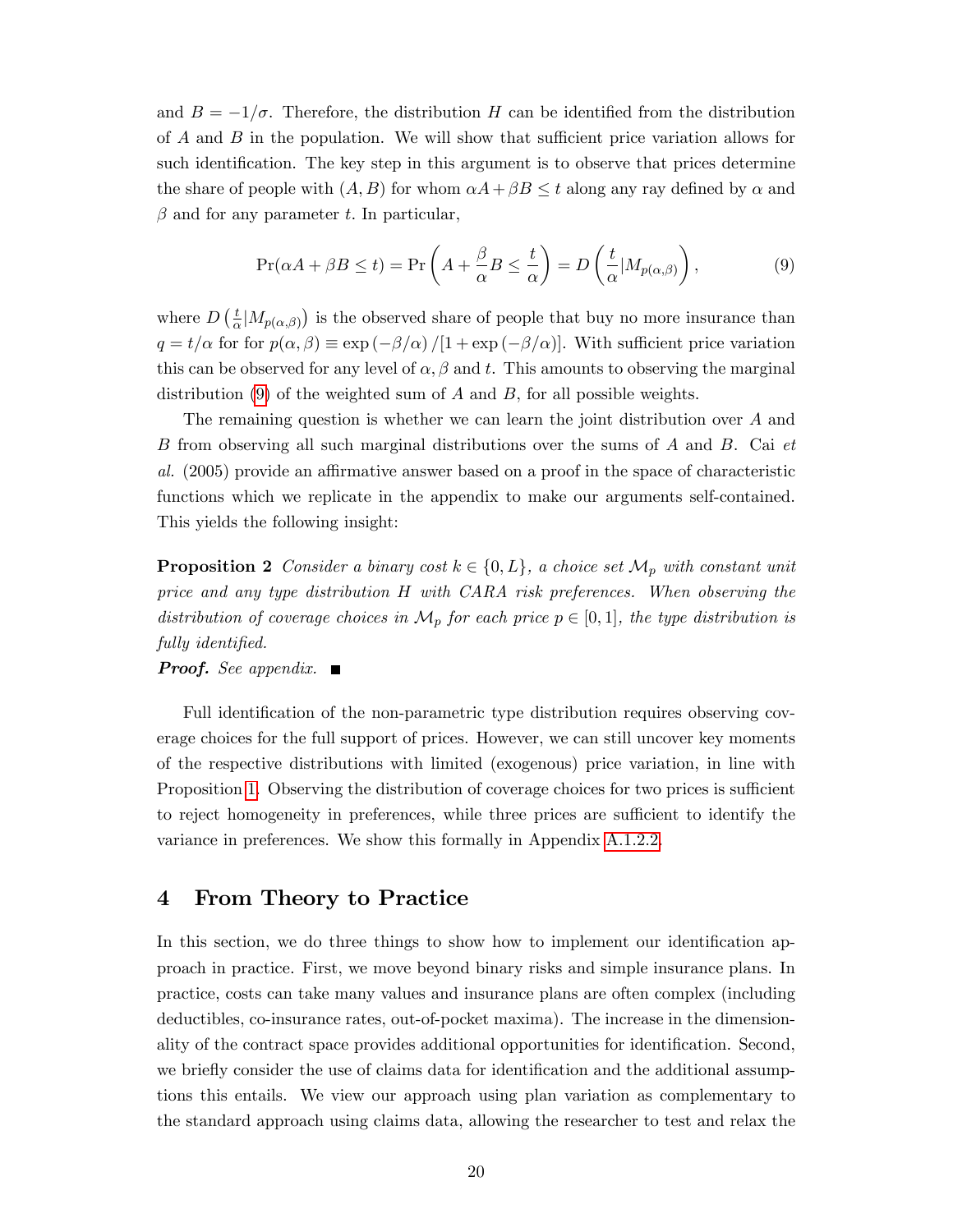and $B = -1/\sigma$. Therefore, the distribution $H$ can be identified from the distribution of $A$ and $B$ in the population. We will show that sufficient price variation allows for such identification. The key step in this argument is to observe that prices determine the share of people with $(A, B)$ for whom $\alpha A + \beta B \leq t$ along any ray defined by $\alpha$ and $\beta$ and for any parameter $t$. In particular,

$$\Pr(\alpha A + \beta B \leq t) = \Pr\left(A + \frac{\beta}{\alpha} B \leq \frac{t}{\alpha}\right) = D\left(\frac{t}{\alpha} | M_{p(\alpha,\beta)}\right), \tag{9}$$

where $D\left(\frac{t}{\alpha}|M_{p(\alpha,\beta)}\right)$ is the observed share of people that buy no more insurance than $q = t/\alpha$ for for $p(\alpha, \beta) \equiv \exp(-\beta/\alpha)/[1 + \exp(-\beta/\alpha)]$. With sufficient price variation this can be observed for any level of $\alpha, \beta$ and $t$. This amounts to observing the marginal distribution (9) of the weighted sum of $A$ and $B$, for all possible weights.

The remaining question is whether we can learn the joint distribution over $A$ and $B$ from observing all such marginal distributions over the sums of $A$ and $B$. Cai *et al.* (2005) provide an affirmative answer based on a proof in the space of characteristic functions which we replicate in the appendix to make our arguments self-contained. This yields the following insight:

**Proposition 2** *Consider a binary cost $k \in \{0, L\}$, a choice set $\mathcal{M}_p$ with constant unit price and any type distribution $H$ with CARA risk preferences. When observing the distribution of coverage choices in $\mathcal{M}_p$ for each price $p \in [0, 1]$, the type distribution is fully identified.*

***Proof.*** *See appendix.* ■

Full identification of the non-parametric type distribution requires observing coverage choices for the full support of prices. However, we can still uncover key moments of the respective distributions with limited (exogenous) price variation, in line with Proposition 1. Observing the distribution of coverage choices for two prices is sufficient to reject homogeneity in preferences, while three prices are sufficient to identify the variance in preferences. We show this formally in Appendix A.1.2.2.

# 4 From Theory to Practice

In this section, we do three things to show how to implement our identification approach in practice. First, we move beyond binary risks and simple insurance plans. In practice, costs can take many values and insurance plans are often complex (including deductibles, co-insurance rates, out-of-pocket maxima). The increase in the dimensionality of the contract space provides additional opportunities for identification. Second, we briefly consider the use of claims data for identification and the additional assumptions this entails. We view our approach using plan variation as complementary to the standard approach using claims data, allowing the researcher to test and relax the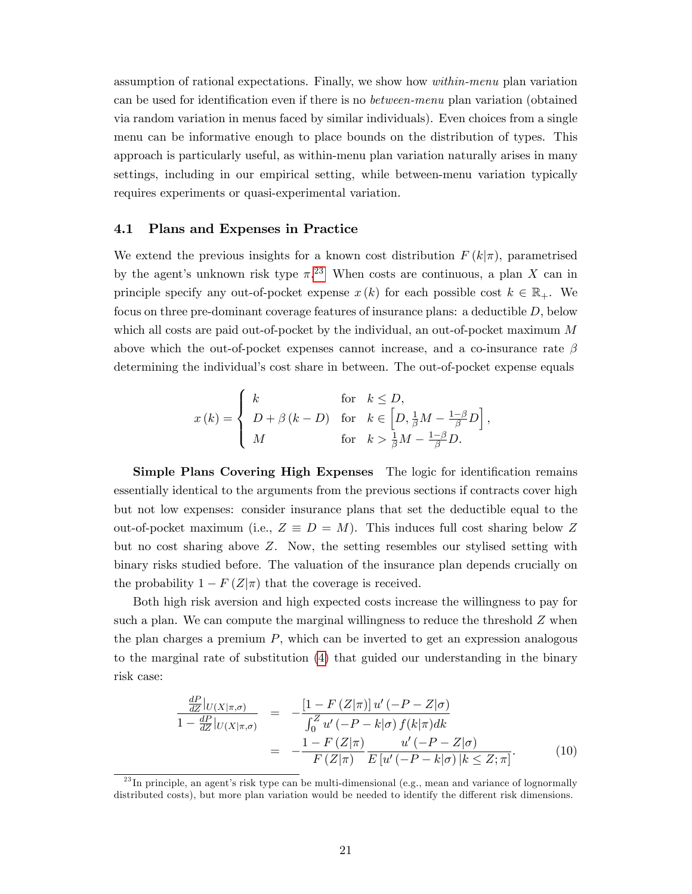assumption of rational expectations. Finally, we show how *within-menu* plan variation can be used for identification even if there is no *between-menu* plan variation (obtained via random variation in menus faced by similar individuals). Even choices from a single menu can be informative enough to place bounds on the distribution of types. This approach is particularly useful, as within-menu plan variation naturally arises in many settings, including in our empirical setting, while between-menu variation typically requires experiments or quasi-experimental variation.

### 4.1 Plans and Expenses in Practice

We extend the previous insights for a known cost distribution $F(k|\pi)$, parametrised by the agent's unknown risk type $\pi$.[23] When costs are continuous, a plan $X$ can in principle specify any out-of-pocket expense $x(k)$ for each possible cost $k \in \mathbb{R}_+$. We focus on three pre-dominant coverage features of insurance plans: a deductible $D$, below which all costs are paid out-of-pocket by the individual, an out-of-pocket maximum $M$ above which the out-of-pocket expenses cannot increase, and a co-insurance rate $\beta$ determining the individual's cost share in between. The out-of-pocket expense equals

$$x(k) = \begin{cases} k & \text{for} \quad k \leq D, \\ D + \beta(k - D) & \text{for} \quad k \in \left[D, \frac{1}{\beta}M - \frac{1-\beta}{\beta}D\right], \\ M & \text{for} \quad k > \frac{1}{\beta}M - \frac{1-\beta}{\beta}D. \end{cases}$$

**Simple Plans Covering High Expenses** The logic for identification remains essentially identical to the arguments from the previous sections if contracts cover high but not low expenses: consider insurance plans that set the deductible equal to the out-of-pocket maximum (i.e., $Z \equiv D = M$). This induces full cost sharing below $Z$ but no cost sharing above $Z$. Now, the setting resembles our stylised setting with binary risks studied before. The valuation of the insurance plan depends crucially on the probability $1 - F(Z|\pi)$ that the coverage is received.

Both high risk aversion and high expected costs increase the willingness to pay for such a plan. We can compute the marginal willingness to reduce the threshold $Z$ when the plan charges a premium $P$, which can be inverted to get an expression analogous to the marginal rate of substitution (4) that guided our understanding in the binary risk case:

$$\begin{aligned} \frac{\frac{dP}{dZ}|_{U(X|\pi,\sigma)}}{1 - \frac{dP}{dZ}|_{U(X|\pi,\sigma)}} &= -\frac{[1 - F(Z|\pi)]\, u'(-P - Z|\sigma)}{\int_0^Z u'(-P - k|\sigma)\, f(k|\pi) dk} \\ &= -\frac{1 - F(Z|\pi)}{F(Z|\pi)} \frac{u'(-P - Z|\sigma)}{E\left[u'(-P - k|\sigma)\,|k \leq Z; \pi\right]}. \end{aligned} \tag{10}$$

[23] In principle, an agent's risk type can be multi-dimensional (e.g., mean and variance of lognormally distributed costs), but more plan variation would be needed to identify the different risk dimensions.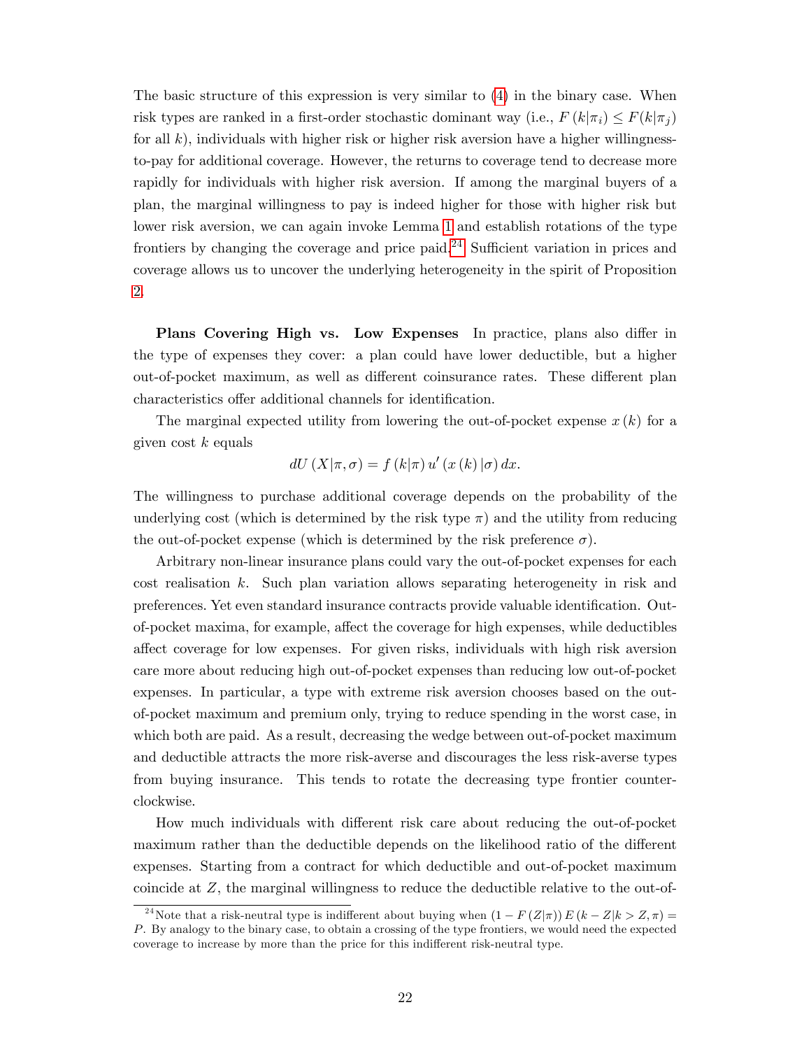The basic structure of this expression is very similar to (4) in the binary case. When risk types are ranked in a first-order stochastic dominant way (i.e., $F(k|\pi_i) \leq F(k|\pi_j)$ for all $k$), individuals with higher risk or higher risk aversion have a higher willingness-to-pay for additional coverage. However, the returns to coverage tend to decrease more rapidly for individuals with higher risk aversion. If among the marginal buyers of a plan, the marginal willingness to pay is indeed higher for those with higher risk but lower risk aversion, we can again invoke Lemma 1 and establish rotations of the type frontiers by changing the coverage and price paid.[24] Sufficient variation in prices and coverage allows us to uncover the underlying heterogeneity in the spirit of Proposition 2.

**Plans Covering High vs. Low Expenses** In practice, plans also differ in the type of expenses they cover: a plan could have lower deductible, but a higher out-of-pocket maximum, as well as different coinsurance rates. These different plan characteristics offer additional channels for identification.

The marginal expected utility from lowering the out-of-pocket expense $x(k)$ for a given cost $k$ equals

$$dU(X|\pi,\sigma) = f(k|\pi)\, u'(x(k)|\sigma)\, dx.$$

The willingness to purchase additional coverage depends on the probability of the underlying cost (which is determined by the risk type $\pi$) and the utility from reducing the out-of-pocket expense (which is determined by the risk preference $\sigma$).

Arbitrary non-linear insurance plans could vary the out-of-pocket expenses for each cost realisation $k$. Such plan variation allows separating heterogeneity in risk and preferences. Yet even standard insurance contracts provide valuable identification. Out-of-pocket maxima, for example, affect the coverage for high expenses, while deductibles affect coverage for low expenses. For given risks, individuals with high risk aversion care more about reducing high out-of-pocket expenses than reducing low out-of-pocket expenses. In particular, a type with extreme risk aversion chooses based on the out-of-pocket maximum and premium only, trying to reduce spending in the worst case, in which both are paid. As a result, decreasing the wedge between out-of-pocket maximum and deductible attracts the more risk-averse and discourages the less risk-averse types from buying insurance. This tends to rotate the decreasing type frontier counter-clockwise.

How much individuals with different risk care about reducing the out-of-pocket maximum rather than the deductible depends on the likelihood ratio of the different expenses. Starting from a contract for which deductible and out-of-pocket maximum coincide at $Z$, the marginal willingness to reduce the deductible relative to the out-of-

[24] Note that a risk-neutral type is indifferent about buying when $(1 - F(Z|\pi))\, E(k - Z|k > Z, \pi) = P$. By analogy to the binary case, to obtain a crossing of the type frontiers, we would need the expected coverage to increase by more than the price for this indifferent risk-neutral type.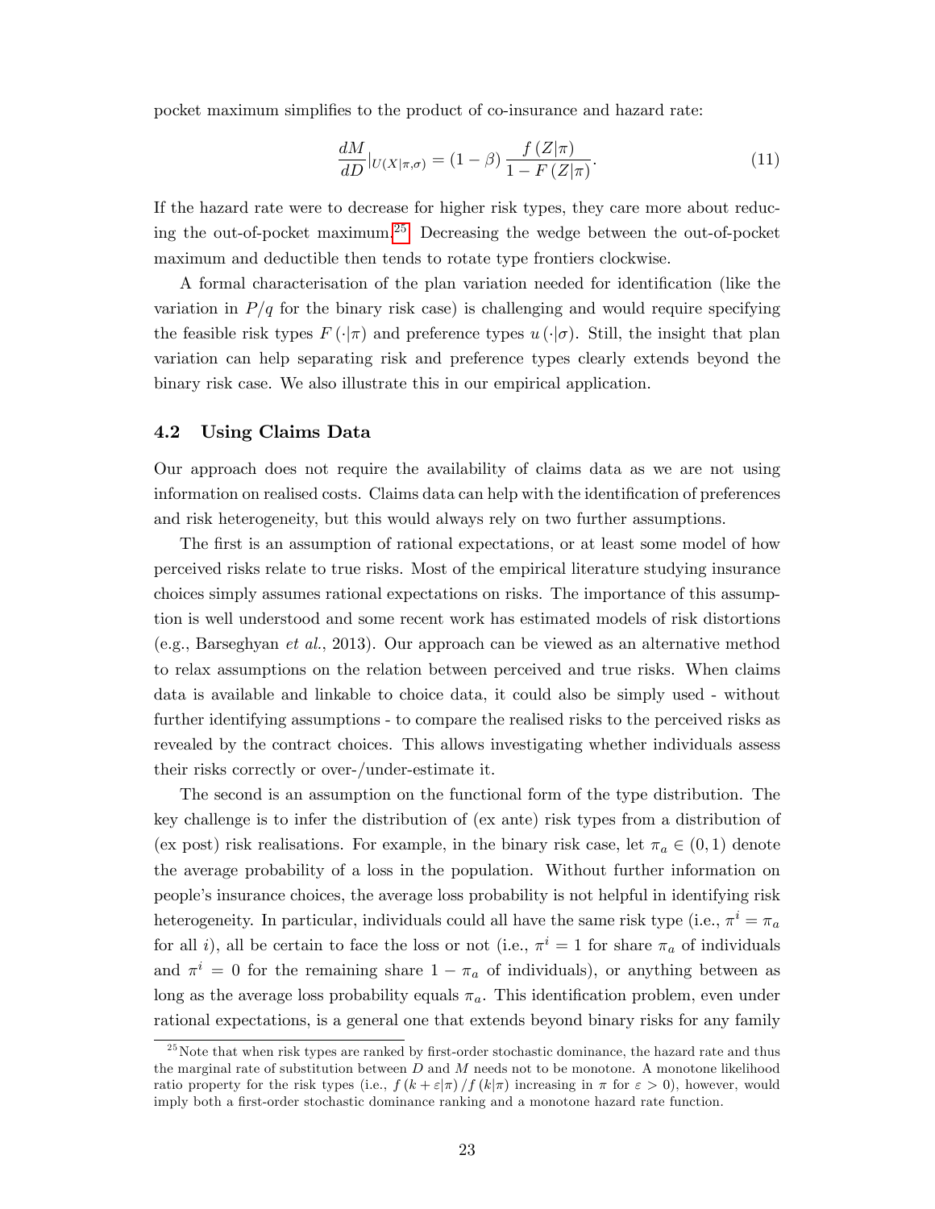pocket maximum simplifies to the product of co-insurance and hazard rate:

$$\frac{dM}{dD}|_{U(X|\pi,\sigma)} = (1-\beta)\,\frac{f(Z|\pi)}{1-F(Z|\pi)}. \tag{11}$$

If the hazard rate were to decrease for higher risk types, they care more about reducing the out-of-pocket maximum.[25] Decreasing the wedge between the out-of-pocket maximum and deductible then tends to rotate type frontiers clockwise.

A formal characterisation of the plan variation needed for identification (like the variation in $P/q$ for the binary risk case) is challenging and would require specifying the feasible risk types $F(\cdot|\pi)$ and preference types $u(\cdot|\sigma)$. Still, the insight that plan variation can help separating risk and preference types clearly extends beyond the binary risk case. We also illustrate this in our empirical application.

## 4.2 Using Claims Data

Our approach does not require the availability of claims data as we are not using information on realised costs. Claims data can help with the identification of preferences and risk heterogeneity, but this would always rely on two further assumptions.

The first is an assumption of rational expectations, or at least some model of how perceived risks relate to true risks. Most of the empirical literature studying insurance choices simply assumes rational expectations on risks. The importance of this assumption is well understood and some recent work has estimated models of risk distortions (e.g., Barseghyan *et al.*, 2013). Our approach can be viewed as an alternative method to relax assumptions on the relation between perceived and true risks. When claims data is available and linkable to choice data, it could also be simply used - without further identifying assumptions - to compare the realised risks to the perceived risks as revealed by the contract choices. This allows investigating whether individuals assess their risks correctly or over-/under-estimate it.

The second is an assumption on the functional form of the type distribution. The key challenge is to infer the distribution of (ex ante) risk types from a distribution of (ex post) risk realisations. For example, in the binary risk case, let $\pi_a \in (0,1)$ denote the average probability of a loss in the population. Without further information on people's insurance choices, the average loss probability is not helpful in identifying risk heterogeneity. In particular, individuals could all have the same risk type (i.e., $\pi^i = \pi_a$ for all $i$), all be certain to face the loss or not (i.e., $\pi^i = 1$ for share $\pi_a$ of individuals and $\pi^i = 0$ for the remaining share $1-\pi_a$ of individuals), or anything between as long as the average loss probability equals $\pi_a$. This identification problem, even under rational expectations, is a general one that extends beyond binary risks for any family

[25] Note that when risk types are ranked by first-order stochastic dominance, the hazard rate and thus the marginal rate of substitution between $D$ and $M$ needs not to be monotone. A monotone likelihood ratio property for the risk types (i.e., $f(k+\varepsilon|\pi)/f(k|\pi)$ increasing in $\pi$ for $\varepsilon > 0$), however, would imply both a first-order stochastic dominance ranking and a monotone hazard rate function.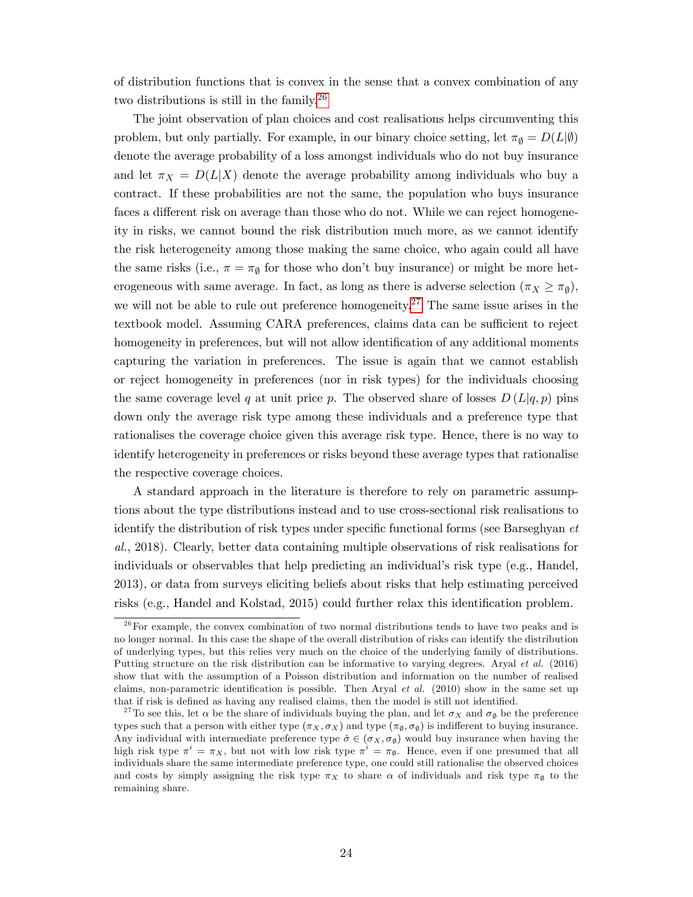of distribution functions that is convex in the sense that a convex combination of any two distributions is still in the family.[26]

The joint observation of plan choices and cost realisations helps circumventing this problem, but only partially. For example, in our binary choice setting, let $\pi_\emptyset = D(L|\emptyset)$ denote the average probability of a loss amongst individuals who do not buy insurance and let $\pi_X = D(L|X)$ denote the average probability among individuals who buy a contract. If these probabilities are not the same, the population who buys insurance faces a different risk on average than those who do not. While we can reject homogeneity in risks, we cannot bound the risk distribution much more, as we cannot identify the risk heterogeneity among those making the same choice, who again could all have the same risks (i.e., $\pi = \pi_\emptyset$ for those who don't buy insurance) or might be more heterogeneous with same average. In fact, as long as there is adverse selection ($\pi_X \geq \pi_\emptyset$), we will not be able to rule out preference homogeneity.[27] The same issue arises in the textbook model. Assuming CARA preferences, claims data can be sufficient to reject homogeneity in preferences, but will not allow identification of any additional moments capturing the variation in preferences. The issue is again that we cannot establish or reject homogeneity in preferences (nor in risk types) for the individuals choosing the same coverage level $q$ at unit price $p$. The observed share of losses $D\left(L|q,p\right)$ pins down only the average risk type among these individuals and a preference type that rationalises the coverage choice given this average risk type. Hence, there is no way to identify heterogeneity in preferences or risks beyond these average types that rationalise the respective coverage choices.

A standard approach in the literature is therefore to rely on parametric assumptions about the type distributions instead and to use cross-sectional risk realisations to identify the distribution of risk types under specific functional forms (see Barseghyan *et al.*, 2018). Clearly, better data containing multiple observations of risk realisations for individuals or observables that help predicting an individual's risk type (e.g., Handel, 2013), or data from surveys eliciting beliefs about risks that help estimating perceived risks (e.g., Handel and Kolstad, 2015) could further relax this identification problem.

---

[26] For example, the convex combination of two normal distributions tends to have two peaks and is no longer normal. In this case the shape of the overall distribution of risks can identify the distribution of underlying types, but this relies very much on the choice of the underlying family of distributions. Putting structure on the risk distribution can be informative to varying degrees. Aryal *et al.* (2016) show that with the assumption of a Poisson distribution and information on the number of realised claims, non-parametric identification is possible. Then Aryal *et al.* (2010) show in the same set up that if risk is defined as having any realised claims, then the model is still not identified.

[27] To see this, let $\alpha$ be the share of individuals buying the plan, and let $\sigma_X$ and $\sigma_\emptyset$ be the preference types such that a person with either type $(\pi_X, \sigma_X)$ and type $(\pi_\emptyset, \sigma_\emptyset)$ is indifferent to buying insurance. Any individual with intermediate preference type $\hat{\sigma} \in (\sigma_X, \sigma_\emptyset)$ would buy insurance when having the high risk type $\pi^i = \pi_X$, but not with low risk type $\pi^i = \pi_\emptyset$. Hence, even if one presumed that all individuals share the same intermediate preference type, one could still rationalise the observed choices and costs by simply assigning the risk type $\pi_X$ to share $\alpha$ of individuals and risk type $\pi_\emptyset$ to the remaining share.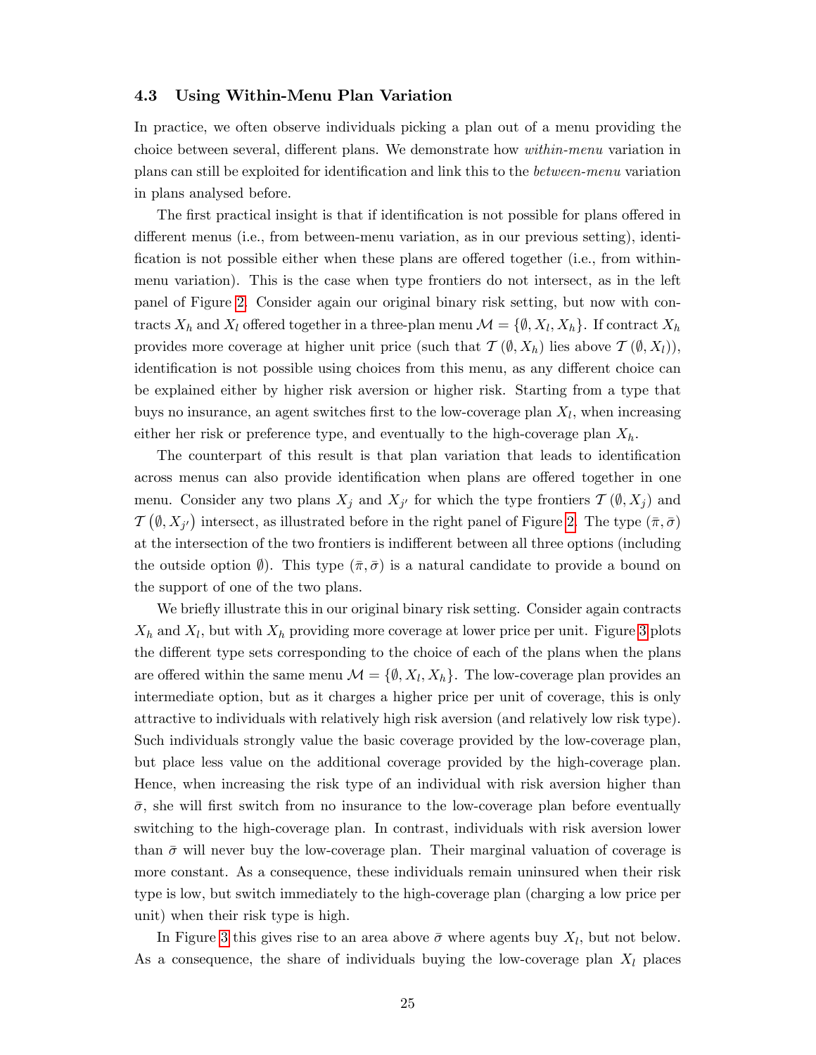### 4.3 Using Within-Menu Plan Variation

In practice, we often observe individuals picking a plan out of a menu providing the choice between several, different plans. We demonstrate how *within-menu* variation in plans can still be exploited for identification and link this to the *between-menu* variation in plans analysed before.

The first practical insight is that if identification is not possible for plans offered in different menus (i.e., from between-menu variation, as in our previous setting), identification is not possible either when these plans are offered together (i.e., from within-menu variation). This is the case when type frontiers do not intersect, as in the left panel of Figure 2. Consider again our original binary risk setting, but now with contracts $X_h$ and $X_l$ offered together in a three-plan menu $\mathcal{M} = \{\emptyset, X_l, X_h\}$. If contract $X_h$ provides more coverage at higher unit price (such that $\mathcal{T}(\emptyset, X_h)$ lies above $\mathcal{T}(\emptyset, X_l)$), identification is not possible using choices from this menu, as any different choice can be explained either by higher risk aversion or higher risk. Starting from a type that buys no insurance, an agent switches first to the low-coverage plan $X_l$, when increasing either her risk or preference type, and eventually to the high-coverage plan $X_h$.

The counterpart of this result is that plan variation that leads to identification across menus can also provide identification when plans are offered together in one menu. Consider any two plans $X_j$ and $X_{j'}$ for which the type frontiers $\mathcal{T}(\emptyset, X_j)$ and $\mathcal{T}(\emptyset, X_{j'})$ intersect, as illustrated before in the right panel of Figure 2. The type $(\bar{\pi}, \bar{\sigma})$ at the intersection of the two frontiers is indifferent between all three options (including the outside option $\emptyset$). This type $(\bar{\pi}, \bar{\sigma})$ is a natural candidate to provide a bound on the support of one of the two plans.

We briefly illustrate this in our original binary risk setting. Consider again contracts $X_h$ and $X_l$, but with $X_h$ providing more coverage at lower price per unit. Figure 3 plots the different type sets corresponding to the choice of each of the plans when the plans are offered within the same menu $\mathcal{M} = \{\emptyset, X_l, X_h\}$. The low-coverage plan provides an intermediate option, but as it charges a higher price per unit of coverage, this is only attractive to individuals with relatively high risk aversion (and relatively low risk type). Such individuals strongly value the basic coverage provided by the low-coverage plan, but place less value on the additional coverage provided by the high-coverage plan. Hence, when increasing the risk type of an individual with risk aversion higher than $\bar{\sigma}$, she will first switch from no insurance to the low-coverage plan before eventually switching to the high-coverage plan. In contrast, individuals with risk aversion lower than $\bar{\sigma}$ will never buy the low-coverage plan. Their marginal valuation of coverage is more constant. As a consequence, these individuals remain uninsured when their risk type is low, but switch immediately to the high-coverage plan (charging a low price per unit) when their risk type is high.

In Figure 3 this gives rise to an area above $\bar{\sigma}$ where agents buy $X_l$, but not below. As a consequence, the share of individuals buying the low-coverage plan $X_l$ places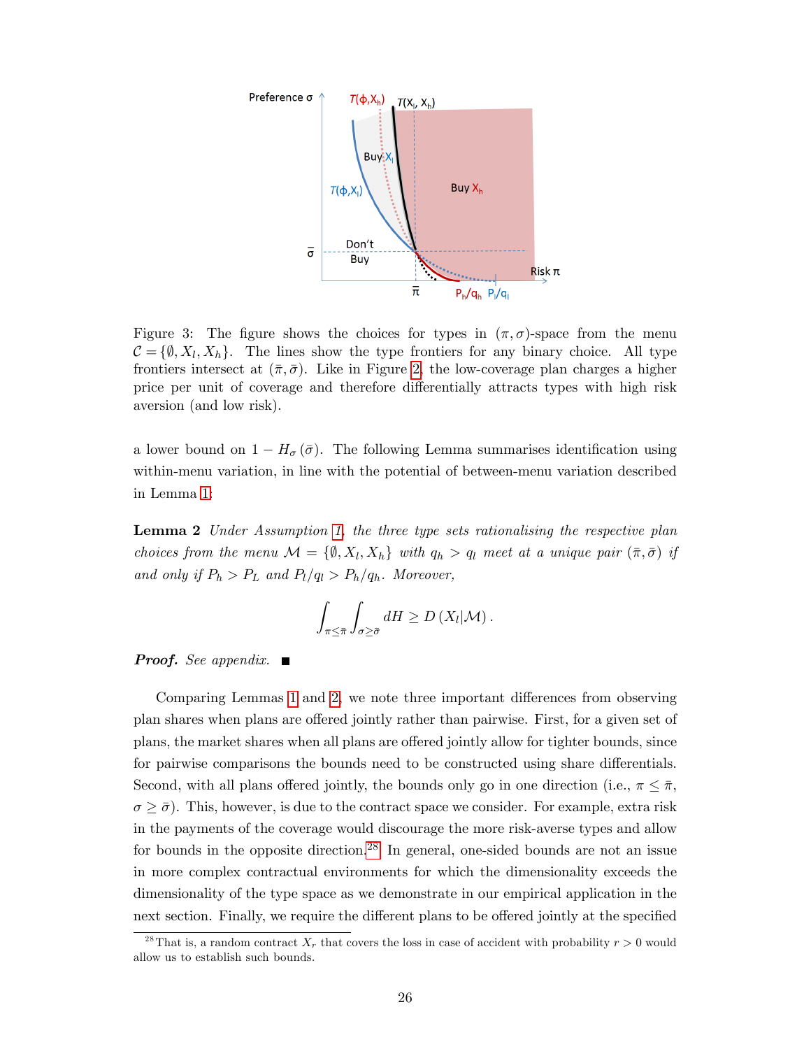Figure 3: The figure shows the choices for types in $(\pi, \sigma)$-space from the menu $\mathcal{C} = \{\emptyset, X_l, X_h\}$. The lines show the type frontiers for any binary choice. All type frontiers intersect at $(\bar{\pi}, \bar{\sigma})$. Like in Figure 2, the low-coverage plan charges a higher price per unit of coverage and therefore differentially attracts types with high risk aversion (and low risk).

a lower bound on $1 - H_\sigma(\bar{\sigma})$. The following Lemma summarises identification using within-menu variation, in line with the potential of between-menu variation described in Lemma 1:

**Lemma 2** *Under Assumption 1, the three type sets rationalising the respective plan choices from the menu $\mathcal{M} = \{\emptyset, X_l, X_h\}$ with $q_h > q_l$ meet at a unique pair $(\bar{\pi}, \bar{\sigma})$ if and only if $P_h > P_L$ and $P_l/q_l > P_h/q_h$. Moreover,*

$$\int_{\pi \leq \bar{\pi}} \int_{\sigma \geq \bar{\sigma}} dH \geq D(X_l | \mathcal{M}).$$

***Proof.*** *See appendix.* ■

Comparing Lemmas 1 and 2, we note three important differences from observing plan shares when plans are offered jointly rather than pairwise. First, for a given set of plans, the market shares when all plans are offered jointly allow for tighter bounds, since for pairwise comparisons the bounds need to be constructed using share differentials. Second, with all plans offered jointly, the bounds only go in one direction (i.e., $\pi \leq \bar{\pi}$, $\sigma \geq \bar{\sigma}$). This, however, is due to the contract space we consider. For example, extra risk in the payments of the coverage would discourage the more risk-averse types and allow for bounds in the opposite direction.[28] In general, one-sided bounds are not an issue in more complex contractual environments for which the dimensionality exceeds the dimensionality of the type space as we demonstrate in our empirical application in the next section. Finally, we require the different plans to be offered jointly at the specified

[28] That is, a random contract $X_r$ that covers the loss in case of accident with probability $r > 0$ would allow us to establish such bounds.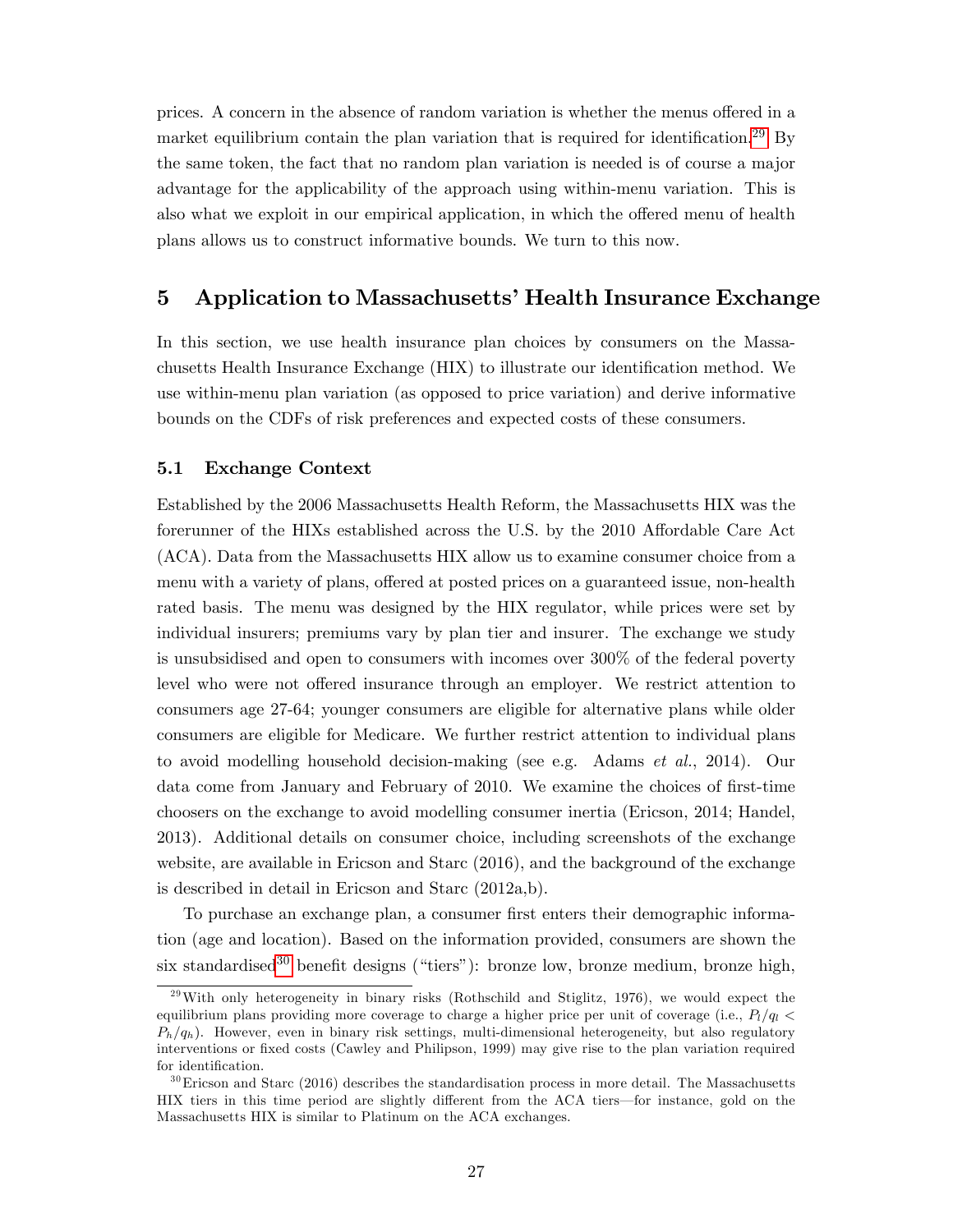prices. A concern in the absence of random variation is whether the menus offered in a market equilibrium contain the plan variation that is required for identification.[29] By the same token, the fact that no random plan variation is needed is of course a major advantage for the applicability of the approach using within-menu variation. This is also what we exploit in our empirical application, in which the offered menu of health plans allows us to construct informative bounds. We turn to this now.

## 5 Application to Massachusetts' Health Insurance Exchange

In this section, we use health insurance plan choices by consumers on the Massachusetts Health Insurance Exchange (HIX) to illustrate our identification method. We use within-menu plan variation (as opposed to price variation) and derive informative bounds on the CDFs of risk preferences and expected costs of these consumers.

### 5.1 Exchange Context

Established by the 2006 Massachusetts Health Reform, the Massachusetts HIX was the forerunner of the HIXs established across the U.S. by the 2010 Affordable Care Act (ACA). Data from the Massachusetts HIX allow us to examine consumer choice from a menu with a variety of plans, offered at posted prices on a guaranteed issue, non-health rated basis. The menu was designed by the HIX regulator, while prices were set by individual insurers; premiums vary by plan tier and insurer. The exchange we study is unsubsidised and open to consumers with incomes over 300% of the federal poverty level who were not offered insurance through an employer. We restrict attention to consumers age 27-64; younger consumers are eligible for alternative plans while older consumers are eligible for Medicare. We further restrict attention to individual plans to avoid modelling household decision-making (see e.g. Adams *et al.*, 2014). Our data come from January and February of 2010. We examine the choices of first-time choosers on the exchange to avoid modelling consumer inertia (Ericson, 2014; Handel, 2013). Additional details on consumer choice, including screenshots of the exchange website, are available in Ericson and Starc (2016), and the background of the exchange is described in detail in Ericson and Starc (2012a,b).

To purchase an exchange plan, a consumer first enters their demographic information (age and location). Based on the information provided, consumers are shown the six standardised[30] benefit designs ("tiers"): bronze low, bronze medium, bronze high,

---

[29] With only heterogeneity in binary risks (Rothschild and Stiglitz, 1976), we would expect the equilibrium plans providing more coverage to charge a higher price per unit of coverage (i.e., $P_l/q_l < P_h/q_h$). However, even in binary risk settings, multi-dimensional heterogeneity, but also regulatory interventions or fixed costs (Cawley and Philipson, 1999) may give rise to the plan variation required for identification.

[30] Ericson and Starc (2016) describes the standardisation process in more detail. The Massachusetts HIX tiers in this time period are slightly different from the ACA tiers—for instance, gold on the Massachusetts HIX is similar to Platinum on the ACA exchanges.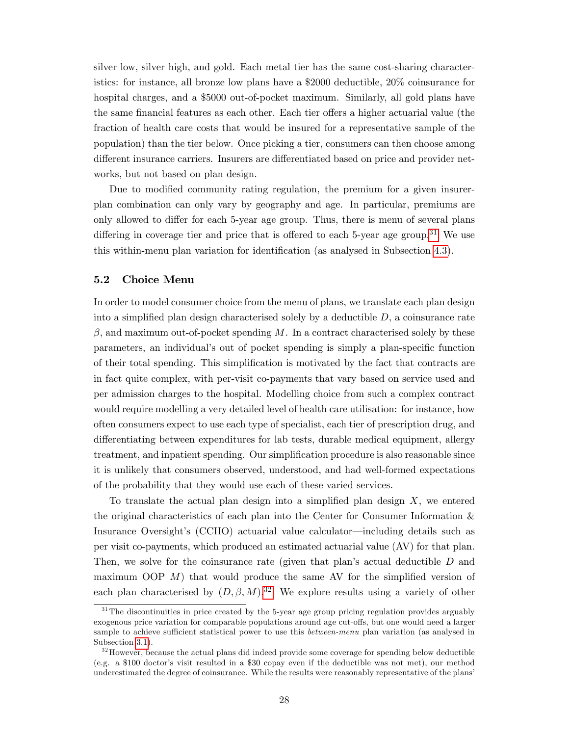silver low, silver high, and gold. Each metal tier has the same cost-sharing characteristics: for instance, all bronze low plans have a \$2000 deductible, 20% coinsurance for hospital charges, and a \$5000 out-of-pocket maximum. Similarly, all gold plans have the same financial features as each other. Each tier offers a higher actuarial value (the fraction of health care costs that would be insured for a representative sample of the population) than the tier below. Once picking a tier, consumers can then choose among different insurance carriers. Insurers are differentiated based on price and provider networks, but not based on plan design.

Due to modified community rating regulation, the premium for a given insurer-plan combination can only vary by geography and age. In particular, premiums are only allowed to differ for each 5-year age group. Thus, there is menu of several plans differing in coverage tier and price that is offered to each 5-year age group.[31] We use this within-menu plan variation for identification (as analysed in Subsection 4.3).

## 5.2 Choice Menu

In order to model consumer choice from the menu of plans, we translate each plan design into a simplified plan design characterised solely by a deductible $D$, a coinsurance rate $\beta$, and maximum out-of-pocket spending $M$. In a contract characterised solely by these parameters, an individual's out of pocket spending is simply a plan-specific function of their total spending. This simplification is motivated by the fact that contracts are in fact quite complex, with per-visit co-payments that vary based on service used and per admission charges to the hospital. Modelling choice from such a complex contract would require modelling a very detailed level of health care utilisation: for instance, how often consumers expect to use each type of specialist, each tier of prescription drug, and differentiating between expenditures for lab tests, durable medical equipment, allergy treatment, and inpatient spending. Our simplification procedure is also reasonable since it is unlikely that consumers observed, understood, and had well-formed expectations of the probability that they would use each of these varied services.

To translate the actual plan design into a simplified plan design $X$, we entered the original characteristics of each plan into the Center for Consumer Information & Insurance Oversight's (CCIIO) actuarial value calculator—including details such as per visit co-payments, which produced an estimated actuarial value (AV) for that plan. Then, we solve for the coinsurance rate (given that plan's actual deductible $D$ and maximum OOP $M$) that would produce the same AV for the simplified version of each plan characterised by $(D, \beta, M)$.[32] We explore results using a variety of other

[31] The discontinuities in price created by the 5-year age group pricing regulation provides arguably exogenous price variation for comparable populations around age cut-offs, but one would need a larger sample to achieve sufficient statistical power to use this *between-menu* plan variation (as analysed in Subsection 3.1).

[32] However, because the actual plans did indeed provide some coverage for spending below deductible (e.g. a \$100 doctor's visit resulted in a \$30 copay even if the deductible was not met), our method underestimated the degree of coinsurance. While the results were reasonably representative of the plans'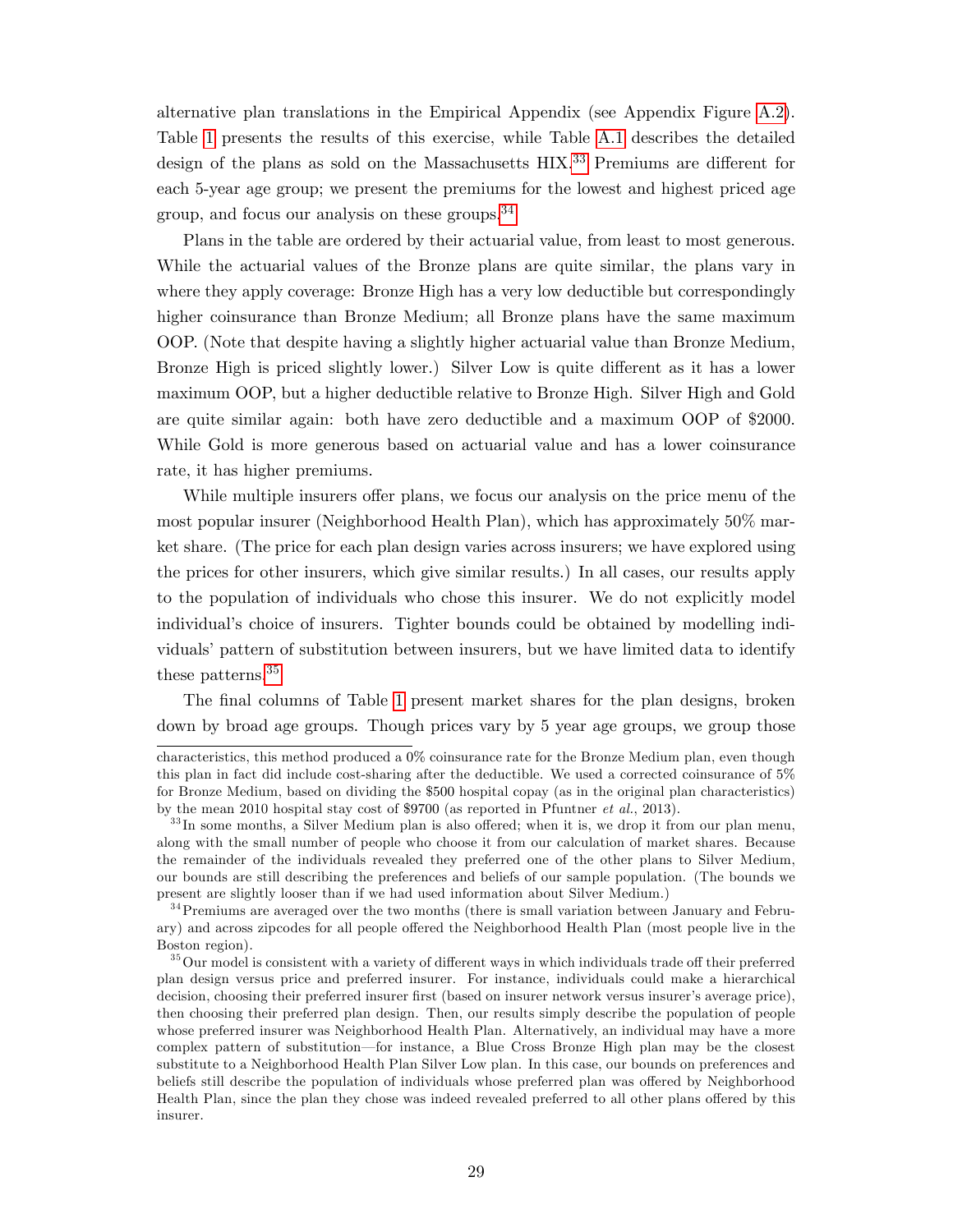alternative plan translations in the Empirical Appendix (see Appendix Figure A.2). Table 1 presents the results of this exercise, while Table A.1 describes the detailed design of the plans as sold on the Massachusetts HIX.[33] Premiums are different for each 5-year age group; we present the premiums for the lowest and highest priced age group, and focus our analysis on these groups.[34]

Plans in the table are ordered by their actuarial value, from least to most generous. While the actuarial values of the Bronze plans are quite similar, the plans vary in where they apply coverage: Bronze High has a very low deductible but correspondingly higher coinsurance than Bronze Medium; all Bronze plans have the same maximum OOP. (Note that despite having a slightly higher actuarial value than Bronze Medium, Bronze High is priced slightly lower.) Silver Low is quite different as it has a lower maximum OOP, but a higher deductible relative to Bronze High. Silver High and Gold are quite similar again: both have zero deductible and a maximum OOP of $2000. While Gold is more generous based on actuarial value and has a lower coinsurance rate, it has higher premiums.

While multiple insurers offer plans, we focus our analysis on the price menu of the most popular insurer (Neighborhood Health Plan), which has approximately 50% market share. (The price for each plan design varies across insurers; we have explored using the prices for other insurers, which give similar results.) In all cases, our results apply to the population of individuals who chose this insurer. We do not explicitly model individual's choice of insurers. Tighter bounds could be obtained by modelling individuals' pattern of substitution between insurers, but we have limited data to identify these patterns.[35]

The final columns of Table 1 present market shares for the plan designs, broken down by broad age groups. Though prices vary by 5 year age groups, we group those

---

characteristics, this method produced a 0% coinsurance rate for the Bronze Medium plan, even though this plan in fact did include cost-sharing after the deductible. We used a corrected coinsurance of 5% for Bronze Medium, based on dividing the $500 hospital copay (as in the original plan characteristics) by the mean 2010 hospital stay cost of $9700 (as reported in Pfuntner *et al.*, 2013).

[33] In some months, a Silver Medium plan is also offered; when it is, we drop it from our plan menu, along with the small number of people who choose it from our calculation of market shares. Because the remainder of the individuals revealed they preferred one of the other plans to Silver Medium, our bounds are still describing the preferences and beliefs of our sample population. (The bounds we present are slightly looser than if we had used information about Silver Medium.)

[34] Premiums are averaged over the two months (there is small variation between January and February) and across zipcodes for all people offered the Neighborhood Health Plan (most people live in the Boston region).

[35] Our model is consistent with a variety of different ways in which individuals trade off their preferred plan design versus price and preferred insurer. For instance, individuals could make a hierarchical decision, choosing their preferred insurer first (based on insurer network versus insurer's average price), then choosing their preferred plan design. Then, our results simply describe the population of people whose preferred insurer was Neighborhood Health Plan. Alternatively, an individual may have a more complex pattern of substitution—for instance, a Blue Cross Bronze High plan may be the closest substitute to a Neighborhood Health Plan Silver Low plan. In this case, our bounds on preferences and beliefs still describe the population of individuals whose preferred plan was offered by Neighborhood Health Plan, since the plan they chose was indeed revealed preferred to all other plans offered by this insurer.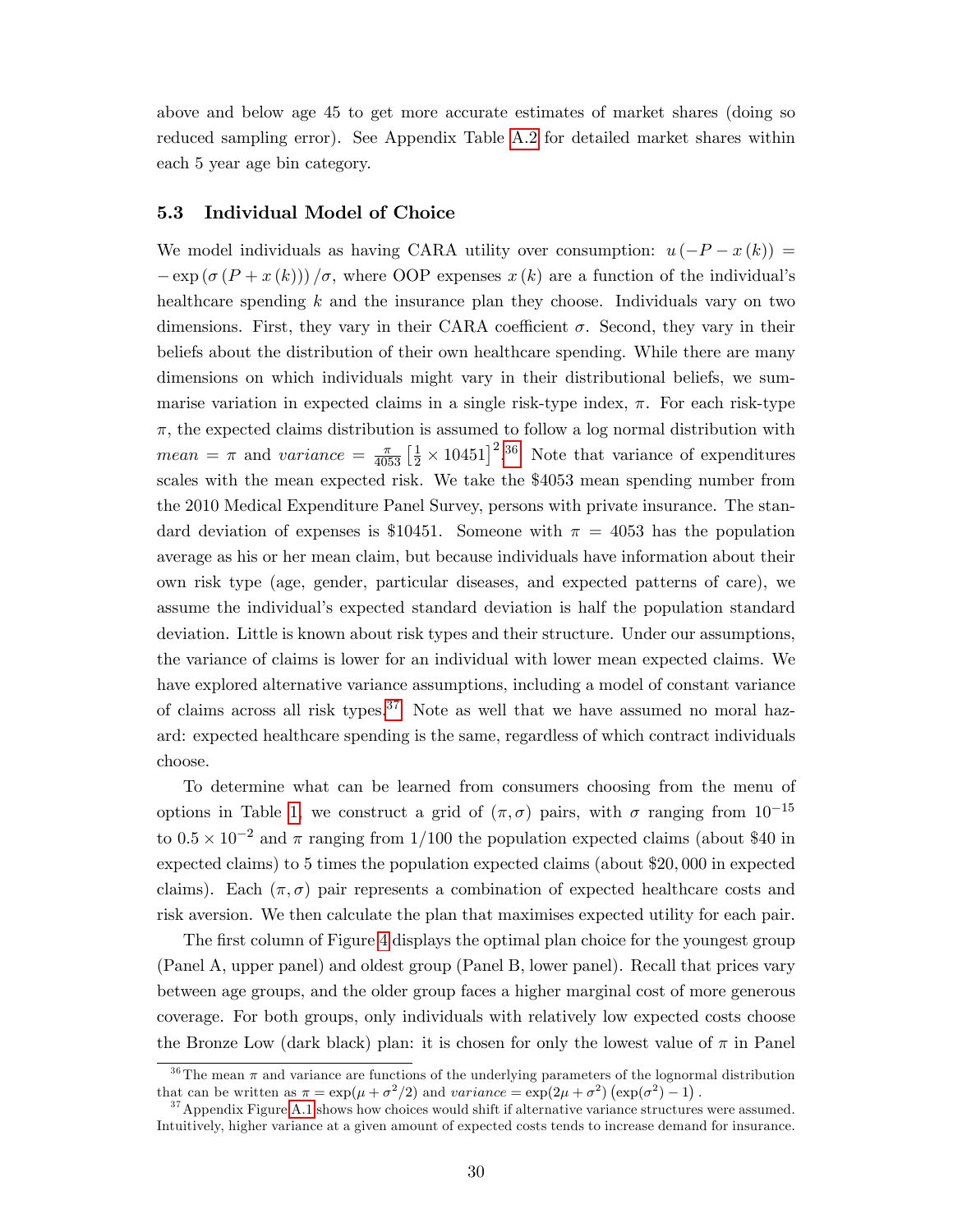above and below age 45 to get more accurate estimates of market shares (doing so reduced sampling error). See Appendix Table A.2 for detailed market shares within each 5 year age bin category.

### 5.3 Individual Model of Choice

We model individuals as having CARA utility over consumption: $u(-P - x(k)) = -\exp(\sigma(P + x(k)))/\sigma$, where OOP expenses $x(k)$ are a function of the individual's healthcare spending $k$ and the insurance plan they choose. Individuals vary on two dimensions. First, they vary in their CARA coefficient $\sigma$. Second, they vary in their beliefs about the distribution of their own healthcare spending. While there are many dimensions on which individuals might vary in their distributional beliefs, we summarise variation in expected claims in a single risk-type index, $\pi$. For each risk-type $\pi$, the expected claims distribution is assumed to follow a log normal distribution with $mean = \pi$ and $variance = \frac{\pi}{4053}\left[\frac{1}{2} \times 10451\right]^2$.[36] Note that variance of expenditures scales with the mean expected risk. We take the \$4053 mean spending number from the 2010 Medical Expenditure Panel Survey, persons with private insurance. The standard deviation of expenses is \$10451. Someone with $\pi = 4053$ has the population average as his or her mean claim, but because individuals have information about their own risk type (age, gender, particular diseases, and expected patterns of care), we assume the individual's expected standard deviation is half the population standard deviation. Little is known about risk types and their structure. Under our assumptions, the variance of claims is lower for an individual with lower mean expected claims. We have explored alternative variance assumptions, including a model of constant variance of claims across all risk types.[37] Note as well that we have assumed no moral hazard: expected healthcare spending is the same, regardless of which contract individuals choose.

To determine what can be learned from consumers choosing from the menu of options in Table 1, we construct a grid of $(\pi, \sigma)$ pairs, with $\sigma$ ranging from $10^{-15}$ to $0.5 \times 10^{-2}$ and $\pi$ ranging from 1/100 the population expected claims (about \$40 in expected claims) to 5 times the population expected claims (about \$20,000 in expected claims). Each $(\pi, \sigma)$ pair represents a combination of expected healthcare costs and risk aversion. We then calculate the plan that maximises expected utility for each pair.

The first column of Figure 4 displays the optimal plan choice for the youngest group (Panel A, upper panel) and oldest group (Panel B, lower panel). Recall that prices vary between age groups, and the older group faces a higher marginal cost of more generous coverage. For both groups, only individuals with relatively low expected costs choose the Bronze Low (dark black) plan: it is chosen for only the lowest value of $\pi$ in Panel

[36] The mean $\pi$ and variance are functions of the underlying parameters of the lognormal distribution that can be written as $\pi = \exp(\mu + \sigma^2/2)$ and $variance = \exp(2\mu + \sigma^2)\left(\exp(\sigma^2) - 1\right)$.

[37] Appendix Figure A.1 shows how choices would shift if alternative variance structures were assumed. Intuitively, higher variance at a given amount of expected costs tends to increase demand for insurance.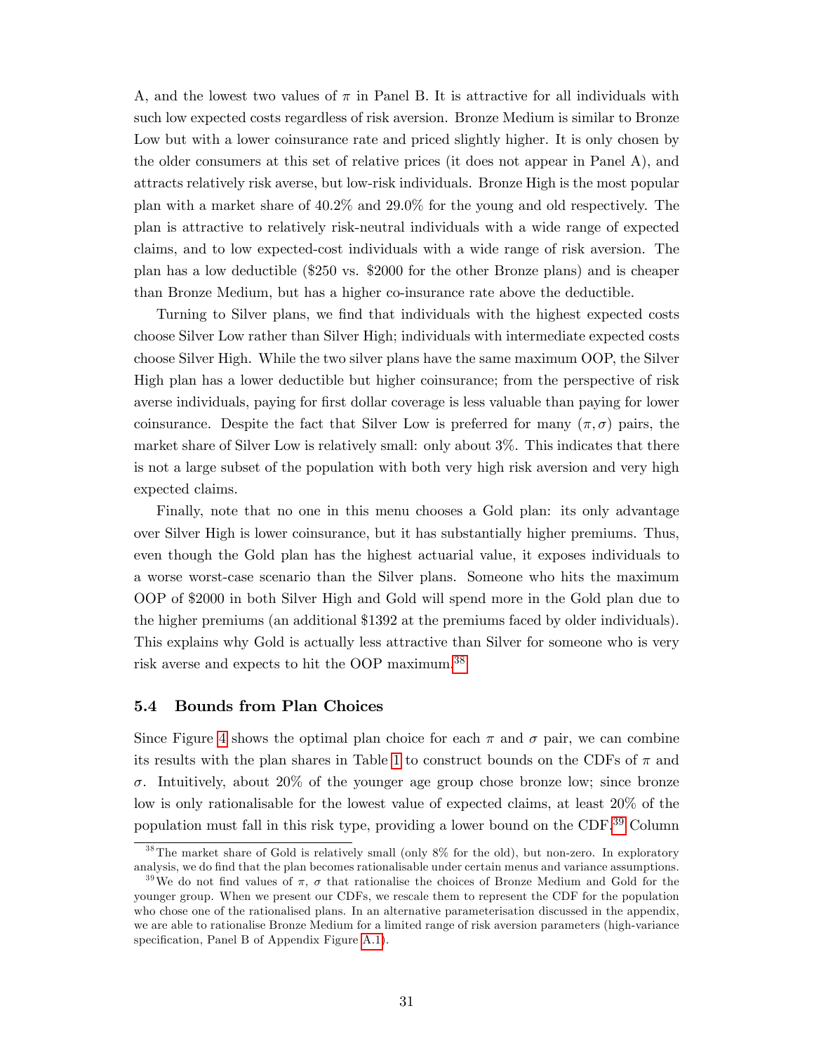A, and the lowest two values of $\pi$ in Panel B. It is attractive for all individuals with such low expected costs regardless of risk aversion. Bronze Medium is similar to Bronze Low but with a lower coinsurance rate and priced slightly higher. It is only chosen by the older consumers at this set of relative prices (it does not appear in Panel A), and attracts relatively risk averse, but low-risk individuals. Bronze High is the most popular plan with a market share of 40.2% and 29.0% for the young and old respectively. The plan is attractive to relatively risk-neutral individuals with a wide range of expected claims, and to low expected-cost individuals with a wide range of risk aversion. The plan has a low deductible ($250 vs. $2000 for the other Bronze plans) and is cheaper than Bronze Medium, but has a higher co-insurance rate above the deductible.

Turning to Silver plans, we find that individuals with the highest expected costs choose Silver Low rather than Silver High; individuals with intermediate expected costs choose Silver High. While the two silver plans have the same maximum OOP, the Silver High plan has a lower deductible but higher coinsurance; from the perspective of risk averse individuals, paying for first dollar coverage is less valuable than paying for lower coinsurance. Despite the fact that Silver Low is preferred for many $(\pi, \sigma)$ pairs, the market share of Silver Low is relatively small: only about 3%. This indicates that there is not a large subset of the population with both very high risk aversion and very high expected claims.

Finally, note that no one in this menu chooses a Gold plan: its only advantage over Silver High is lower coinsurance, but it has substantially higher premiums. Thus, even though the Gold plan has the highest actuarial value, it exposes individuals to a worse worst-case scenario than the Silver plans. Someone who hits the maximum OOP of $2000 in both Silver High and Gold will spend more in the Gold plan due to the higher premiums (an additional $1392 at the premiums faced by older individuals). This explains why Gold is actually less attractive than Silver for someone who is very risk averse and expects to hit the OOP maximum.[38]

### 5.4 Bounds from Plan Choices

Since Figure 4 shows the optimal plan choice for each $\pi$ and $\sigma$ pair, we can combine its results with the plan shares in Table 1 to construct bounds on the CDFs of $\pi$ and $\sigma$. Intuitively, about 20% of the younger age group chose bronze low; since bronze low is only rationalisable for the lowest value of expected claims, at least 20% of the population must fall in this risk type, providing a lower bound on the CDF.[39] Column

[38] The market share of Gold is relatively small (only 8% for the old), but non-zero. In exploratory analysis, we do find that the plan becomes rationalisable under certain menus and variance assumptions.

[39] We do not find values of $\pi$, $\sigma$ that rationalise the choices of Bronze Medium and Gold for the younger group. When we present our CDFs, we rescale them to represent the CDF for the population who chose one of the rationalised plans. In an alternative parameterisation discussed in the appendix, we are able to rationalise Bronze Medium for a limited range of risk aversion parameters (high-variance specification, Panel B of Appendix Figure A.1).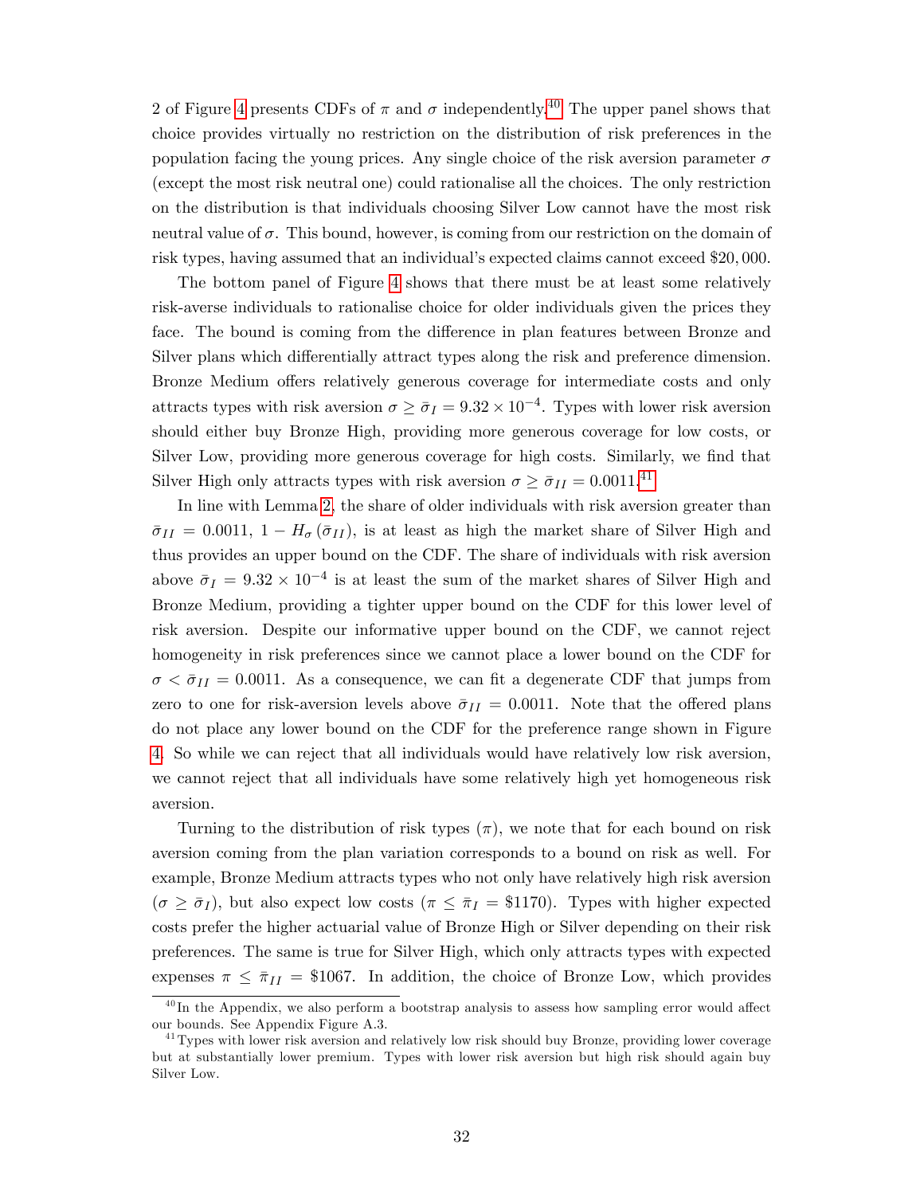2 of Figure 4 presents CDFs of $\pi$ and $\sigma$ independently.[40] The upper panel shows that choice provides virtually no restriction on the distribution of risk preferences in the population facing the young prices. Any single choice of the risk aversion parameter $\sigma$ (except the most risk neutral one) could rationalise all the choices. The only restriction on the distribution is that individuals choosing Silver Low cannot have the most risk neutral value of $\sigma$. This bound, however, is coming from our restriction on the domain of risk types, having assumed that an individual's expected claims cannot exceed \$20,000.

The bottom panel of Figure 4 shows that there must be at least some relatively risk-averse individuals to rationalise choice for older individuals given the prices they face. The bound is coming from the difference in plan features between Bronze and Silver plans which differentially attract types along the risk and preference dimension. Bronze Medium offers relatively generous coverage for intermediate costs and only attracts types with risk aversion $\sigma \geq \bar{\sigma}_I = 9.32 \times 10^{-4}$. Types with lower risk aversion should either buy Bronze High, providing more generous coverage for low costs, or Silver Low, providing more generous coverage for high costs. Similarly, we find that Silver High only attracts types with risk aversion $\sigma \geq \bar{\sigma}_{II} = 0.0011$.[41]

In line with Lemma 2, the share of older individuals with risk aversion greater than $\bar{\sigma}_{II} = 0.0011$, $1 - H_\sigma(\bar{\sigma}_{II})$, is at least as high the market share of Silver High and thus provides an upper bound on the CDF. The share of individuals with risk aversion above $\bar{\sigma}_I = 9.32 \times 10^{-4}$ is at least the sum of the market shares of Silver High and Bronze Medium, providing a tighter upper bound on the CDF for this lower level of risk aversion. Despite our informative upper bound on the CDF, we cannot reject homogeneity in risk preferences since we cannot place a lower bound on the CDF for $\sigma < \bar{\sigma}_{II} = 0.0011$. As a consequence, we can fit a degenerate CDF that jumps from zero to one for risk-aversion levels above $\bar{\sigma}_{II} = 0.0011$. Note that the offered plans do not place any lower bound on the CDF for the preference range shown in Figure 4. So while we can reject that all individuals would have relatively low risk aversion, we cannot reject that all individuals have some relatively high yet homogeneous risk aversion.

Turning to the distribution of risk types ($\pi$), we note that for each bound on risk aversion coming from the plan variation corresponds to a bound on risk as well. For example, Bronze Medium attracts types who not only have relatively high risk aversion ($\sigma \geq \bar{\sigma}_I$), but also expect low costs ($\pi \leq \bar{\pi}_I = \$1170$). Types with higher expected costs prefer the higher actuarial value of Bronze High or Silver depending on their risk preferences. The same is true for Silver High, which only attracts types with expected expenses $\pi \leq \bar{\pi}_{II} = \$1067$. In addition, the choice of Bronze Low, which provides

[40] In the Appendix, we also perform a bootstrap analysis to assess how sampling error would affect our bounds. See Appendix Figure A.3.

[41] Types with lower risk aversion and relatively low risk should buy Bronze, providing lower coverage but at substantially lower premium. Types with lower risk aversion but high risk should again buy Silver Low.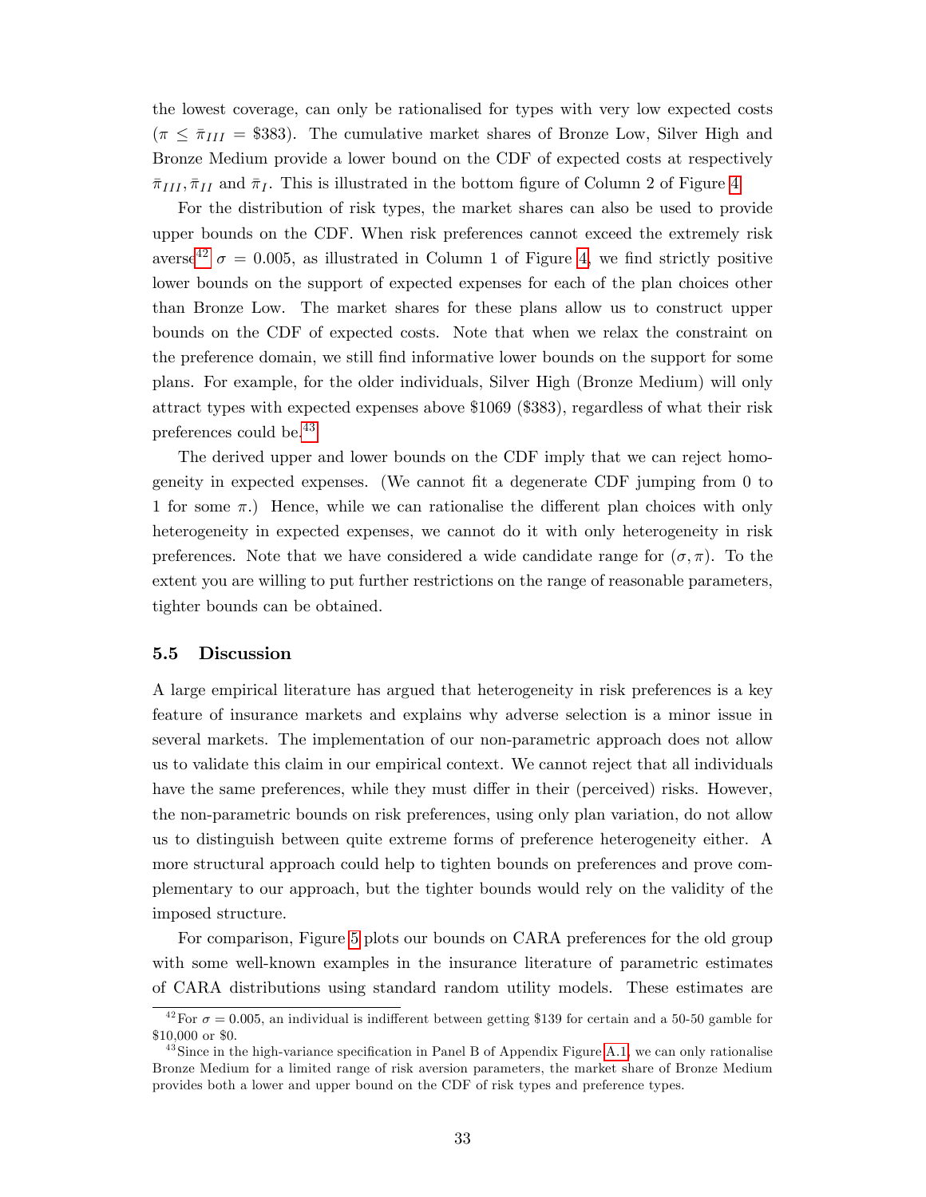the lowest coverage, can only be rationalised for types with very low expected costs ($\pi \leq \bar{\pi}_{III} = \$383$). The cumulative market shares of Bronze Low, Silver High and Bronze Medium provide a lower bound on the CDF of expected costs at respectively $\bar{\pi}_{III}, \bar{\pi}_{II}$ and $\bar{\pi}_{I}$. This is illustrated in the bottom figure of Column 2 of Figure 4.

For the distribution of risk types, the market shares can also be used to provide upper bounds on the CDF. When risk preferences cannot exceed the extremely risk averse[42] $\sigma = 0.005$, as illustrated in Column 1 of Figure 4, we find strictly positive lower bounds on the support of expected expenses for each of the plan choices other than Bronze Low. The market shares for these plans allow us to construct upper bounds on the CDF of expected costs. Note that when we relax the constraint on the preference domain, we still find informative lower bounds on the support for some plans. For example, for the older individuals, Silver High (Bronze Medium) will only attract types with expected expenses above \$1069 (\$383), regardless of what their risk preferences could be.[43]

The derived upper and lower bounds on the CDF imply that we can reject homogeneity in expected expenses. (We cannot fit a degenerate CDF jumping from 0 to 1 for some $\pi$.) Hence, while we can rationalise the different plan choices with only heterogeneity in expected expenses, we cannot do it with only heterogeneity in risk preferences. Note that we have considered a wide candidate range for $(\sigma, \pi)$. To the extent you are willing to put further restrictions on the range of reasonable parameters, tighter bounds can be obtained.

### 5.5 Discussion

A large empirical literature has argued that heterogeneity in risk preferences is a key feature of insurance markets and explains why adverse selection is a minor issue in several markets. The implementation of our non-parametric approach does not allow us to validate this claim in our empirical context. We cannot reject that all individuals have the same preferences, while they must differ in their (perceived) risks. However, the non-parametric bounds on risk preferences, using only plan variation, do not allow us to distinguish between quite extreme forms of preference heterogeneity either. A more structural approach could help to tighten bounds on preferences and prove complementary to our approach, but the tighter bounds would rely on the validity of the imposed structure.

For comparison, Figure 5 plots our bounds on CARA preferences for the old group with some well-known examples in the insurance literature of parametric estimates of CARA distributions using standard random utility models. These estimates are

[42] For $\sigma = 0.005$, an individual is indifferent between getting \$139 for certain and a 50-50 gamble for \$10,000 or \$0.

[43] Since in the high-variance specification in Panel B of Appendix Figure A.1, we can only rationalise Bronze Medium for a limited range of risk aversion parameters, the market share of Bronze Medium provides both a lower and upper bound on the CDF of risk types and preference types.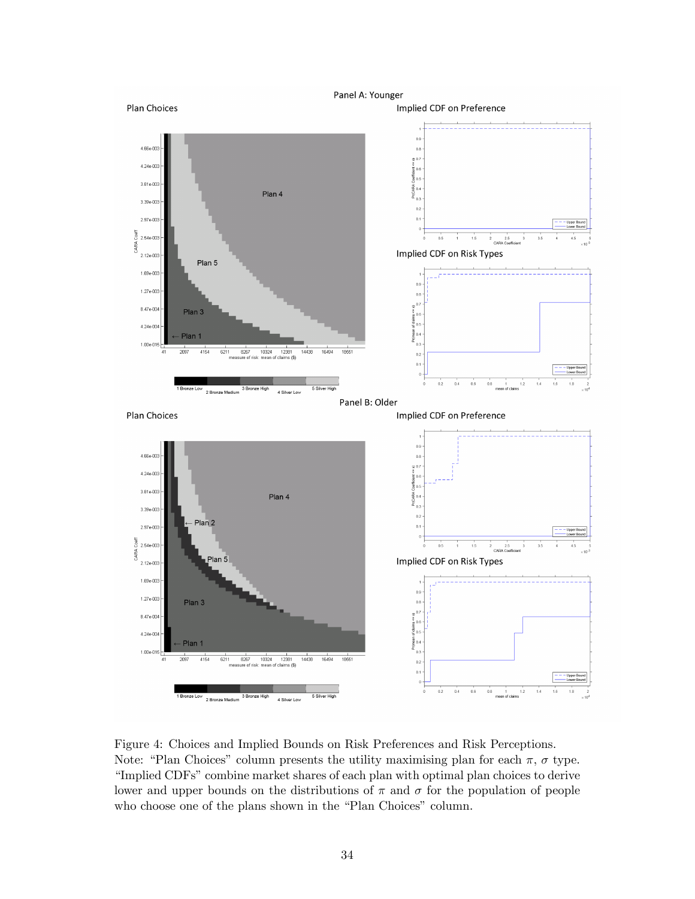Figure 4: Choices and Implied Bounds on Risk Preferences and Risk Perceptions.
Note: "Plan Choices" column presents the utility maximising plan for each $\pi$, $\sigma$ type. "Implied CDFs" combine market shares of each plan with optimal plan choices to derive lower and upper bounds on the distributions of $\pi$ and $\sigma$ for the population of people who choose one of the plans shown in the "Plan Choices" column.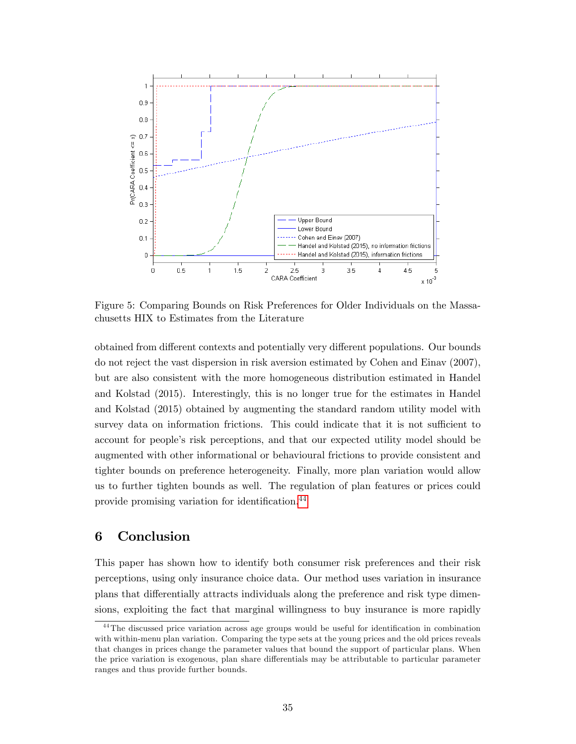Figure 5: Comparing Bounds on Risk Preferences for Older Individuals on the Massachusetts HIX to Estimates from the Literature

obtained from different contexts and potentially very different populations. Our bounds do not reject the vast dispersion in risk aversion estimated by Cohen and Einav (2007), but are also consistent with the more homogeneous distribution estimated in Handel and Kolstad (2015). Interestingly, this is no longer true for the estimates in Handel and Kolstad (2015) obtained by augmenting the standard random utility model with survey data on information frictions. This could indicate that it is not sufficient to account for people's risk perceptions, and that our expected utility model should be augmented with other informational or behavioural frictions to provide consistent and tighter bounds on preference heterogeneity. Finally, more plan variation would allow us to further tighten bounds as well. The regulation of plan features or prices could provide promising variation for identification.[44]

## 6 Conclusion

This paper has shown how to identify both consumer risk preferences and their risk perceptions, using only insurance choice data. Our method uses variation in insurance plans that differentially attracts individuals along the preference and risk type dimensions, exploiting the fact that marginal willingness to buy insurance is more rapidly

[44] The discussed price variation across age groups would be useful for identification in combination with within-menu plan variation. Comparing the type sets at the young prices and the old prices reveals that changes in prices change the parameter values that bound the support of particular plans. When the price variation is exogenous, plan share differentials may be attributable to particular parameter ranges and thus provide further bounds.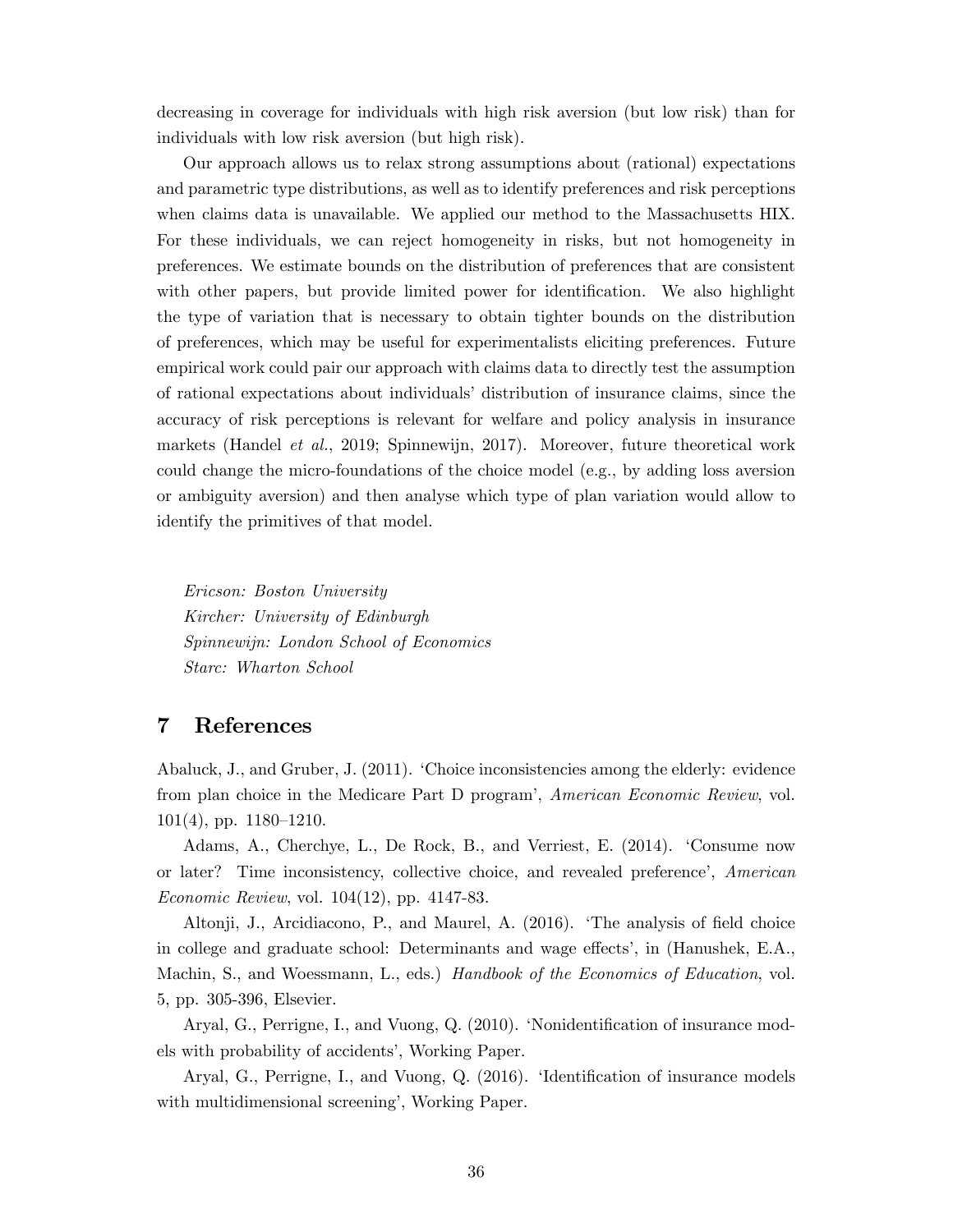decreasing in coverage for individuals with high risk aversion (but low risk) than for individuals with low risk aversion (but high risk).

Our approach allows us to relax strong assumptions about (rational) expectations and parametric type distributions, as well as to identify preferences and risk perceptions when claims data is unavailable. We applied our method to the Massachusetts HIX. For these individuals, we can reject homogeneity in risks, but not homogeneity in preferences. We estimate bounds on the distribution of preferences that are consistent with other papers, but provide limited power for identification. We also highlight the type of variation that is necessary to obtain tighter bounds on the distribution of preferences, which may be useful for experimentalists eliciting preferences. Future empirical work could pair our approach with claims data to directly test the assumption of rational expectations about individuals' distribution of insurance claims, since the accuracy of risk perceptions is relevant for welfare and policy analysis in insurance markets (Handel *et al.*, 2019; Spinnewijn, 2017). Moreover, future theoretical work could change the micro-foundations of the choice model (e.g., by adding loss aversion or ambiguity aversion) and then analyse which type of plan variation would allow to identify the primitives of that model.

*Ericson: Boston University*
*Kircher: University of Edinburgh*
*Spinnewijn: London School of Economics*
*Starc: Wharton School*

## 7 References

Abaluck, J., and Gruber, J. (2011). 'Choice inconsistencies among the elderly: evidence from plan choice in the Medicare Part D program', *American Economic Review*, vol. 101(4), pp. 1180–1210.

Adams, A., Cherchye, L., De Rock, B., and Verriest, E. (2014). 'Consume now or later? Time inconsistency, collective choice, and revealed preference', *American Economic Review*, vol. 104(12), pp. 4147-83.

Altonji, J., Arcidiacono, P., and Maurel, A. (2016). 'The analysis of field choice in college and graduate school: Determinants and wage effects', in (Hanushek, E.A., Machin, S., and Woessmann, L., eds.) *Handbook of the Economics of Education*, vol. 5, pp. 305-396, Elsevier.

Aryal, G., Perrigne, I., and Vuong, Q. (2010). 'Nonidentification of insurance models with probability of accidents', Working Paper.

Aryal, G., Perrigne, I., and Vuong, Q. (2016). 'Identification of insurance models with multidimensional screening', Working Paper.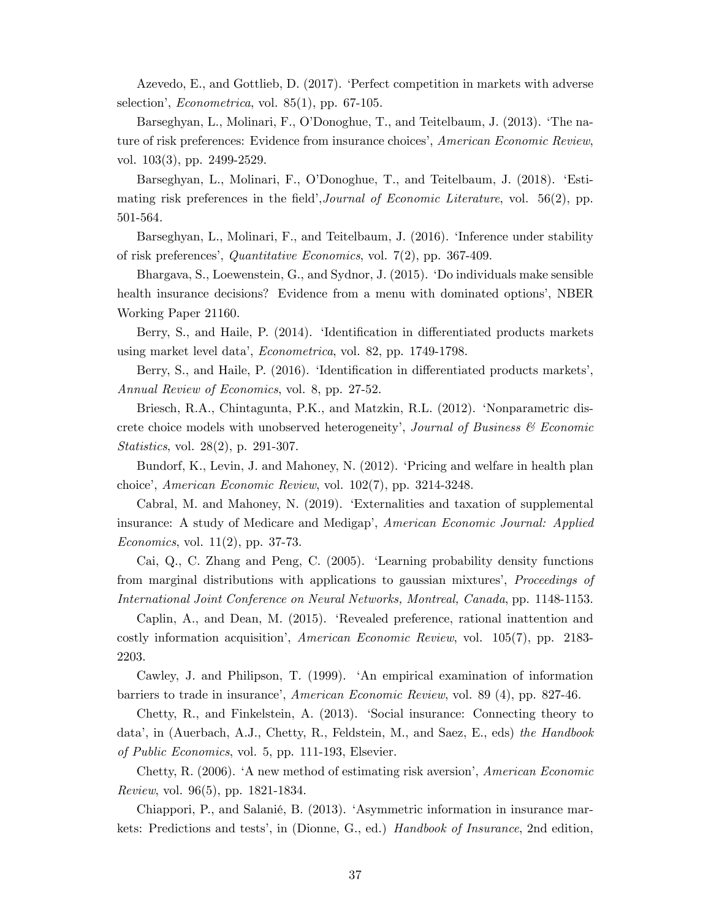Azevedo, E., and Gottlieb, D. (2017). 'Perfect competition in markets with adverse selection', *Econometrica*, vol. 85(1), pp. 67-105.

Barseghyan, L., Molinari, F., O'Donoghue, T., and Teitelbaum, J. (2013). 'The nature of risk preferences: Evidence from insurance choices', *American Economic Review*, vol. 103(3), pp. 2499-2529.

Barseghyan, L., Molinari, F., O'Donoghue, T., and Teitelbaum, J. (2018). 'Estimating risk preferences in the field',*Journal of Economic Literature*, vol. 56(2), pp. 501-564.

Barseghyan, L., Molinari, F., and Teitelbaum, J. (2016). 'Inference under stability of risk preferences', *Quantitative Economics*, vol. 7(2), pp. 367-409.

Bhargava, S., Loewenstein, G., and Sydnor, J. (2015). 'Do individuals make sensible health insurance decisions? Evidence from a menu with dominated options', NBER Working Paper 21160.

Berry, S., and Haile, P. (2014). 'Identification in differentiated products markets using market level data', *Econometrica*, vol. 82, pp. 1749-1798.

Berry, S., and Haile, P. (2016). 'Identification in differentiated products markets', *Annual Review of Economics*, vol. 8, pp. 27-52.

Briesch, R.A., Chintagunta, P.K., and Matzkin, R.L. (2012). 'Nonparametric discrete choice models with unobserved heterogeneity', *Journal of Business & Economic Statistics*, vol. 28(2), p. 291-307.

Bundorf, K., Levin, J. and Mahoney, N. (2012). 'Pricing and welfare in health plan choice', *American Economic Review*, vol. 102(7), pp. 3214-3248.

Cabral, M. and Mahoney, N. (2019). 'Externalities and taxation of supplemental insurance: A study of Medicare and Medigap', *American Economic Journal: Applied Economics*, vol. 11(2), pp. 37-73.

Cai, Q., C. Zhang and Peng, C. (2005). 'Learning probability density functions from marginal distributions with applications to gaussian mixtures', *Proceedings of International Joint Conference on Neural Networks, Montreal, Canada*, pp. 1148-1153.

Caplin, A., and Dean, M. (2015). 'Revealed preference, rational inattention and costly information acquisition', *American Economic Review*, vol. 105(7), pp. 2183-2203.

Cawley, J. and Philipson, T. (1999). 'An empirical examination of information barriers to trade in insurance', *American Economic Review*, vol. 89 (4), pp. 827-46.

Chetty, R., and Finkelstein, A. (2013). 'Social insurance: Connecting theory to data', in (Auerbach, A.J., Chetty, R., Feldstein, M., and Saez, E., eds) *the Handbook of Public Economics*, vol. 5, pp. 111-193, Elsevier.

Chetty, R. (2006). 'A new method of estimating risk aversion', *American Economic Review*, vol. 96(5), pp. 1821-1834.

Chiappori, P., and Salanié, B. (2013). 'Asymmetric information in insurance markets: Predictions and tests', in (Dionne, G., ed.) *Handbook of Insurance*, 2nd edition,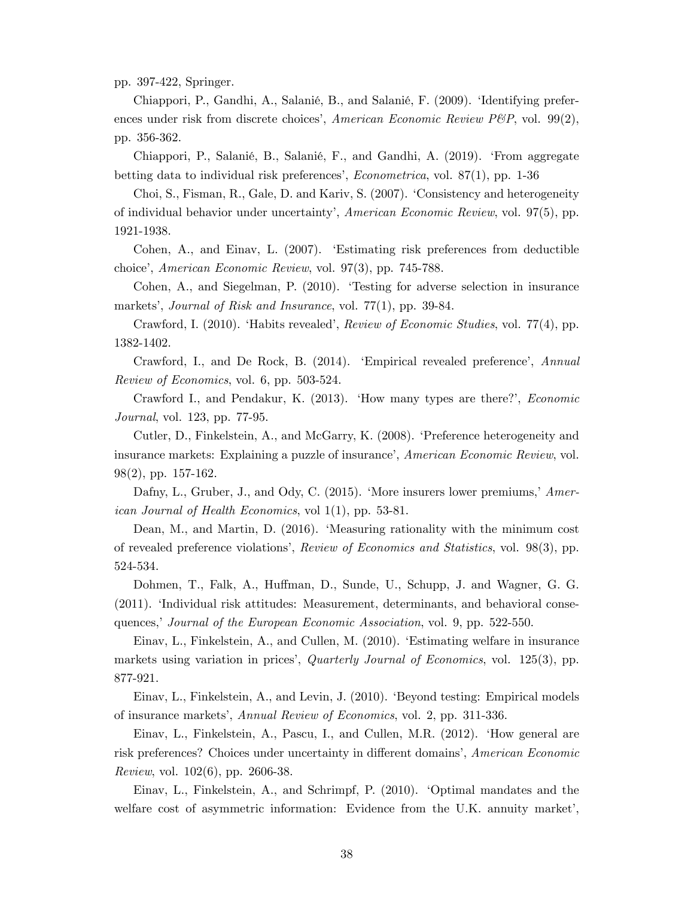pp. 397-422, Springer.

Chiappori, P., Gandhi, A., Salanié, B., and Salanié, F. (2009). 'Identifying preferences under risk from discrete choices', *American Economic Review P&P*, vol. 99(2), pp. 356-362.

Chiappori, P., Salanié, B., Salanié, F., and Gandhi, A. (2019). 'From aggregate betting data to individual risk preferences', *Econometrica*, vol. 87(1), pp. 1-36

Choi, S., Fisman, R., Gale, D. and Kariv, S. (2007). 'Consistency and heterogeneity of individual behavior under uncertainty', *American Economic Review*, vol. 97(5), pp. 1921-1938.

Cohen, A., and Einav, L. (2007). 'Estimating risk preferences from deductible choice', *American Economic Review*, vol. 97(3), pp. 745-788.

Cohen, A., and Siegelman, P. (2010). 'Testing for adverse selection in insurance markets', *Journal of Risk and Insurance*, vol. 77(1), pp. 39-84.

Crawford, I. (2010). 'Habits revealed', *Review of Economic Studies*, vol. 77(4), pp. 1382-1402.

Crawford, I., and De Rock, B. (2014). 'Empirical revealed preference', *Annual Review of Economics*, vol. 6, pp. 503-524.

Crawford I., and Pendakur, K. (2013). 'How many types are there?', *Economic Journal*, vol. 123, pp. 77-95.

Cutler, D., Finkelstein, A., and McGarry, K. (2008). 'Preference heterogeneity and insurance markets: Explaining a puzzle of insurance', *American Economic Review*, vol. 98(2), pp. 157-162.

Dafny, L., Gruber, J., and Ody, C. (2015). 'More insurers lower premiums,' *American Journal of Health Economics*, vol 1(1), pp. 53-81.

Dean, M., and Martin, D. (2016). 'Measuring rationality with the minimum cost of revealed preference violations', *Review of Economics and Statistics*, vol. 98(3), pp. 524-534.

Dohmen, T., Falk, A., Huffman, D., Sunde, U., Schupp, J. and Wagner, G. G. (2011). 'Individual risk attitudes: Measurement, determinants, and behavioral consequences,' *Journal of the European Economic Association*, vol. 9, pp. 522-550.

Einav, L., Finkelstein, A., and Cullen, M. (2010). 'Estimating welfare in insurance markets using variation in prices', *Quarterly Journal of Economics*, vol. 125(3), pp. 877-921.

Einav, L., Finkelstein, A., and Levin, J. (2010). 'Beyond testing: Empirical models of insurance markets', *Annual Review of Economics*, vol. 2, pp. 311-336.

Einav, L., Finkelstein, A., Pascu, I., and Cullen, M.R. (2012). 'How general are risk preferences? Choices under uncertainty in different domains', *American Economic Review*, vol. 102(6), pp. 2606-38.

Einav, L., Finkelstein, A., and Schrimpf, P. (2010). 'Optimal mandates and the welfare cost of asymmetric information: Evidence from the U.K. annuity market',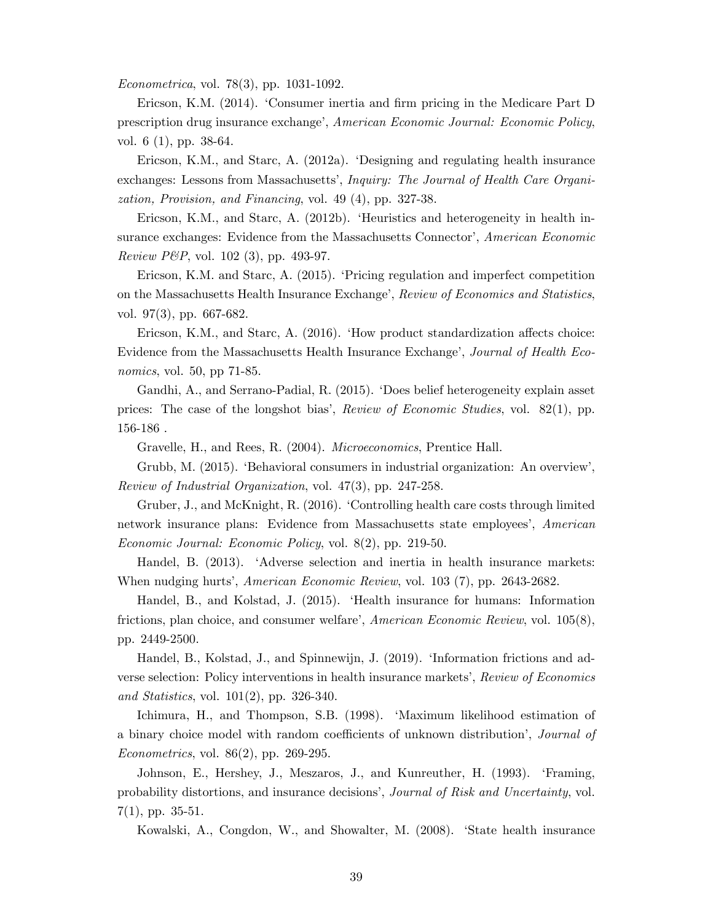*Econometrica*, vol. 78(3), pp. 1031-1092.

Ericson, K.M. (2014). 'Consumer inertia and firm pricing in the Medicare Part D prescription drug insurance exchange', *American Economic Journal: Economic Policy*, vol. 6 (1), pp. 38-64.

Ericson, K.M., and Starc, A. (2012a). 'Designing and regulating health insurance exchanges: Lessons from Massachusetts', *Inquiry: The Journal of Health Care Organization, Provision, and Financing*, vol. 49 (4), pp. 327-38.

Ericson, K.M., and Starc, A. (2012b). 'Heuristics and heterogeneity in health insurance exchanges: Evidence from the Massachusetts Connector', *American Economic Review P&P*, vol. 102 (3), pp. 493-97.

Ericson, K.M. and Starc, A. (2015). 'Pricing regulation and imperfect competition on the Massachusetts Health Insurance Exchange', *Review of Economics and Statistics*, vol. 97(3), pp. 667-682.

Ericson, K.M., and Starc, A. (2016). 'How product standardization affects choice: Evidence from the Massachusetts Health Insurance Exchange', *Journal of Health Economics*, vol. 50, pp 71-85.

Gandhi, A., and Serrano-Padial, R. (2015). 'Does belief heterogeneity explain asset prices: The case of the longshot bias', *Review of Economic Studies*, vol. 82(1), pp. 156-186 .

Gravelle, H., and Rees, R. (2004). *Microeconomics*, Prentice Hall.

Grubb, M. (2015). 'Behavioral consumers in industrial organization: An overview', *Review of Industrial Organization*, vol. 47(3), pp. 247-258.

Gruber, J., and McKnight, R. (2016). 'Controlling health care costs through limited network insurance plans: Evidence from Massachusetts state employees', *American Economic Journal: Economic Policy*, vol. 8(2), pp. 219-50.

Handel, B. (2013). 'Adverse selection and inertia in health insurance markets: When nudging hurts', *American Economic Review*, vol. 103 (7), pp. 2643-2682.

Handel, B., and Kolstad, J. (2015). 'Health insurance for humans: Information frictions, plan choice, and consumer welfare', *American Economic Review*, vol. 105(8), pp. 2449-2500.

Handel, B., Kolstad, J., and Spinnewijn, J. (2019). 'Information frictions and adverse selection: Policy interventions in health insurance markets', *Review of Economics and Statistics*, vol. 101(2), pp. 326-340.

Ichimura, H., and Thompson, S.B. (1998). 'Maximum likelihood estimation of a binary choice model with random coefficients of unknown distribution', *Journal of Econometrics*, vol. 86(2), pp. 269-295.

Johnson, E., Hershey, J., Meszaros, J., and Kunreuther, H. (1993). 'Framing, probability distortions, and insurance decisions', *Journal of Risk and Uncertainty*, vol. 7(1), pp. 35-51.

Kowalski, A., Congdon, W., and Showalter, M. (2008). 'State health insurance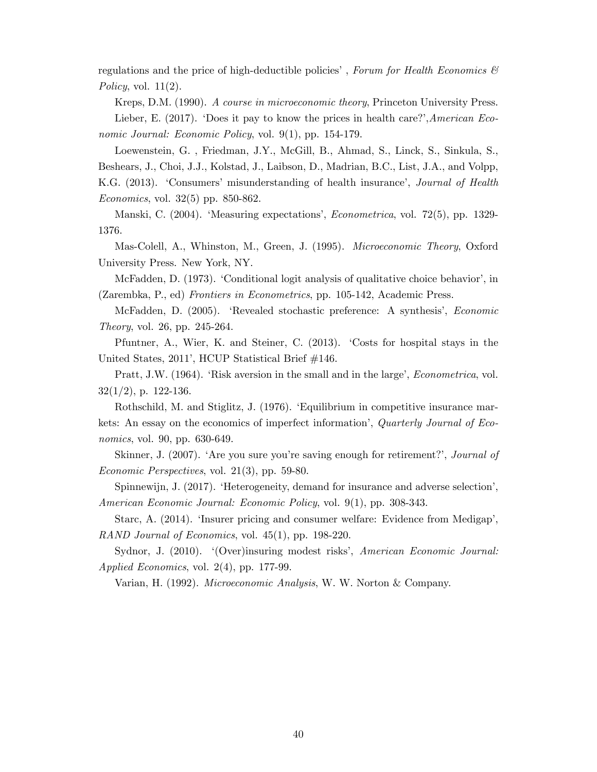regulations and the price of high-deductible policies' , *Forum for Health Economics & Policy*, vol. 11(2).

Kreps, D.M. (1990). *A course in microeconomic theory*, Princeton University Press.

Lieber, E. (2017). 'Does it pay to know the prices in health care?',*American Economic Journal: Economic Policy*, vol. 9(1), pp. 154-179.

Loewenstein, G. , Friedman, J.Y., McGill, B., Ahmad, S., Linck, S., Sinkula, S., Beshears, J., Choi, J.J., Kolstad, J., Laibson, D., Madrian, B.C., List, J.A., and Volpp, K.G. (2013). 'Consumers' misunderstanding of health insurance', *Journal of Health Economics*, vol. 32(5) pp. 850-862.

Manski, C. (2004). 'Measuring expectations', *Econometrica*, vol. 72(5), pp. 1329-1376.

Mas-Colell, A., Whinston, M., Green, J. (1995). *Microeconomic Theory*, Oxford University Press. New York, NY.

McFadden, D. (1973). 'Conditional logit analysis of qualitative choice behavior', in (Zarembka, P., ed) *Frontiers in Econometrics*, pp. 105-142, Academic Press.

McFadden, D. (2005). 'Revealed stochastic preference: A synthesis', *Economic Theory*, vol. 26, pp. 245-264.

Pfuntner, A., Wier, K. and Steiner, C. (2013). 'Costs for hospital stays in the United States, 2011', HCUP Statistical Brief #146.

Pratt, J.W. (1964). 'Risk aversion in the small and in the large', *Econometrica*, vol. 32(1/2), p. 122-136.

Rothschild, M. and Stiglitz, J. (1976). 'Equilibrium in competitive insurance markets: An essay on the economics of imperfect information', *Quarterly Journal of Economics*, vol. 90, pp. 630-649.

Skinner, J. (2007). 'Are you sure you're saving enough for retirement?', *Journal of Economic Perspectives*, vol. 21(3), pp. 59-80.

Spinnewijn, J. (2017). 'Heterogeneity, demand for insurance and adverse selection', *American Economic Journal: Economic Policy*, vol. 9(1), pp. 308-343.

Starc, A. (2014). 'Insurer pricing and consumer welfare: Evidence from Medigap', *RAND Journal of Economics*, vol. 45(1), pp. 198-220.

Sydnor, J. (2010). '(Over)insuring modest risks', *American Economic Journal: Applied Economics*, vol. 2(4), pp. 177-99.

Varian, H. (1992). *Microeconomic Analysis*, W. W. Norton & Company.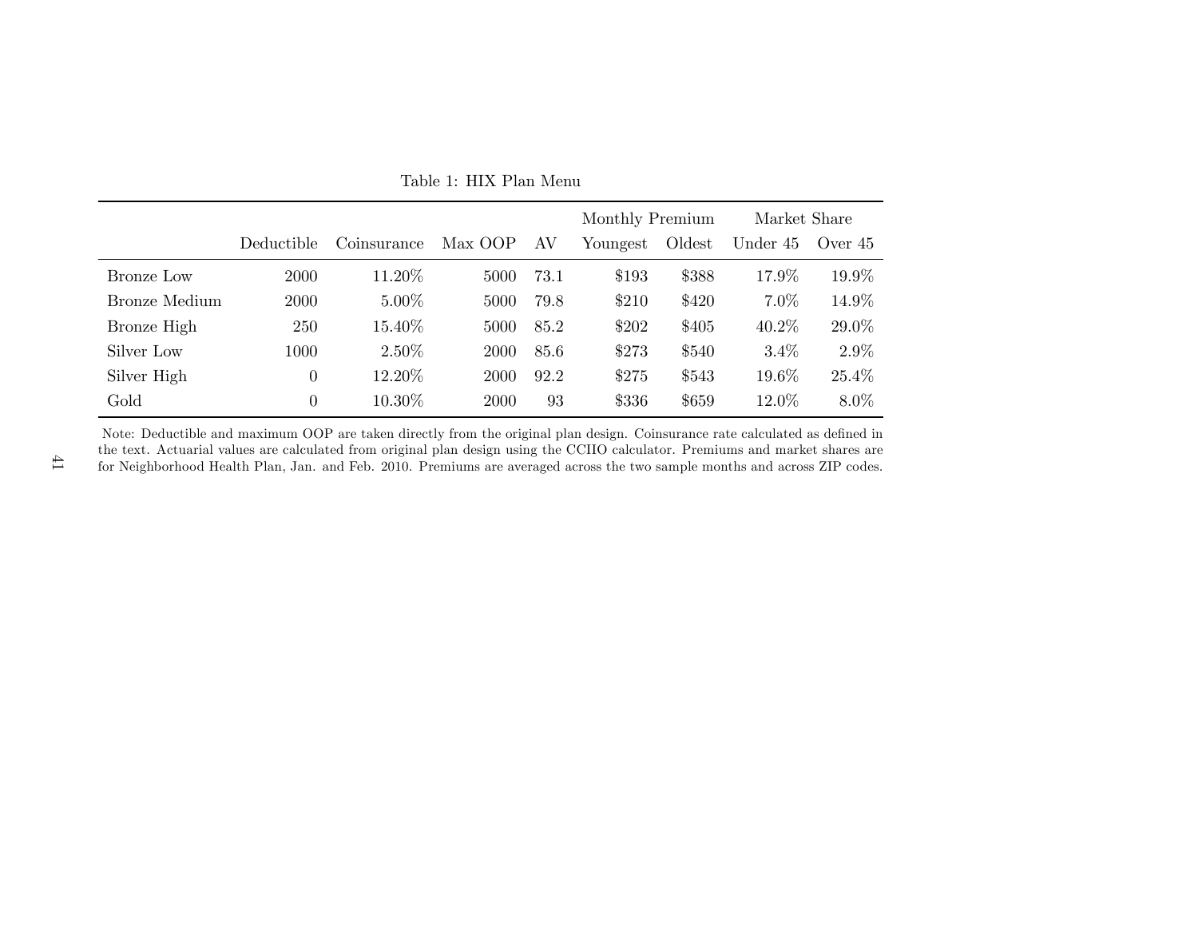Table 1: HIX Plan Menu

| | Deductible | Coinsurance | Max OOP | AV | Monthly Premium | | Market Share | |
|---|---|---|---|---|---|---|---|---|
| | | | | | Youngest | Oldest | Under 45 | Over 45 |
| Bronze Low | 2000 | 11.20% | 5000 | 73.1 | $193 | $388 | 17.9% | 19.9% |
| Bronze Medium | 2000 | 5.00% | 5000 | 79.8 | $210 | $420 | 7.0% | 14.9% |
| Bronze High | 250 | 15.40% | 5000 | 85.2 | $202 | $405 | 40.2% | 29.0% |
| Silver Low | 1000 | 2.50% | 2000 | 85.6 | $273 | $540 | 3.4% | 2.9% |
| Silver High | 0 | 12.20% | 2000 | 92.2 | $275 | $543 | 19.6% | 25.4% |
| Gold | 0 | 10.30% | 2000 | 93 | $336 | $659 | 12.0% | 8.0% |

Note: Deductible and maximum OOP are taken directly from the original plan design. Coinsurance rate calculated as defined in the text. Actuarial values are calculated from original plan design using the CCIIO calculator. Premiums and market shares are for Neighborhood Health Plan, Jan. and Feb. 2010. Premiums are averaged across the two sample months and across ZIP codes.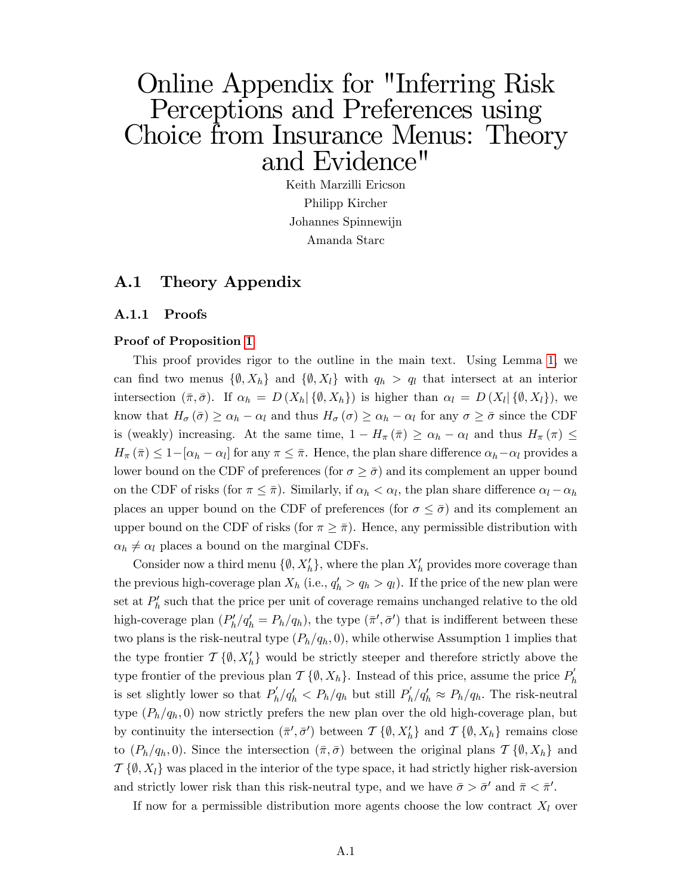# Online Appendix for "Inferring Risk Perceptions and Preferences using Choice from Insurance Menus: Theory and Evidence"

Keith Marzilli Ericson

Philipp Kircher

Johannes Spinnewijn

Amanda Starc

## A.1 Theory Appendix

### A.1.1 Proofs

**Proof of Proposition 1**

This proof provides rigor to the outline in the main text. Using Lemma 1, we can find two menus $\{\emptyset, X_h\}$ and $\{\emptyset, X_l\}$ with $q_h > q_l$ that intersect at an interior intersection $(\bar{\pi}, \bar{\sigma})$. If $\alpha_h = D(X_h | \{\emptyset, X_h\})$ is higher than $\alpha_l = D(X_l | \{\emptyset, X_l\})$, we know that $H_\sigma(\bar{\sigma}) \geq \alpha_h - \alpha_l$ and thus $H_\sigma(\sigma) \geq \alpha_h - \alpha_l$ for any $\sigma \geq \bar{\sigma}$ since the CDF is (weakly) increasing. At the same time, $1 - H_\pi(\bar{\pi}) \geq \alpha_h - \alpha_l$ and thus $H_\pi(\pi) \leq H_\pi(\bar{\pi}) \leq 1 - [\alpha_h - \alpha_l]$ for any $\pi \leq \bar{\pi}$. Hence, the plan share difference $\alpha_h - \alpha_l$ provides a lower bound on the CDF of preferences (for $\sigma \geq \bar{\sigma}$) and its complement an upper bound on the CDF of risks (for $\pi \leq \bar{\pi}$). Similarly, if $\alpha_h < \alpha_l$, the plan share difference $\alpha_l - \alpha_h$ places an upper bound on the CDF of preferences (for $\sigma \leq \bar{\sigma}$) and its complement an upper bound on the CDF of risks (for $\pi \geq \bar{\pi}$). Hence, any permissible distribution with $\alpha_h \neq \alpha_l$ places a bound on the marginal CDFs.

Consider now a third menu $\{\emptyset, X_h'\}$, where the plan $X_h'$ provides more coverage than the previous high-coverage plan $X_h$ (i.e., $q_h' > q_h > q_l$). If the price of the new plan were set at $P_h'$ such that the price per unit of coverage remains unchanged relative to the old high-coverage plan ($P_h'/q_h' = P_h/q_h$), the type $(\bar{\pi}', \bar{\sigma}')$ that is indifferent between these two plans is the risk-neutral type $(P_h/q_h, 0)$, while otherwise Assumption 1 implies that the type frontier $\mathcal{T}\{\emptyset, X_h'\}$ would be strictly steeper and therefore strictly above the type frontier of the previous plan $\mathcal{T}\{\emptyset, X_h\}$. Instead of this price, assume the price $P_h'$ is set slightly lower so that $P_h'/q_h' < P_h/q_h$ but still $P_h'/q_h' \approx P_h/q_h$. The risk-neutral type $(P_h/q_h, 0)$ now strictly prefers the new plan over the old high-coverage plan, but by continuity the intersection $(\bar{\pi}', \bar{\sigma}')$ between $\mathcal{T}\{\emptyset, X_h'\}$ and $\mathcal{T}\{\emptyset, X_h\}$ remains close to $(P_h/q_h, 0)$. Since the intersection $(\bar{\pi}, \bar{\sigma})$ between the original plans $\mathcal{T}\{\emptyset, X_h\}$ and $\mathcal{T}\{\emptyset, X_l\}$ was placed in the interior of the type space, it had strictly higher risk-aversion and strictly lower risk than this risk-neutral type, and we have $\bar{\sigma} > \bar{\sigma}'$ and $\bar{\pi} < \bar{\pi}'$.

If now for a permissible distribution more agents choose the low contract $X_l$ over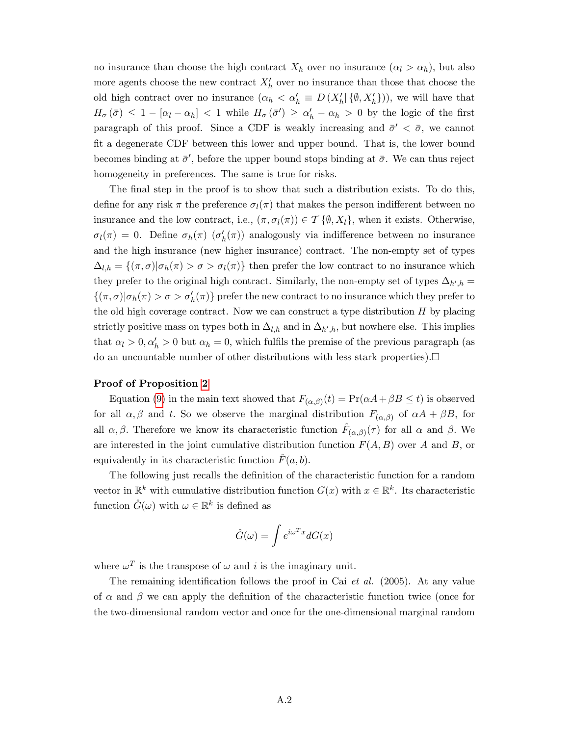no insurance than choose the high contract $X_h$ over no insurance ($\alpha_l > \alpha_h$), but also more agents choose the new contract $X'_h$ over no insurance than those that choose the old high contract over no insurance ($\alpha_h < \alpha'_h \equiv D(X'_h | \{\emptyset, X'_h\})$), we will have that $H_\sigma(\bar{\sigma}) \leq 1 - [\alpha_l - \alpha_h] < 1$ while $H_\sigma(\bar{\sigma}') \geq \alpha'_h - \alpha_h > 0$ by the logic of the first paragraph of this proof. Since a CDF is weakly increasing and $\bar{\sigma}' < \bar{\sigma}$, we cannot fit a degenerate CDF between this lower and upper bound. That is, the lower bound becomes binding at $\bar{\sigma}'$, before the upper bound stops binding at $\bar{\sigma}$. We can thus reject homogeneity in preferences. The same is true for risks.

The final step in the proof is to show that such a distribution exists. To do this, define for any risk $\pi$ the preference $\sigma_l(\pi)$ that makes the person indifferent between no insurance and the low contract, i.e., $(\pi, \sigma_l(\pi)) \in \mathcal{T}\{\emptyset, X_l\}$, when it exists. Otherwise, $\sigma_l(\pi) = 0$. Define $\sigma_h(\pi)$ ($\sigma'_h(\pi)$) analogously via indifference between no insurance and the high insurance (new higher insurance) contract. The non-empty set of types $\Delta_{l,h} = \{(\pi, \sigma) | \sigma_h(\pi) > \sigma > \sigma_l(\pi)\}$ then prefer the low contract to no insurance which they prefer to the original high contract. Similarly, the non-empty set of types $\Delta_{h',h} = \{(\pi, \sigma) | \sigma_h(\pi) > \sigma > \sigma'_h(\pi)\}$ prefer the new contract to no insurance which they prefer to the old high coverage contract. Now we can construct a type distribution $H$ by placing strictly positive mass on types both in $\Delta_{l,h}$ and in $\Delta_{h',h}$, but nowhere else. This implies that $\alpha_l > 0, \alpha'_h > 0$ but $\alpha_h = 0$, which fulfils the premise of the previous paragraph (as do an uncountable number of other distributions with less stark properties).□

**Proof of Proposition 2**

Equation (9) in the main text showed that $F_{(\alpha,\beta)}(t) = \Pr(\alpha A + \beta B \leq t)$ is observed for all $\alpha, \beta$ and $t$. So we observe the marginal distribution $F_{(\alpha,\beta)}$ of $\alpha A + \beta B$, for all $\alpha, \beta$. Therefore we know its characteristic function $\hat{F}_{(\alpha,\beta)}(\tau)$ for all $\alpha$ and $\beta$. We are interested in the joint cumulative distribution function $F(A, B)$ over $A$ and $B$, or equivalently in its characteristic function $\hat{F}(a, b)$.

The following just recalls the definition of the characteristic function for a random vector in $\mathbb{R}^k$ with cumulative distribution function $G(x)$ with $x \in \mathbb{R}^k$. Its characteristic function $\hat{G}(\omega)$ with $\omega \in \mathbb{R}^k$ is defined as

$$\hat{G}(\omega) = \int e^{i\omega^T x} dG(x)$$

where $\omega^T$ is the transpose of $\omega$ and $i$ is the imaginary unit.

The remaining identification follows the proof in Cai *et al.* (2005). At any value of $\alpha$ and $\beta$ we can apply the definition of the characteristic function twice (once for the two-dimensional random vector and once for the one-dimensional marginal random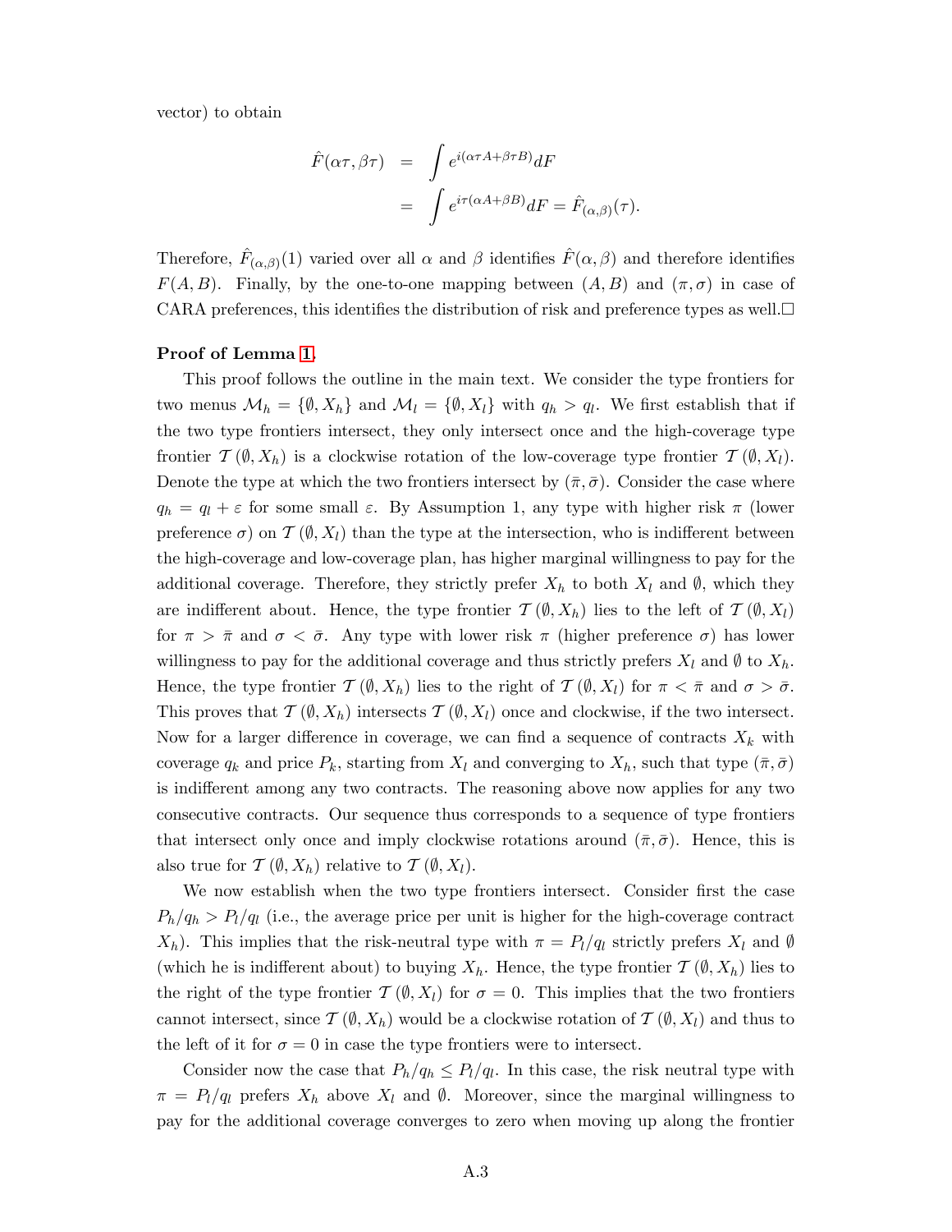vector) to obtain

$$
\begin{aligned}
\hat{F}(\alpha\tau, \beta\tau) &= \int e^{i(\alpha\tau A + \beta\tau B)} dF \\
&= \int e^{i\tau(\alpha A + \beta B)} dF = \hat{F}_{(\alpha,\beta)}(\tau).
\end{aligned}
$$

Therefore, $\hat{F}_{(\alpha,\beta)}(1)$ varied over all $\alpha$ and $\beta$ identifies $\hat{F}(\alpha, \beta)$ and therefore identifies $F(A, B)$. Finally, by the one-to-one mapping between $(A, B)$ and $(\pi, \sigma)$ in case of CARA preferences, this identifies the distribution of risk and preference types as well.□

**Proof of Lemma 1.**

This proof follows the outline in the main text. We consider the type frontiers for two menus $\mathcal{M}_h = \{\emptyset, X_h\}$ and $\mathcal{M}_l = \{\emptyset, X_l\}$ with $q_h > q_l$. We first establish that if the two type frontiers intersect, they only intersect once and the high-coverage type frontier $\mathcal{T}(\emptyset, X_h)$ is a clockwise rotation of the low-coverage type frontier $\mathcal{T}(\emptyset, X_l)$. Denote the type at which the two frontiers intersect by $(\bar{\pi}, \bar{\sigma})$. Consider the case where $q_h = q_l + \varepsilon$ for some small $\varepsilon$. By Assumption 1, any type with higher risk $\pi$ (lower preference $\sigma$) on $\mathcal{T}(\emptyset, X_l)$ than the type at the intersection, who is indifferent between the high-coverage and low-coverage plan, has higher marginal willingness to pay for the additional coverage. Therefore, they strictly prefer $X_h$ to both $X_l$ and $\emptyset$, which they are indifferent about. Hence, the type frontier $\mathcal{T}(\emptyset, X_h)$ lies to the left of $\mathcal{T}(\emptyset, X_l)$ for $\pi > \bar{\pi}$ and $\sigma < \bar{\sigma}$. Any type with lower risk $\pi$ (higher preference $\sigma$) has lower willingness to pay for the additional coverage and thus strictly prefers $X_l$ and $\emptyset$ to $X_h$. Hence, the type frontier $\mathcal{T}(\emptyset, X_h)$ lies to the right of $\mathcal{T}(\emptyset, X_l)$ for $\pi < \bar{\pi}$ and $\sigma > \bar{\sigma}$. This proves that $\mathcal{T}(\emptyset, X_h)$ intersects $\mathcal{T}(\emptyset, X_l)$ once and clockwise, if the two intersect. Now for a larger difference in coverage, we can find a sequence of contracts $X_k$ with coverage $q_k$ and price $P_k$, starting from $X_l$ and converging to $X_h$, such that type $(\bar{\pi}, \bar{\sigma})$ is indifferent among any two contracts. The reasoning above now applies for any two consecutive contracts. Our sequence thus corresponds to a sequence of type frontiers that intersect only once and imply clockwise rotations around $(\bar{\pi}, \bar{\sigma})$. Hence, this is also true for $\mathcal{T}(\emptyset, X_h)$ relative to $\mathcal{T}(\emptyset, X_l)$.

We now establish when the two type frontiers intersect. Consider first the case $P_h/q_h > P_l/q_l$ (i.e., the average price per unit is higher for the high-coverage contract $X_h$). This implies that the risk-neutral type with $\pi = P_l/q_l$ strictly prefers $X_l$ and $\emptyset$ (which he is indifferent about) to buying $X_h$. Hence, the type frontier $\mathcal{T}(\emptyset, X_h)$ lies to the right of the type frontier $\mathcal{T}(\emptyset, X_l)$ for $\sigma = 0$. This implies that the two frontiers cannot intersect, since $\mathcal{T}(\emptyset, X_h)$ would be a clockwise rotation of $\mathcal{T}(\emptyset, X_l)$ and thus to the left of it for $\sigma = 0$ in case the type frontiers were to intersect.

Consider now the case that $P_h/q_h \leq P_l/q_l$. In this case, the risk neutral type with $\pi = P_l/q_l$ prefers $X_h$ above $X_l$ and $\emptyset$. Moreover, since the marginal willingness to pay for the additional coverage converges to zero when moving up along the frontier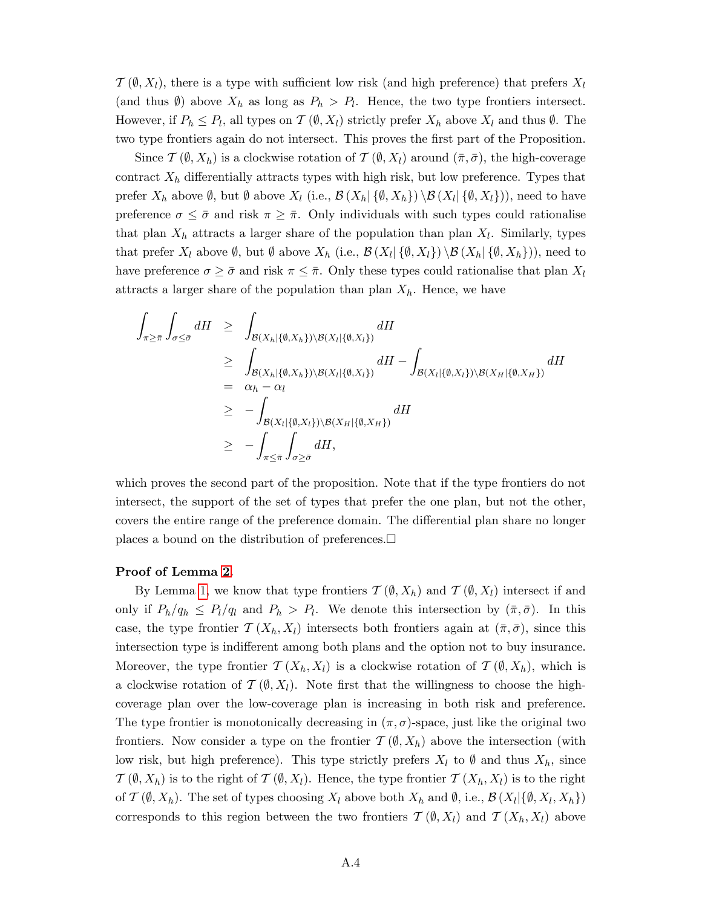$\mathcal{T}(\emptyset, X_l)$, there is a type with sufficient low risk (and high preference) that prefers $X_l$ (and thus $\emptyset$) above $X_h$ as long as $P_h > P_l$. Hence, the two type frontiers intersect. However, if $P_h \leq P_l$, all types on $\mathcal{T}(\emptyset, X_l)$ strictly prefer $X_h$ above $X_l$ and thus $\emptyset$. The two type frontiers again do not intersect. This proves the first part of the Proposition.

Since $\mathcal{T}(\emptyset, X_h)$ is a clockwise rotation of $\mathcal{T}(\emptyset, X_l)$ around $(\bar{\pi}, \bar{\sigma})$, the high-coverage contract $X_h$ differentially attracts types with high risk, but low preference. Types that prefer $X_h$ above $\emptyset$, but $\emptyset$ above $X_l$ (i.e., $\mathcal{B}(X_h | \{\emptyset, X_h\}) \setminus \mathcal{B}(X_l | \{\emptyset, X_l\})$), need to have preference $\sigma \leq \bar{\sigma}$ and risk $\pi \geq \bar{\pi}$. Only individuals with such types could rationalise that plan $X_h$ attracts a larger share of the population than plan $X_l$. Similarly, types that prefer $X_l$ above $\emptyset$, but $\emptyset$ above $X_h$ (i.e., $\mathcal{B}(X_l | \{\emptyset, X_l\}) \setminus \mathcal{B}(X_h | \{\emptyset, X_h\})$), need to have preference $\sigma \geq \bar{\sigma}$ and risk $\pi \leq \bar{\pi}$. Only these types could rationalise that plan $X_l$ attracts a larger share of the population than plan $X_h$. Hence, we have

$$
\begin{aligned}
\int_{\pi \geq \bar{\pi}} \int_{\sigma \leq \bar{\sigma}} dH &\geq \int_{\mathcal{B}(X_h|\{\emptyset, X_h\}) \setminus \mathcal{B}(X_l|\{\emptyset, X_l\})} dH \\
&\geq \int_{\mathcal{B}(X_h|\{\emptyset, X_h\}) \setminus \mathcal{B}(X_l|\{\emptyset, X_l\})} dH - \int_{\mathcal{B}(X_l|\{\emptyset, X_l\}) \setminus \mathcal{B}(X_H|\{\emptyset, X_H\})} dH \\
&= \alpha_h - \alpha_l \\
&\geq -\int_{\mathcal{B}(X_l|\{\emptyset, X_l\}) \setminus \mathcal{B}(X_H|\{\emptyset, X_H\})} dH \\
&\geq -\int_{\pi \leq \bar{\pi}} \int_{\sigma \geq \bar{\sigma}} dH,
\end{aligned}
$$

which proves the second part of the proposition. Note that if the type frontiers do not intersect, the support of the set of types that prefer the one plan, but not the other, covers the entire range of the preference domain. The differential plan share no longer places a bound on the distribution of preferences.□

**Proof of Lemma 2.**

By Lemma 1, we know that type frontiers $\mathcal{T}(\emptyset, X_h)$ and $\mathcal{T}(\emptyset, X_l)$ intersect if and only if $P_h/q_h \leq P_l/q_l$ and $P_h > P_l$. We denote this intersection by $(\bar{\pi}, \bar{\sigma})$. In this case, the type frontier $\mathcal{T}(X_h, X_l)$ intersects both frontiers again at $(\bar{\pi}, \bar{\sigma})$, since this intersection type is indifferent among both plans and the option not to buy insurance. Moreover, the type frontier $\mathcal{T}(X_h, X_l)$ is a clockwise rotation of $\mathcal{T}(\emptyset, X_h)$, which is a clockwise rotation of $\mathcal{T}(\emptyset, X_l)$. Note first that the willingness to choose the high-coverage plan over the low-coverage plan is increasing in both risk and preference. The type frontier is monotonically decreasing in $(\pi, \sigma)$-space, just like the original two frontiers. Now consider a type on the frontier $\mathcal{T}(\emptyset, X_h)$ above the intersection (with low risk, but high preference). This type strictly prefers $X_l$ to $\emptyset$ and thus $X_h$, since $\mathcal{T}(\emptyset, X_h)$ is to the right of $\mathcal{T}(\emptyset, X_l)$. Hence, the type frontier $\mathcal{T}(X_h, X_l)$ is to the right of $\mathcal{T}(\emptyset, X_h)$. The set of types choosing $X_l$ above both $X_h$ and $\emptyset$, i.e., $\mathcal{B}(X_l|\{\emptyset, X_l, X_h\})$ corresponds to this region between the two frontiers $\mathcal{T}(\emptyset, X_l)$ and $\mathcal{T}(X_h, X_l)$ above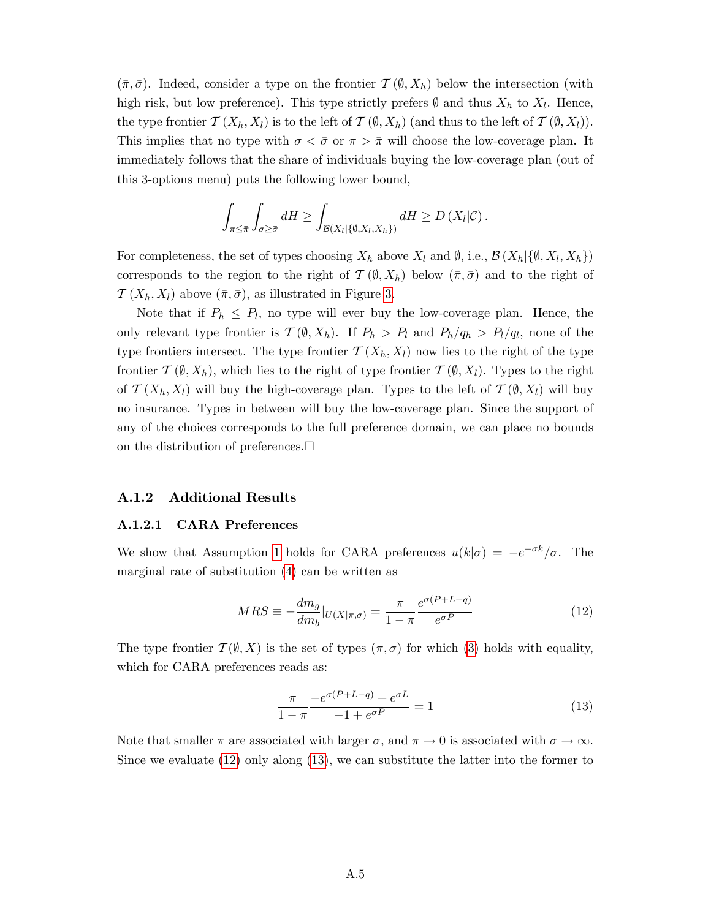$(\bar{\pi}, \bar{\sigma})$. Indeed, consider a type on the frontier $\mathcal{T}(\emptyset, X_h)$ below the intersection (with high risk, but low preference). This type strictly prefers $\emptyset$ and thus $X_h$ to $X_l$. Hence, the type frontier $\mathcal{T}(X_h, X_l)$ is to the left of $\mathcal{T}(\emptyset, X_h)$ (and thus to the left of $\mathcal{T}(\emptyset, X_l)$). This implies that no type with $\sigma < \bar{\sigma}$ or $\pi > \bar{\pi}$ will choose the low-coverage plan. It immediately follows that the share of individuals buying the low-coverage plan (out of this 3-options menu) puts the following lower bound,

$$\int_{\pi \leq \bar{\pi}} \int_{\sigma \geq \bar{\sigma}} dH \geq \int_{\mathcal{B}(X_l | \{\emptyset, X_l, X_h\})} dH \geq D(X_l | \mathcal{C}).$$

For completeness, the set of types choosing $X_h$ above $X_l$ and $\emptyset$, i.e., $\mathcal{B}(X_h | \{\emptyset, X_l, X_h\})$ corresponds to the region to the right of $\mathcal{T}(\emptyset, X_h)$ below $(\bar{\pi}, \bar{\sigma})$ and to the right of $\mathcal{T}(X_h, X_l)$ above $(\bar{\pi}, \bar{\sigma})$, as illustrated in Figure 3.

Note that if $P_h \leq P_l$, no type will ever buy the low-coverage plan. Hence, the only relevant type frontier is $\mathcal{T}(\emptyset, X_h)$. If $P_h > P_l$ and $P_h/q_h > P_l/q_l$, none of the type frontiers intersect. The type frontier $\mathcal{T}(X_h, X_l)$ now lies to the right of the type frontier $\mathcal{T}(\emptyset, X_h)$, which lies to the right of type frontier $\mathcal{T}(\emptyset, X_l)$. Types to the right of $\mathcal{T}(X_h, X_l)$ will buy the high-coverage plan. Types to the left of $\mathcal{T}(\emptyset, X_l)$ will buy no insurance. Types in between will buy the low-coverage plan. Since the support of any of the choices corresponds to the full preference domain, we can place no bounds on the distribution of preferences.□

### A.1.2 Additional Results

#### A.1.2.1 CARA Preferences

We show that Assumption 1 holds for CARA preferences $u(k|\sigma) = -e^{-\sigma k}/\sigma$. The marginal rate of substitution (4) can be written as

$$MRS \equiv -\frac{dm_g}{dm_b}|_{U(X|\pi,\sigma)} = \frac{\pi}{1-\pi} \frac{e^{\sigma(P+L-q)}}{e^{\sigma P}} \tag{12}$$

The type frontier $\mathcal{T}(\emptyset, X)$ is the set of types $(\pi, \sigma)$ for which (3) holds with equality, which for CARA preferences reads as:

$$\frac{\pi}{1-\pi} \frac{-e^{\sigma(P+L-q)} + e^{\sigma L}}{-1 + e^{\sigma P}} = 1 \tag{13}$$

Note that smaller $\pi$ are associated with larger $\sigma$, and $\pi \to 0$ is associated with $\sigma \to \infty$. Since we evaluate (12) only along (13), we can substitute the latter into the former to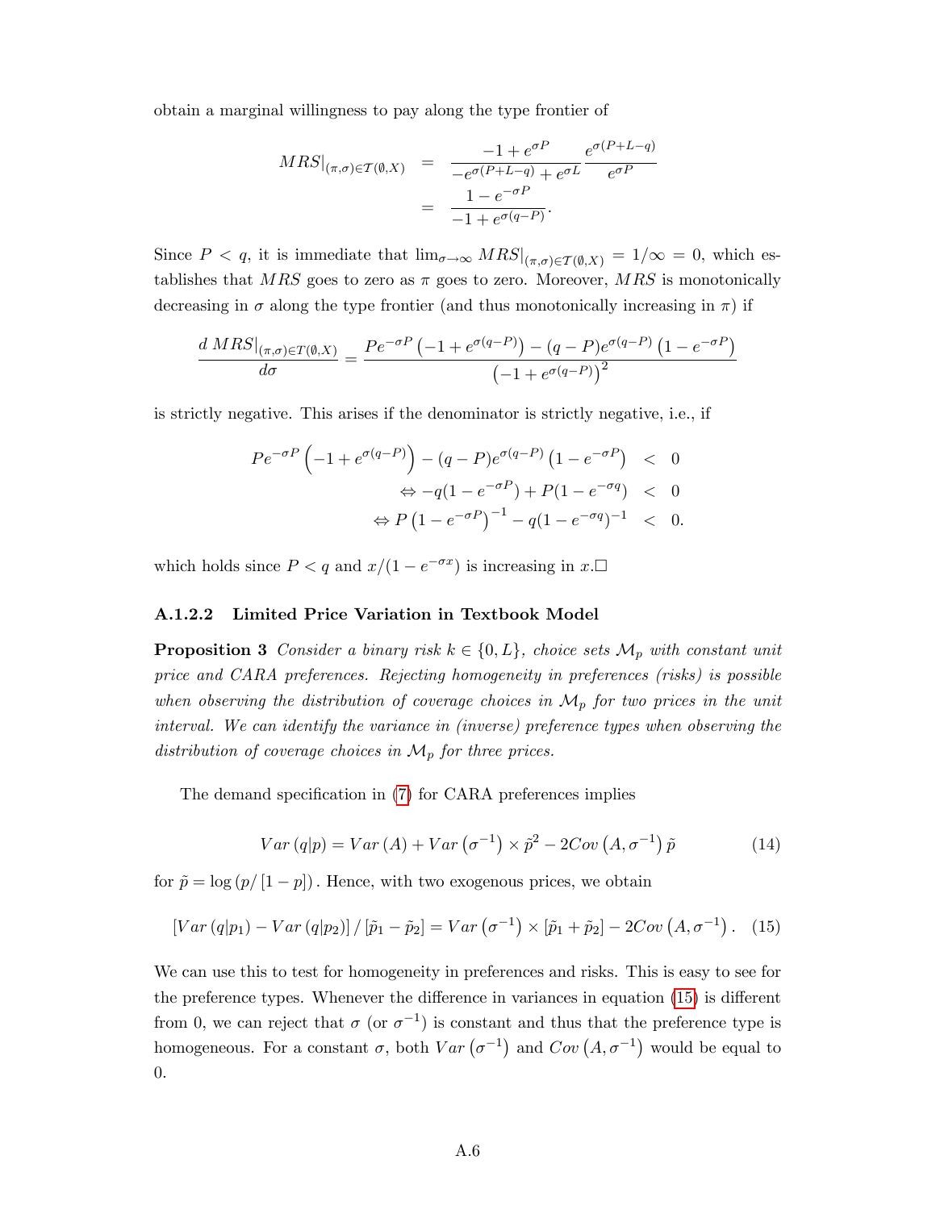obtain a marginal willingness to pay along the type frontier of

$$
\begin{aligned}
MRS|_{(\pi,\sigma)\in\mathcal{T}(\emptyset,X)} &= \frac{-1+e^{\sigma P}}{-e^{\sigma(P+L-q)}+e^{\sigma L}}\frac{e^{\sigma(P+L-q)}}{e^{\sigma P}} \\
&= \frac{1-e^{-\sigma P}}{-1+e^{\sigma(q-P)}}.
\end{aligned}
$$

Since $P<q$, it is immediate that $\lim_{\sigma\to\infty} MRS|_{(\pi,\sigma)\in\mathcal{T}(\emptyset,X)} = 1/\infty = 0$, which establishes that $MRS$ goes to zero as $\pi$ goes to zero. Moreover, $MRS$ is monotonically decreasing in $\sigma$ along the type frontier (and thus monotonically increasing in $\pi$) if

$$
\frac{d\, MRS|_{(\pi,\sigma)\in\mathcal{T}(\emptyset,X)}}{d\sigma} = \frac{Pe^{-\sigma P}\left(-1+e^{\sigma(q-P)}\right)-(q-P)e^{\sigma(q-P)}\left(1-e^{-\sigma P}\right)}{\left(-1+e^{\sigma(q-P)}\right)^2}
$$

is strictly negative. This arises if the denominator is strictly negative, i.e., if

$$
\begin{aligned}
Pe^{-\sigma P}\left(-1+e^{\sigma(q-P)}\right)-(q-P)e^{\sigma(q-P)}\left(1-e^{-\sigma P}\right) &< 0 \\
\Leftrightarrow -q(1-e^{-\sigma P})+P(1-e^{-\sigma q}) &< 0 \\
\Leftrightarrow P\left(1-e^{-\sigma P}\right)^{-1}-q(1-e^{-\sigma q})^{-1} &< 0.
\end{aligned}
$$

which holds since $P<q$ and $x/(1-e^{-\sigma x})$ is increasing in $x$.□

#### A.1.2.2 Limited Price Variation in Textbook Model

**Proposition 3** *Consider a binary risk $k\in\{0,L\}$, choice sets $\mathcal{M}_p$ with constant unit price and CARA preferences. Rejecting homogeneity in preferences (risks) is possible when observing the distribution of coverage choices in $\mathcal{M}_p$ for two prices in the unit interval. We can identify the variance in (inverse) preference types when observing the distribution of coverage choices in $\mathcal{M}_p$ for three prices.*

The demand specification in (7) for CARA preferences implies

$$
Var\left(q|p\right) = Var\left(A\right) + Var\left(\sigma^{-1}\right)\times\tilde{p}^2 - 2Cov\left(A,\sigma^{-1}\right)\tilde{p} \tag{14}
$$

for $\tilde{p}=\log\left(p/\left[1-p\right]\right)$. Hence, with two exogenous prices, we obtain

$$
\left[Var\left(q|p_1\right)-Var\left(q|p_2\right)\right]/\left[\tilde{p}_1-\tilde{p}_2\right] = Var\left(\sigma^{-1}\right)\times\left[\tilde{p}_1+\tilde{p}_2\right]-2Cov\left(A,\sigma^{-1}\right). \tag{15}
$$

We can use this to test for homogeneity in preferences and risks. This is easy to see for the preference types. Whenever the difference in variances in equation (15) is different from 0, we can reject that $\sigma$ (or $\sigma^{-1}$) is constant and thus that the preference type is homogeneous. For a constant $\sigma$, both $Var\left(\sigma^{-1}\right)$ and $Cov\left(A,\sigma^{-1}\right)$ would be equal to 0.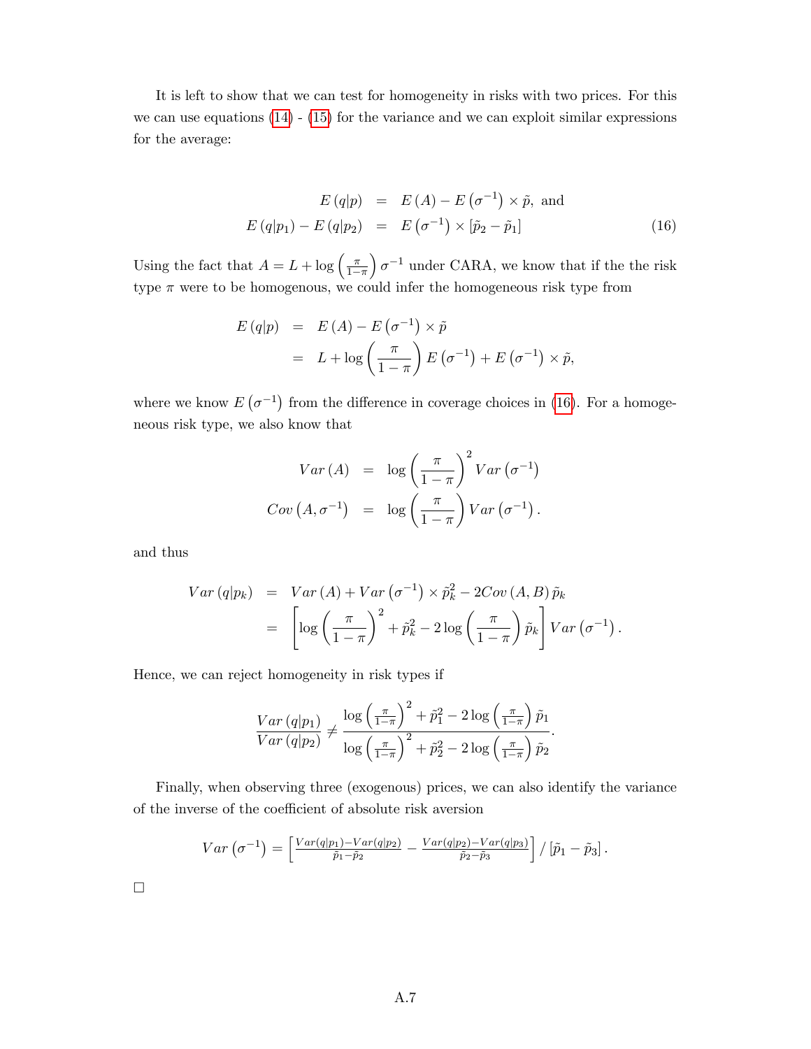It is left to show that we can test for homogeneity in risks with two prices. For this we can use equations (14) - (15) for the variance and we can exploit similar expressions for the average:

$$
\begin{aligned}
E(q|p) &= E(A) - E\left(\sigma^{-1}\right) \times \tilde{p}, \text{ and} \\
E(q|p_1) - E(q|p_2) &= E\left(\sigma^{-1}\right) \times [\tilde{p}_2 - \tilde{p}_1]
\end{aligned} \tag{16}
$$

Using the fact that $A = L + \log\left(\frac{\pi}{1-\pi}\right)\sigma^{-1}$ under CARA, we know that if the the risk type $\pi$ were to be homogenous, we could infer the homogeneous risk type from

$$
\begin{aligned}
E(q|p) &= E(A) - E\left(\sigma^{-1}\right) \times \tilde{p} \\
&= L + \log\left(\frac{\pi}{1-\pi}\right) E\left(\sigma^{-1}\right) + E\left(\sigma^{-1}\right) \times \tilde{p},
\end{aligned}
$$

where we know $E\left(\sigma^{-1}\right)$ from the difference in coverage choices in (16). For a homogeneous risk type, we also know that

$$
\begin{aligned}
Var(A) &= \log\left(\frac{\pi}{1-\pi}\right)^2 Var\left(\sigma^{-1}\right) \\
Cov\left(A, \sigma^{-1}\right) &= \log\left(\frac{\pi}{1-\pi}\right) Var\left(\sigma^{-1}\right).
\end{aligned}
$$

and thus

$$
\begin{aligned}
Var(q|p_k) &= Var(A) + Var\left(\sigma^{-1}\right) \times \tilde{p}_k^2 - 2Cov(A, B)\,\tilde{p}_k \\
&= \left[\log\left(\frac{\pi}{1-\pi}\right)^2 + \tilde{p}_k^2 - 2\log\left(\frac{\pi}{1-\pi}\right)\tilde{p}_k\right] Var\left(\sigma^{-1}\right).
\end{aligned}
$$

Hence, we can reject homogeneity in risk types if

$$
\frac{Var(q|p_1)}{Var(q|p_2)} \neq \frac{\log\left(\frac{\pi}{1-\pi}\right)^2 + \tilde{p}_1^2 - 2\log\left(\frac{\pi}{1-\pi}\right)\tilde{p}_1}{\log\left(\frac{\pi}{1-\pi}\right)^2 + \tilde{p}_2^2 - 2\log\left(\frac{\pi}{1-\pi}\right)\tilde{p}_2}.
$$

Finally, when observing three (exogenous) prices, we can also identify the variance of the inverse of the coefficient of absolute risk aversion

$$
Var\left(\sigma^{-1}\right) = \left[\frac{Var(q|p_1) - Var(q|p_2)}{\tilde{p}_1 - \tilde{p}_2} - \frac{Var(q|p_2) - Var(q|p_3)}{\tilde{p}_2 - \tilde{p}_3}\right] / \left[\tilde{p}_1 - \tilde{p}_3\right].
$$

□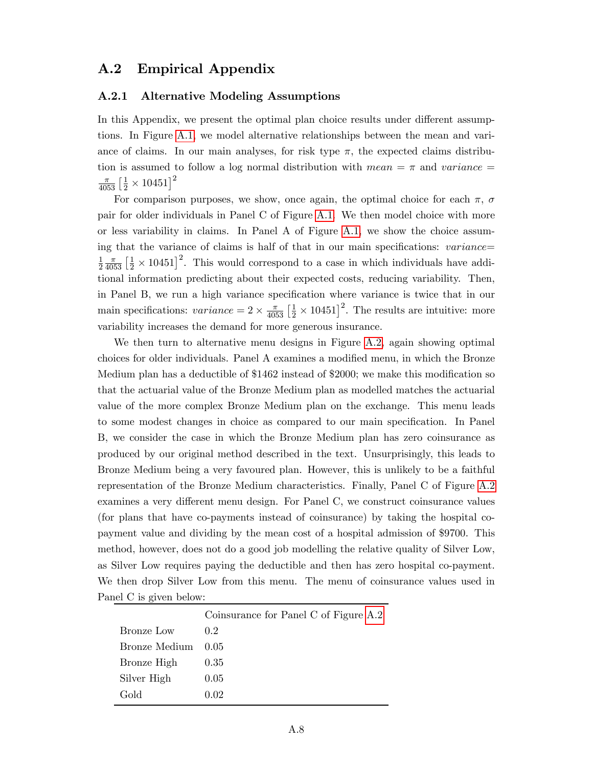## A.2 Empirical Appendix

### A.2.1 Alternative Modeling Assumptions

In this Appendix, we present the optimal plan choice results under different assumptions. In Figure A.1, we model alternative relationships between the mean and variance of claims. In our main analyses, for risk type $\pi$, the expected claims distribution is assumed to follow a log normal distribution with $mean = \pi$ and $variance = \frac{\pi}{4053}\left[\frac{1}{2} \times 10451\right]^2$

For comparison purposes, we show, once again, the optimal choice for each $\pi$, $\sigma$ pair for older individuals in Panel C of Figure A.1. We then model choice with more or less variability in claims. In Panel A of Figure A.1, we show the choice assuming that the variance of claims is half of that in our main specifications: $variance = \frac{1}{2}\frac{\pi}{4053}\left[\frac{1}{2} \times 10451\right]^2$. This would correspond to a case in which individuals have additional information predicting about their expected costs, reducing variability. Then, in Panel B, we run a high variance specification where variance is twice that in our main specifications: $variance = 2 \times \frac{\pi}{4053}\left[\frac{1}{2} \times 10451\right]^2$. The results are intuitive: more variability increases the demand for more generous insurance.

We then turn to alternative menu designs in Figure A.2, again showing optimal choices for older individuals. Panel A examines a modified menu, in which the Bronze Medium plan has a deductible of \$1462 instead of \$2000; we make this modification so that the actuarial value of the Bronze Medium plan as modelled matches the actuarial value of the more complex Bronze Medium plan on the exchange. This menu leads to some modest changes in choice as compared to our main specification. In Panel B, we consider the case in which the Bronze Medium plan has zero coinsurance as produced by our original method described in the text. Unsurprisingly, this leads to Bronze Medium being a very favoured plan. However, this is unlikely to be a faithful representation of the Bronze Medium characteristics. Finally, Panel C of Figure A.2 examines a very different menu design. For Panel C, we construct coinsurance values (for plans that have co-payments instead of coinsurance) by taking the hospital co-payment value and dividing by the mean cost of a hospital admission of \$9700. This method, however, does not do a good job modelling the relative quality of Silver Low, as Silver Low requires paying the deductible and then has zero hospital co-payment. We then drop Silver Low from this menu. The menu of coinsurance values used in Panel C is given below:

| | Coinsurance for Panel C of Figure A.2 |
|---|---|
| Bronze Low | 0.2 |
| Bronze Medium | 0.05 |
| Bronze High | 0.35 |
| Silver High | 0.05 |
| Gold | 0.02 |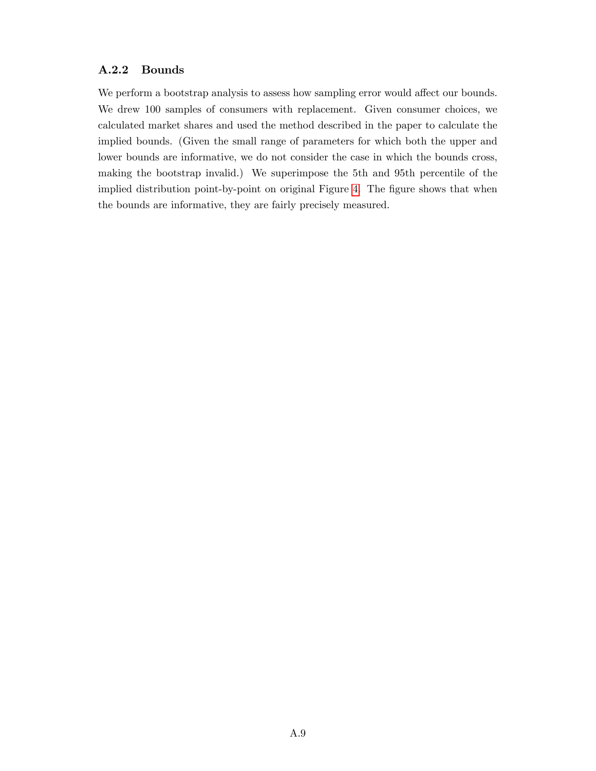### A.2.2 Bounds

We perform a bootstrap analysis to assess how sampling error would affect our bounds. We drew 100 samples of consumers with replacement. Given consumer choices, we calculated market shares and used the method described in the paper to calculate the implied bounds. (Given the small range of parameters for which both the upper and lower bounds are informative, we do not consider the case in which the bounds cross, making the bootstrap invalid.) We superimpose the 5th and 95th percentile of the implied distribution point-by-point on original Figure 4. The figure shows that when the bounds are informative, they are fairly precisely measured.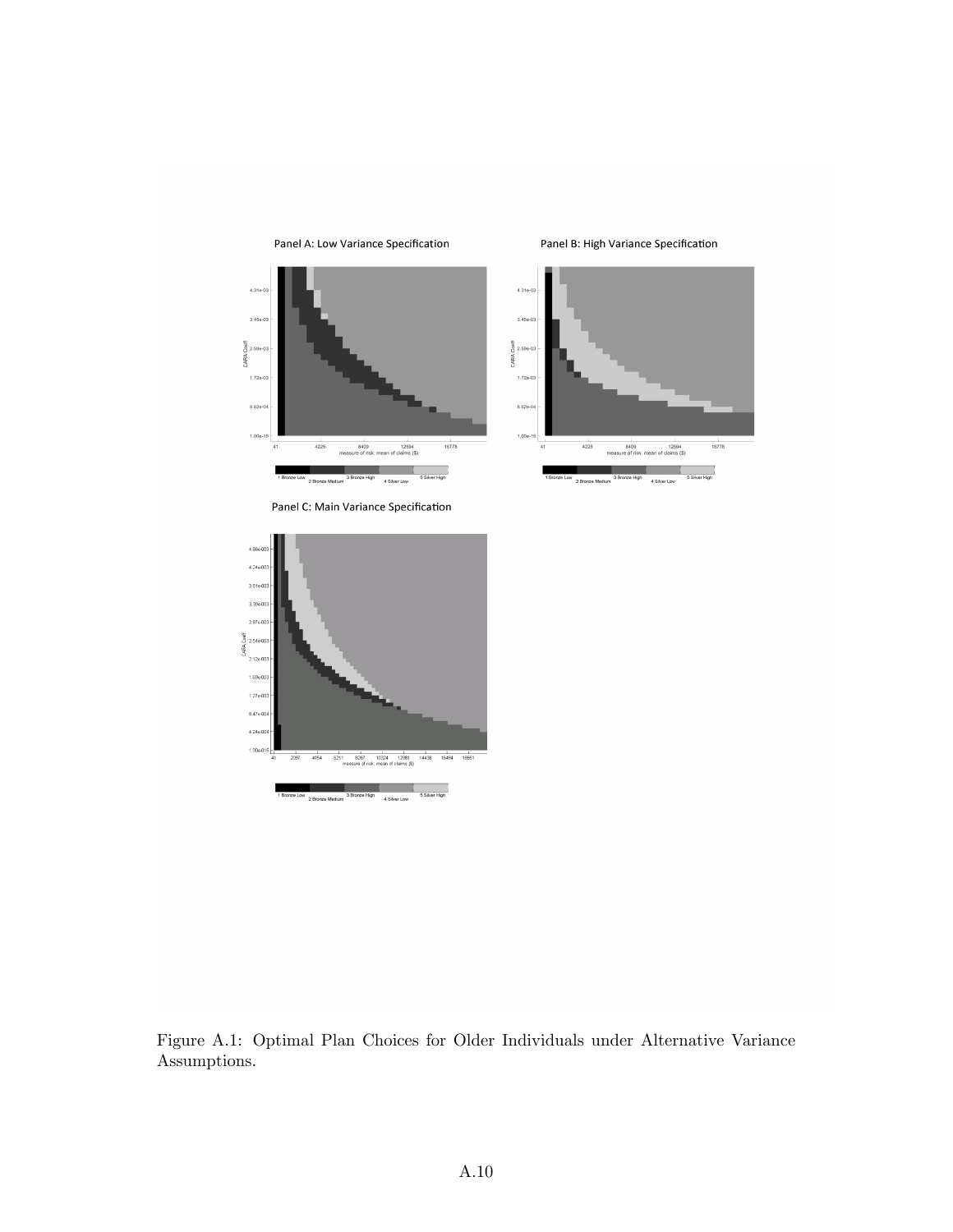Panel A: Low Variance Specification

Panel B: High Variance Specification

Panel C: Main Variance Specification

Figure A.1: Optimal Plan Choices for Older Individuals under Alternative Variance Assumptions.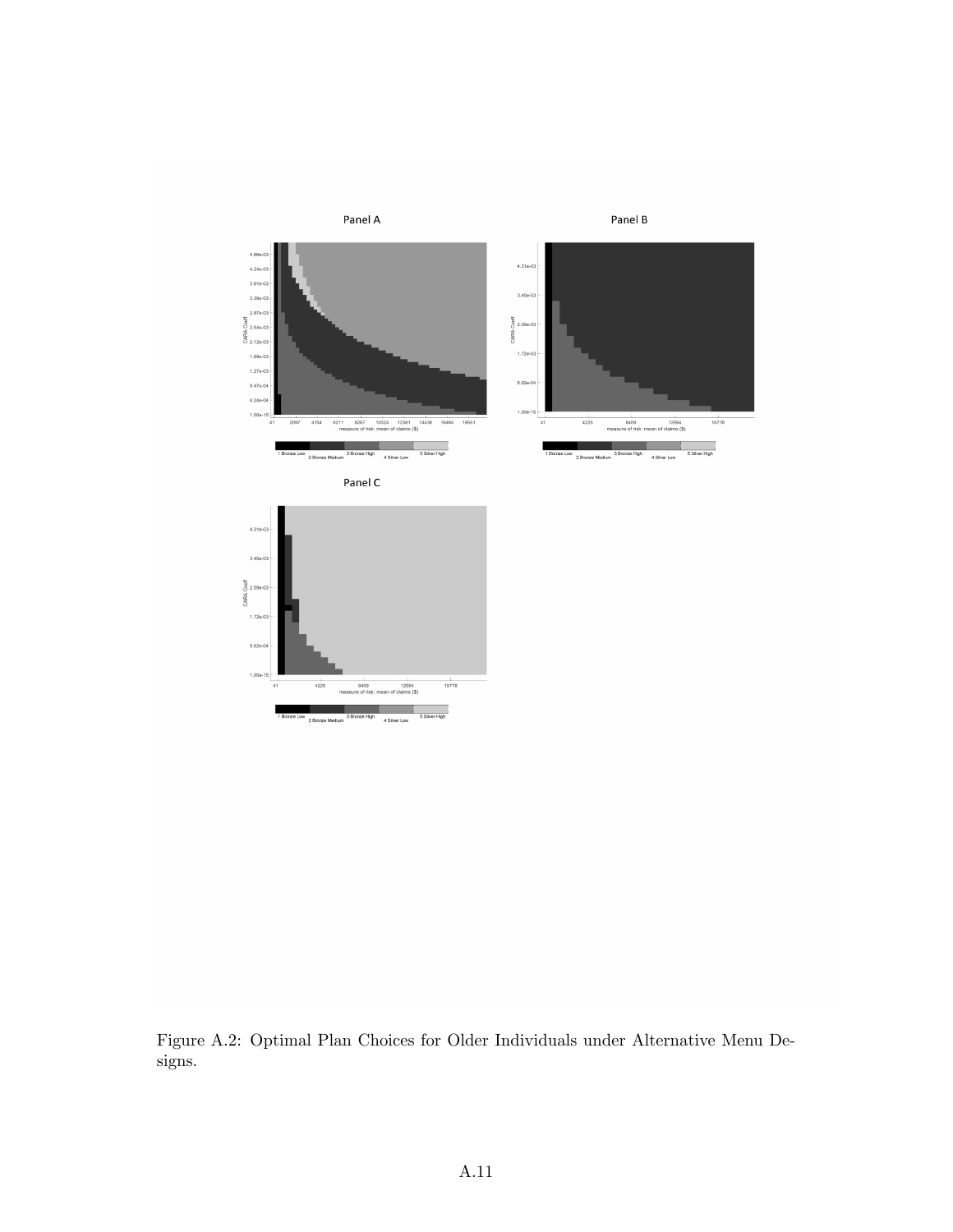Panel A

Panel B

Panel C

Figure A.2: Optimal Plan Choices for Older Individuals under Alternative Menu Designs.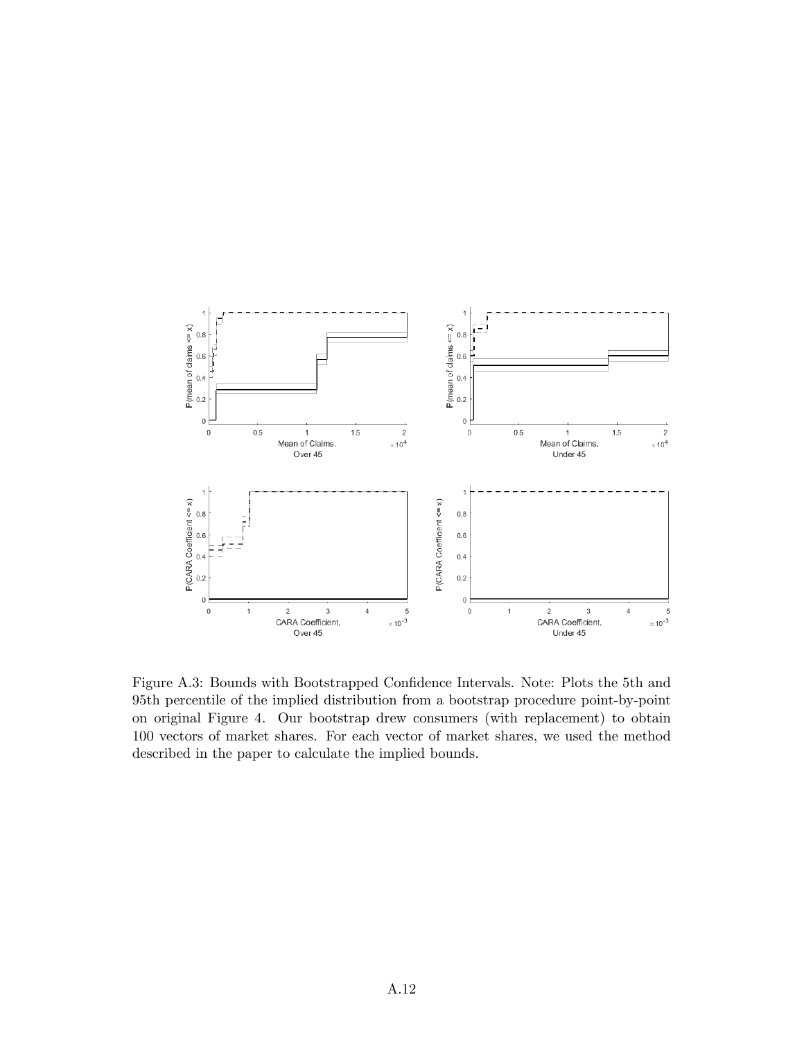Figure A.3: Bounds with Bootstrapped Confidence Intervals. Note: Plots the 5th and 95th percentile of the implied distribution from a bootstrap procedure point-by-point on original Figure 4. Our bootstrap drew consumers (with replacement) to obtain 100 vectors of market shares. For each vector of market shares, we used the method described in the paper to calculate the implied bounds.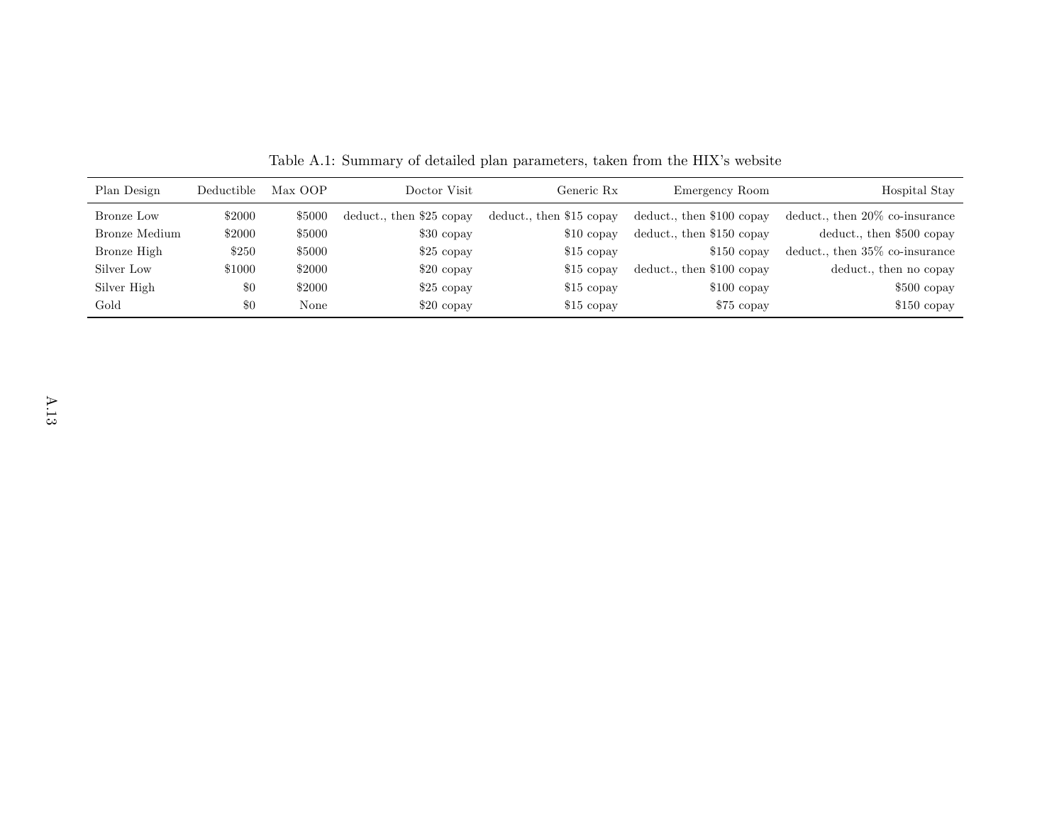Table A.1: Summary of detailed plan parameters, taken from the HIX's website

| Plan Design | Deductible | Max OOP | Doctor Visit | Generic Rx | Emergency Room | Hospital Stay |
|---|---|---|---|---|---|---|
| Bronze Low | $2000 | $5000 | deduct., then $25 copay | deduct., then $15 copay | deduct., then $100 copay | deduct., then 20% co-insurance |
| Bronze Medium | $2000 | $5000 | $30 copay | $10 copay | deduct., then $150 copay | deduct., then $500 copay |
| Bronze High | $250 | $5000 | $25 copay | $15 copay | $150 copay | deduct., then 35% co-insurance |
| Silver Low | $1000 | $2000 | $20 copay | $15 copay | deduct., then $100 copay | deduct., then no copay |
| Silver High | $0 | $2000 | $25 copay | $15 copay | $100 copay | $500 copay |
| Gold | $0 | None | $20 copay | $15 copay | $75 copay | $150 copay |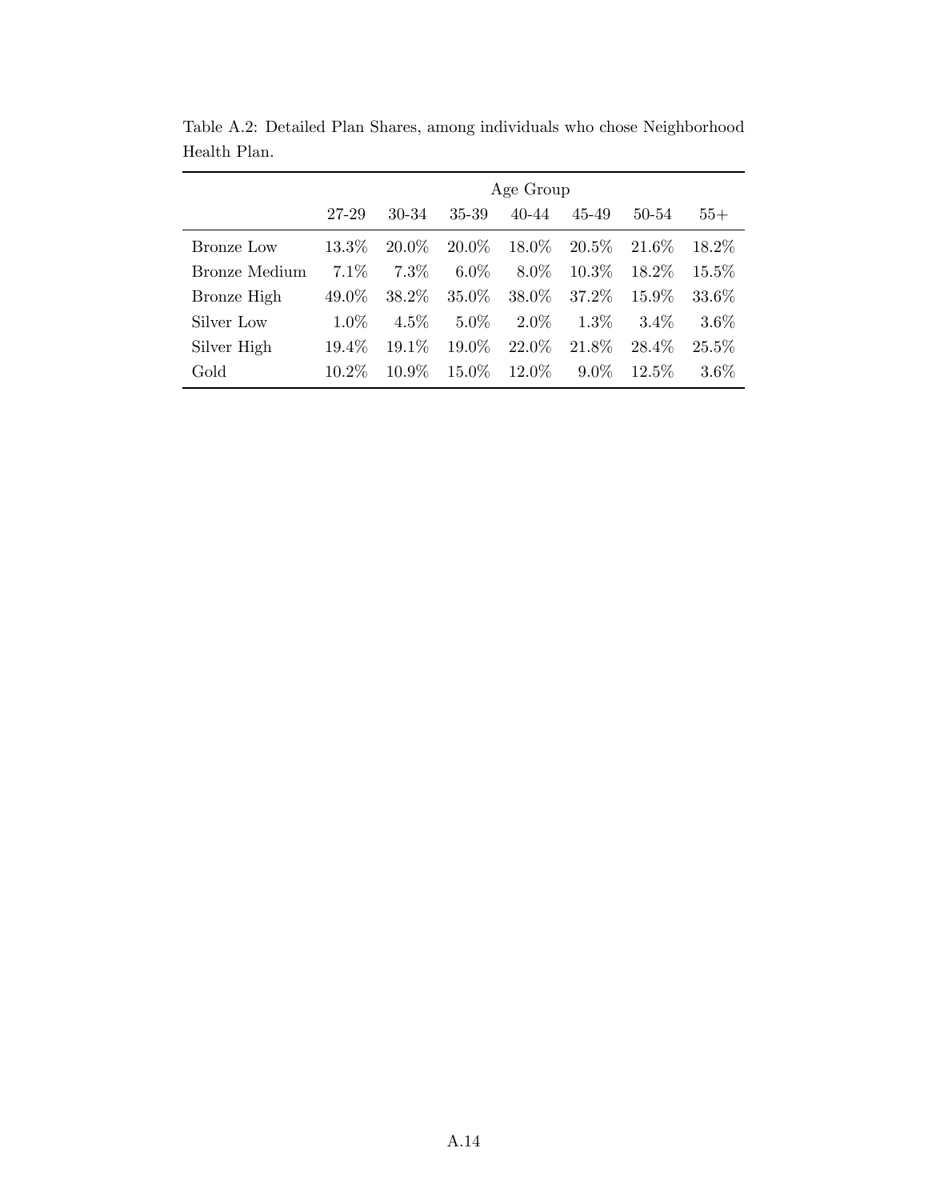Table A.2: Detailed Plan Shares, among individuals who chose Neighborhood Health Plan.

| | Age Group | | | | | | |
|---|---|---|---|---|---|---|---|
| | 27-29 | 30-34 | 35-39 | 40-44 | 45-49 | 50-54 | 55+ |
| Bronze Low | 13.3% | 20.0% | 20.0% | 18.0% | 20.5% | 21.6% | 18.2% |
| Bronze Medium | 7.1% | 7.3% | 6.0% | 8.0% | 10.3% | 18.2% | 15.5% |
| Bronze High | 49.0% | 38.2% | 35.0% | 38.0% | 37.2% | 15.9% | 33.6% |
| Silver Low | 1.0% | 4.5% | 5.0% | 2.0% | 1.3% | 3.4% | 3.6% |
| Silver High | 19.4% | 19.1% | 19.0% | 22.0% | 21.8% | 28.4% | 25.5% |
| Gold | 10.2% | 10.9% | 15.0% | 12.0% | 9.0% | 12.5% | 3.6% |